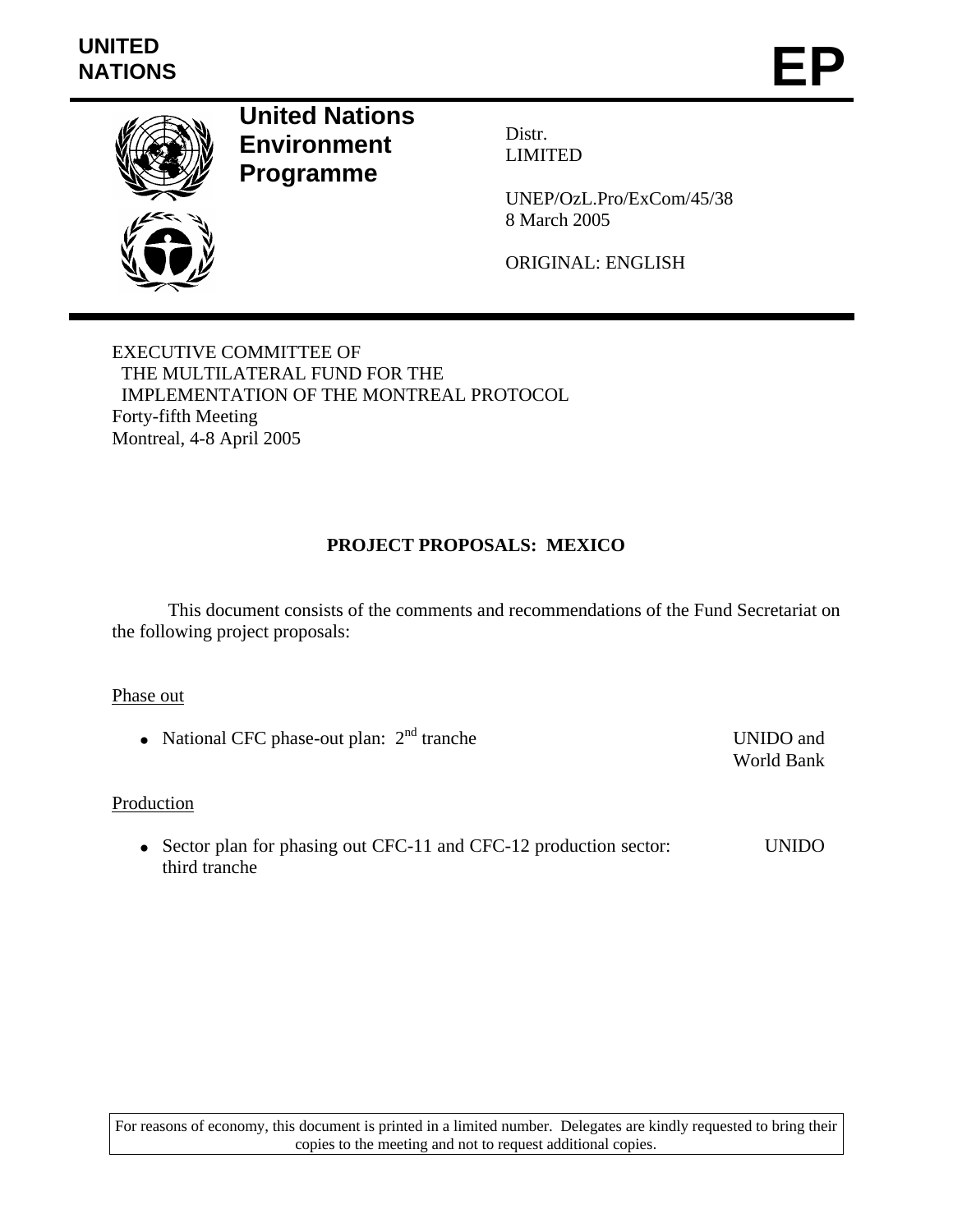UNITED NATIONS

# EP

**United Nations Environment Programme**

Distr.
LIMITED

UNEP/OzL.Pro/ExCom/45/38
8 March 2005

ORIGINAL: ENGLISH

EXECUTIVE COMMITTEE OF
THE MULTILATERAL FUND FOR THE
IMPLEMENTATION OF THE MONTREAL PROTOCOL
Forty-fifth Meeting
Montreal, 4-8 April 2005

## PROJECT PROPOSALS: MEXICO

This document consists of the comments and recommendations of the Fund Secretariat on the following project proposals:

Phase out

- National CFC phase-out plan: 2nd tranche — UNIDO and World Bank

Production

- Sector plan for phasing out CFC-11 and CFC-12 production sector: third tranche — UNIDO

For reasons of economy, this document is printed in a limited number. Delegates are kindly requested to bring their copies to the meeting and not to request additional copies.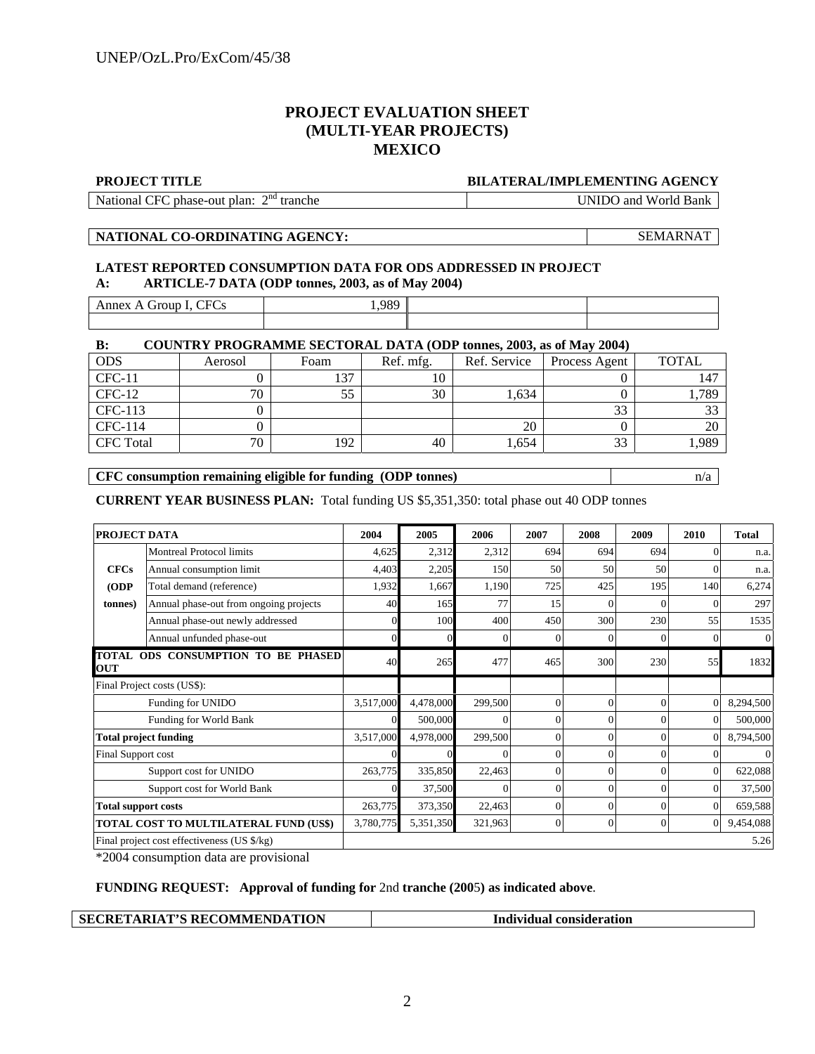UNEP/OzL.Pro/ExCom/45/38

# PROJECT EVALUATION SHEET
# (MULTI-YEAR PROJECTS)
# MEXICO

| **PROJECT TITLE** | **BILATERAL/IMPLEMENTING AGENCY** |
|---|---|
| National CFC phase-out plan: 2nd tranche | UNIDO and World Bank |

| **NATIONAL CO-ORDINATING AGENCY:** | SEMARNAT |
|---|---|

**LATEST REPORTED CONSUMPTION DATA FOR ODS ADDRESSED IN PROJECT**

**A: ARTICLE-7 DATA (ODP tonnes, 2003, as of May 2004)**

| Annex A Group I, CFCs | 1,989 | | |
|---|---|---|---|
| | | | |

**B: COUNTRY PROGRAMME SECTORAL DATA (ODP tonnes, 2003, as of May 2004)**

| ODS | Aerosol | Foam | Ref. mfg. | Ref. Service | Process Agent | TOTAL |
|---|---|---|---|---|---|---|
| CFC-11 | 0 | 137 | 10 | | 0 | 147 |
| CFC-12 | 70 | 55 | 30 | 1,634 | 0 | 1,789 |
| CFC-113 | 0 | | | | 33 | 33 |
| CFC-114 | 0 | | | 20 | 0 | 20 |
| CFC Total | 70 | 192 | 40 | 1,654 | 33 | 1,989 |

| **CFC consumption remaining eligible for funding (ODP tonnes)** | n/a |
|---|---|

**CURRENT YEAR BUSINESS PLAN:** Total funding US $5,351,350: total phase out 40 ODP tonnes

| **PROJECT DATA** | | **2004** | **2005** | **2006** | **2007** | **2008** | **2009** | **2010** | **Total** |
|---|---|---|---|---|---|---|---|---|---|
| **CFCs** | Montreal Protocol limits | 4,625 | 2,312 | 2,312 | 694 | 694 | 694 | 0 | n.a. |
| **(ODP** | Annual consumption limit | 4,403 | 2,205 | 150 | 50 | 50 | 50 | 0 | n.a. |
| **tonnes)** | Total demand (reference) | 1,932 | 1,667 | 1,190 | 725 | 425 | 195 | 140 | 6,274 |
| | Annual phase-out from ongoing projects | 40 | 165 | 77 | 15 | 0 | 0 | 0 | 297 |
| | Annual phase-out newly addressed | 0 | 100 | 400 | 450 | 300 | 230 | 55 | 1535 |
| | Annual unfunded phase-out | 0 | 0 | 0 | 0 | 0 | 0 | 0 | 0 |
| **TOTAL ODS CONSUMPTION TO BE PHASED OUT** | | 40 | 265 | 477 | 465 | 300 | 230 | 55 | 1832 |
| Final Project costs (US$): | | | | | | | | | |
| | Funding for UNIDO | 3,517,000 | 4,478,000 | 299,500 | 0 | 0 | 0 | 0 | 8,294,500 |
| | Funding for World Bank | 0 | 500,000 | 0 | 0 | 0 | 0 | 0 | 500,000 |
| **Total project funding** | | 3,517,000 | 4,978,000 | 299,500 | 0 | 0 | 0 | 0 | 8,794,500 |
| Final Support cost | | 0 | 0 | 0 | 0 | 0 | 0 | 0 | 0 |
| | Support cost for UNIDO | 263,775 | 335,850 | 22,463 | 0 | 0 | 0 | 0 | 622,088 |
| | Support cost for World Bank | 0 | 37,500 | 0 | 0 | 0 | 0 | 0 | 37,500 |
| **Total support costs** | | 263,775 | 373,350 | 22,463 | 0 | 0 | 0 | 0 | 659,588 |
| **TOTAL COST TO MULTILATERAL FUND (US$)** | | 3,780,775 | 5,351,350 | 321,963 | 0 | 0 | 0 | 0 | 9,454,088 |
| Final project cost effectiveness (US $/kg) | | | | | | | | | 5.26 |

*2004 consumption data are provisional

**FUNDING REQUEST: Approval of funding for** 2nd **tranche (2005) as indicated above**.

| **SECRETARIAT'S RECOMMENDATION** | **Individual consideration** |
|---|---|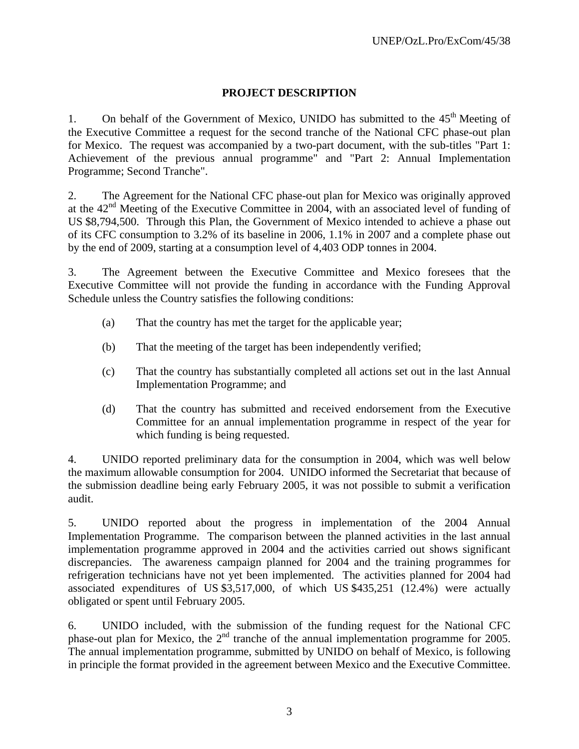## PROJECT DESCRIPTION

1. On behalf of the Government of Mexico, UNIDO has submitted to the 45th Meeting of the Executive Committee a request for the second tranche of the National CFC phase-out plan for Mexico. The request was accompanied by a two-part document, with the sub-titles "Part 1: Achievement of the previous annual programme" and "Part 2: Annual Implementation Programme; Second Tranche".

2. The Agreement for the National CFC phase-out plan for Mexico was originally approved at the 42nd Meeting of the Executive Committee in 2004, with an associated level of funding of US $8,794,500. Through this Plan, the Government of Mexico intended to achieve a phase out of its CFC consumption to 3.2% of its baseline in 2006, 1.1% in 2007 and a complete phase out by the end of 2009, starting at a consumption level of 4,403 ODP tonnes in 2004.

3. The Agreement between the Executive Committee and Mexico foresees that the Executive Committee will not provide the funding in accordance with the Funding Approval Schedule unless the Country satisfies the following conditions:

   (a) That the country has met the target for the applicable year;

   (b) That the meeting of the target has been independently verified;

   (c) That the country has substantially completed all actions set out in the last Annual Implementation Programme; and

   (d) That the country has submitted and received endorsement from the Executive Committee for an annual implementation programme in respect of the year for which funding is being requested.

4. UNIDO reported preliminary data for the consumption in 2004, which was well below the maximum allowable consumption for 2004. UNIDO informed the Secretariat that because of the submission deadline being early February 2005, it was not possible to submit a verification audit.

5. UNIDO reported about the progress in implementation of the 2004 Annual Implementation Programme. The comparison between the planned activities in the last annual implementation programme approved in 2004 and the activities carried out shows significant discrepancies. The awareness campaign planned for 2004 and the training programmes for refrigeration technicians have not yet been implemented. The activities planned for 2004 had associated expenditures of US $3,517,000, of which US $435,251 (12.4%) were actually obligated or spent until February 2005.

6. UNIDO included, with the submission of the funding request for the National CFC phase-out plan for Mexico, the 2nd tranche of the annual implementation programme for 2005. The annual implementation programme, submitted by UNIDO on behalf of Mexico, is following in principle the format provided in the agreement between Mexico and the Executive Committee.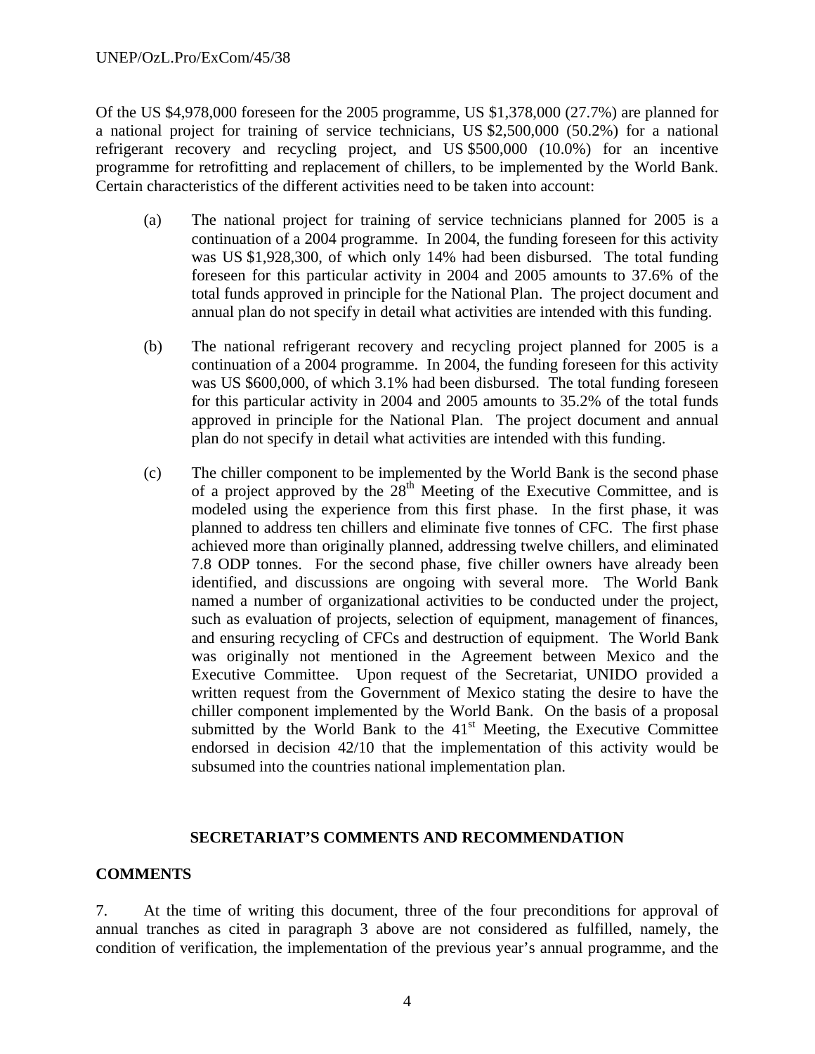Of the US $4,978,000 foreseen for the 2005 programme, US $1,378,000 (27.7%) are planned for a national project for training of service technicians, US $2,500,000 (50.2%) for a national refrigerant recovery and recycling project, and US $500,000 (10.0%) for an incentive programme for retrofitting and replacement of chillers, to be implemented by the World Bank. Certain characteristics of the different activities need to be taken into account:

(a) The national project for training of service technicians planned for 2005 is a continuation of a 2004 programme. In 2004, the funding foreseen for this activity was US $1,928,300, of which only 14% had been disbursed. The total funding foreseen for this particular activity in 2004 and 2005 amounts to 37.6% of the total funds approved in principle for the National Plan. The project document and annual plan do not specify in detail what activities are intended with this funding.

(b) The national refrigerant recovery and recycling project planned for 2005 is a continuation of a 2004 programme. In 2004, the funding foreseen for this activity was US $600,000, of which 3.1% had been disbursed. The total funding foreseen for this particular activity in 2004 and 2005 amounts to 35.2% of the total funds approved in principle for the National Plan. The project document and annual plan do not specify in detail what activities are intended with this funding.

(c) The chiller component to be implemented by the World Bank is the second phase of a project approved by the 28th Meeting of the Executive Committee, and is modeled using the experience from this first phase. In the first phase, it was planned to address ten chillers and eliminate five tonnes of CFC. The first phase achieved more than originally planned, addressing twelve chillers, and eliminated 7.8 ODP tonnes. For the second phase, five chiller owners have already been identified, and discussions are ongoing with several more. The World Bank named a number of organizational activities to be conducted under the project, such as evaluation of projects, selection of equipment, management of finances, and ensuring recycling of CFCs and destruction of equipment. The World Bank was originally not mentioned in the Agreement between Mexico and the Executive Committee. Upon request of the Secretariat, UNIDO provided a written request from the Government of Mexico stating the desire to have the chiller component implemented by the World Bank. On the basis of a proposal submitted by the World Bank to the 41st Meeting, the Executive Committee endorsed in decision 42/10 that the implementation of this activity would be subsumed into the countries national implementation plan.

## SECRETARIAT'S COMMENTS AND RECOMMENDATION

### COMMENTS

7. At the time of writing this document, three of the four preconditions for approval of annual tranches as cited in paragraph 3 above are not considered as fulfilled, namely, the condition of verification, the implementation of the previous year's annual programme, and the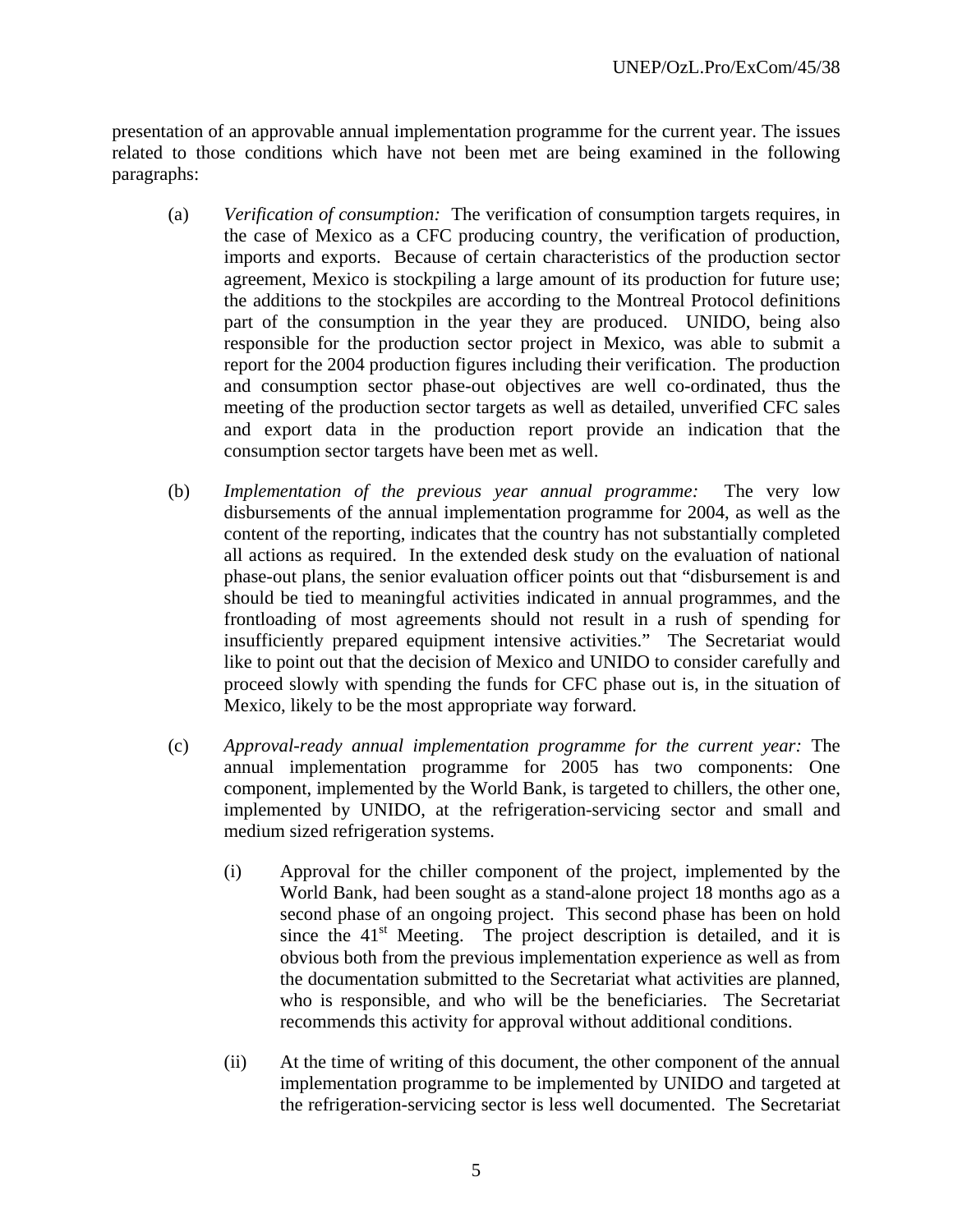presentation of an approvable annual implementation programme for the current year. The issues related to those conditions which have not been met are being examined in the following paragraphs:

(a) *Verification of consumption:* The verification of consumption targets requires, in the case of Mexico as a CFC producing country, the verification of production, imports and exports. Because of certain characteristics of the production sector agreement, Mexico is stockpiling a large amount of its production for future use; the additions to the stockpiles are according to the Montreal Protocol definitions part of the consumption in the year they are produced. UNIDO, being also responsible for the production sector project in Mexico, was able to submit a report for the 2004 production figures including their verification. The production and consumption sector phase-out objectives are well co-ordinated, thus the meeting of the production sector targets as well as detailed, unverified CFC sales and export data in the production report provide an indication that the consumption sector targets have been met as well.

(b) *Implementation of the previous year annual programme:* The very low disbursements of the annual implementation programme for 2004, as well as the content of the reporting, indicates that the country has not substantially completed all actions as required. In the extended desk study on the evaluation of national phase-out plans, the senior evaluation officer points out that "disbursement is and should be tied to meaningful activities indicated in annual programmes, and the frontloading of most agreements should not result in a rush of spending for insufficiently prepared equipment intensive activities." The Secretariat would like to point out that the decision of Mexico and UNIDO to consider carefully and proceed slowly with spending the funds for CFC phase out is, in the situation of Mexico, likely to be the most appropriate way forward.

(c) *Approval-ready annual implementation programme for the current year:* The annual implementation programme for 2005 has two components: One component, implemented by the World Bank, is targeted to chillers, the other one, implemented by UNIDO, at the refrigeration-servicing sector and small and medium sized refrigeration systems.

 (i) Approval for the chiller component of the project, implemented by the World Bank, had been sought as a stand-alone project 18 months ago as a second phase of an ongoing project. This second phase has been on hold since the 41st Meeting. The project description is detailed, and it is obvious both from the previous implementation experience as well as from the documentation submitted to the Secretariat what activities are planned, who is responsible, and who will be the beneficiaries. The Secretariat recommends this activity for approval without additional conditions.

 (ii) At the time of writing of this document, the other component of the annual implementation programme to be implemented by UNIDO and targeted at the refrigeration-servicing sector is less well documented. The Secretariat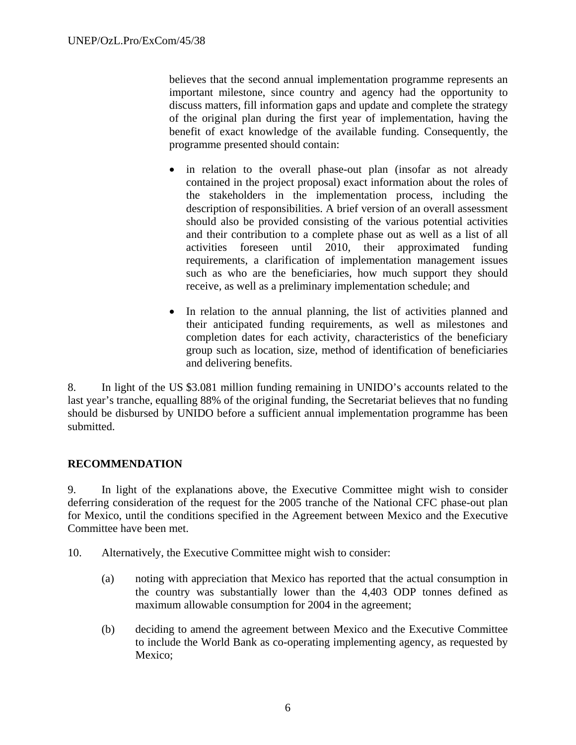believes that the second annual implementation programme represents an important milestone, since country and agency had the opportunity to discuss matters, fill information gaps and update and complete the strategy of the original plan during the first year of implementation, having the benefit of exact knowledge of the available funding. Consequently, the programme presented should contain:

- in relation to the overall phase-out plan (insofar as not already contained in the project proposal) exact information about the roles of the stakeholders in the implementation process, including the description of responsibilities. A brief version of an overall assessment should also be provided consisting of the various potential activities and their contribution to a complete phase out as well as a list of all activities foreseen until 2010, their approximated funding requirements, a clarification of implementation management issues such as who are the beneficiaries, how much support they should receive, as well as a preliminary implementation schedule; and

- In relation to the annual planning, the list of activities planned and their anticipated funding requirements, as well as milestones and completion dates for each activity, characteristics of the beneficiary group such as location, size, method of identification of beneficiaries and delivering benefits.

8. In light of the US $3.081 million funding remaining in UNIDO's accounts related to the last year's tranche, equalling 88% of the original funding, the Secretariat believes that no funding should be disbursed by UNIDO before a sufficient annual implementation programme has been submitted.

**RECOMMENDATION**

9. In light of the explanations above, the Executive Committee might wish to consider deferring consideration of the request for the 2005 tranche of the National CFC phase-out plan for Mexico, until the conditions specified in the Agreement between Mexico and the Executive Committee have been met.

10. Alternatively, the Executive Committee might wish to consider:

(a) noting with appreciation that Mexico has reported that the actual consumption in the country was substantially lower than the 4,403 ODP tonnes defined as maximum allowable consumption for 2004 in the agreement;

(b) deciding to amend the agreement between Mexico and the Executive Committee to include the World Bank as co-operating implementing agency, as requested by Mexico;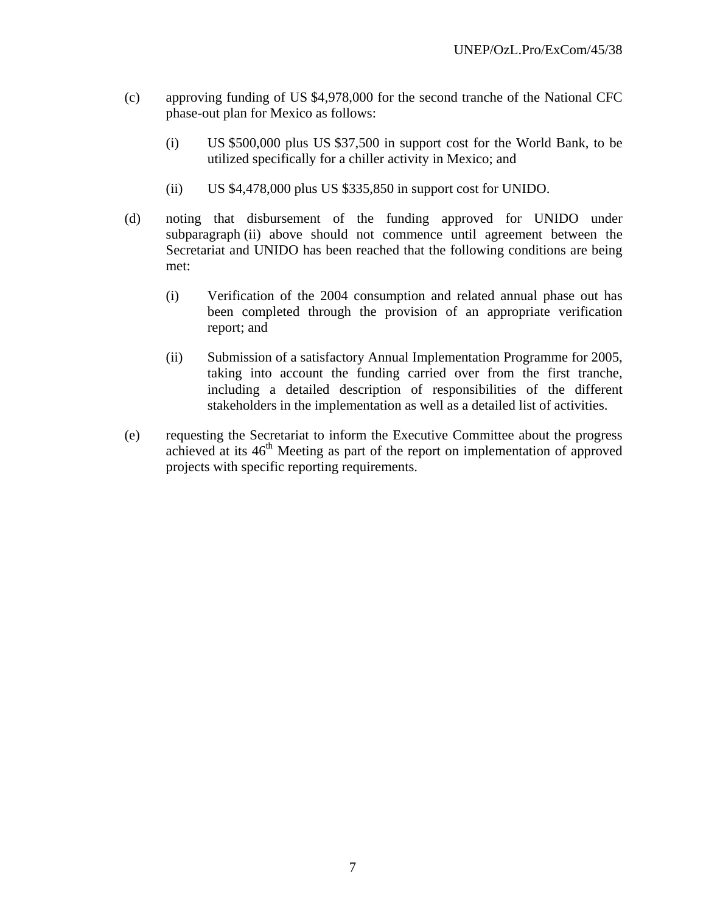(c) approving funding of US $4,978,000 for the second tranche of the National CFC phase-out plan for Mexico as follows:

   (i) US $500,000 plus US $37,500 in support cost for the World Bank, to be utilized specifically for a chiller activity in Mexico; and

   (ii) US $4,478,000 plus US $335,850 in support cost for UNIDO.

(d) noting that disbursement of the funding approved for UNIDO under subparagraph (ii) above should not commence until agreement between the Secretariat and UNIDO has been reached that the following conditions are being met:

   (i) Verification of the 2004 consumption and related annual phase out has been completed through the provision of an appropriate verification report; and

   (ii) Submission of a satisfactory Annual Implementation Programme for 2005, taking into account the funding carried over from the first tranche, including a detailed description of responsibilities of the different stakeholders in the implementation as well as a detailed list of activities.

(e) requesting the Secretariat to inform the Executive Committee about the progress achieved at its 46th Meeting as part of the report on implementation of approved projects with specific reporting requirements.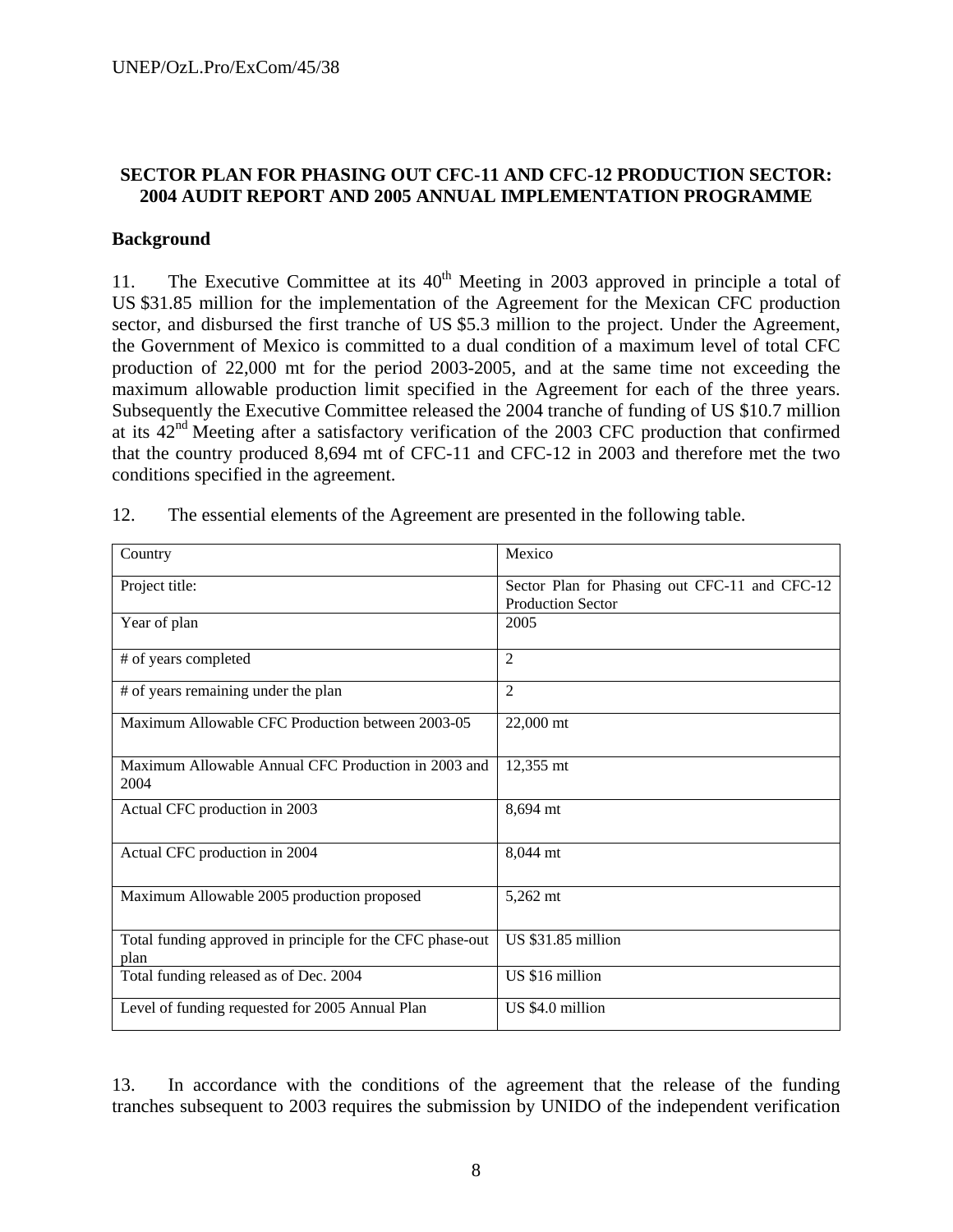## SECTOR PLAN FOR PHASING OUT CFC-11 AND CFC-12 PRODUCTION SECTOR: 2004 AUDIT REPORT AND 2005 ANNUAL IMPLEMENTATION PROGRAMME

### Background

11. The Executive Committee at its 40th Meeting in 2003 approved in principle a total of US $31.85 million for the implementation of the Agreement for the Mexican CFC production sector, and disbursed the first tranche of US $5.3 million to the project. Under the Agreement, the Government of Mexico is committed to a dual condition of a maximum level of total CFC production of 22,000 mt for the period 2003-2005, and at the same time not exceeding the maximum allowable production limit specified in the Agreement for each of the three years. Subsequently the Executive Committee released the 2004 tranche of funding of US $10.7 million at its 42nd Meeting after a satisfactory verification of the 2003 CFC production that confirmed that the country produced 8,694 mt of CFC-11 and CFC-12 in 2003 and therefore met the two conditions specified in the agreement.

12. The essential elements of the Agreement are presented in the following table.

| Country | Mexico |
|---|---|
| Project title: | Sector Plan for Phasing out CFC-11 and CFC-12 Production Sector |
| Year of plan | 2005 |
| # of years completed | 2 |
| # of years remaining under the plan | 2 |
| Maximum Allowable CFC Production between 2003-05 | 22,000 mt |
| Maximum Allowable Annual CFC Production in 2003 and 2004 | 12,355 mt |
| Actual CFC production in 2003 | 8,694 mt |
| Actual CFC production in 2004 | 8,044 mt |
| Maximum Allowable 2005 production proposed | 5,262 mt |
| Total funding approved in principle for the CFC phase-out plan | US $31.85 million |
| Total funding released as of Dec. 2004 | US $16 million |
| Level of funding requested for 2005 Annual Plan | US $4.0 million |

13. In accordance with the conditions of the agreement that the release of the funding tranches subsequent to 2003 requires the submission by UNIDO of the independent verification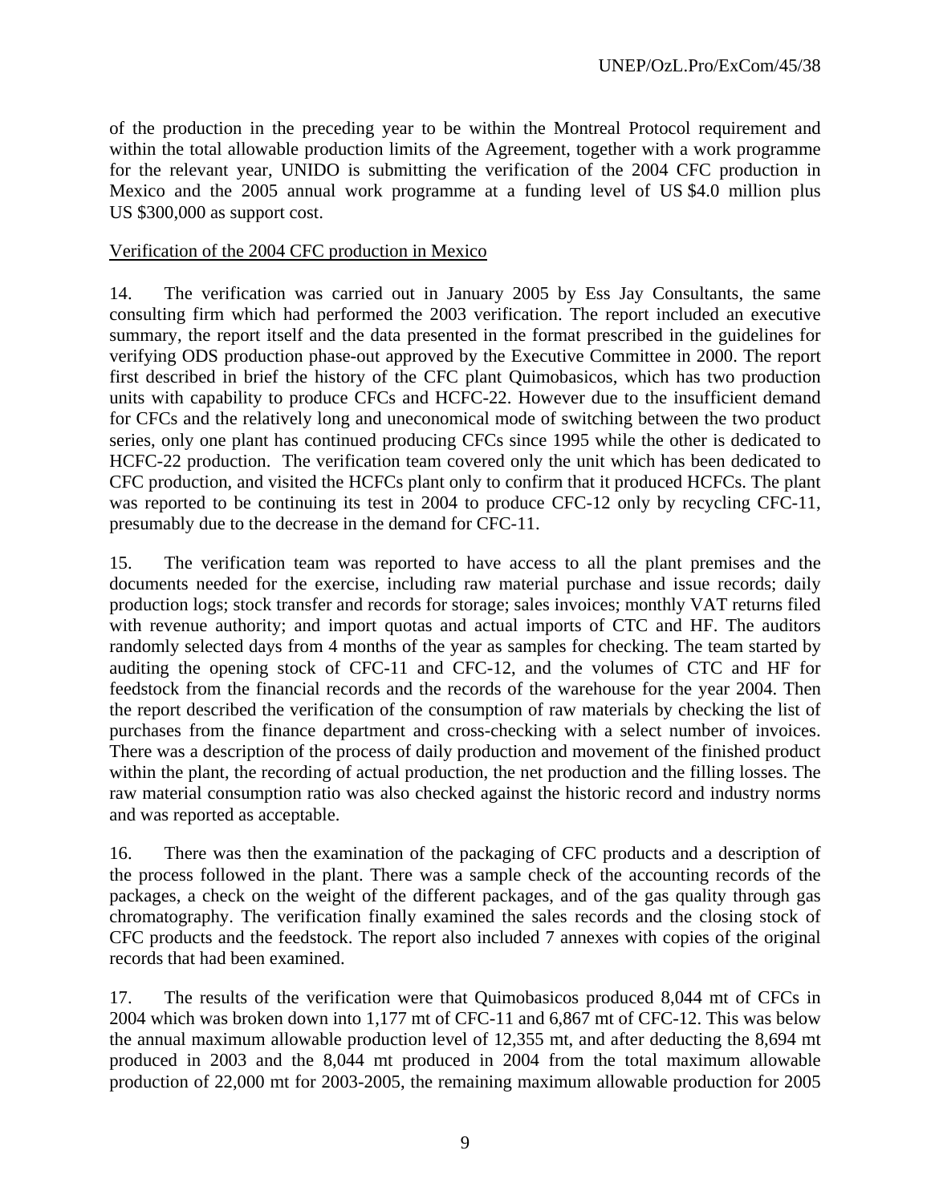of the production in the preceding year to be within the Montreal Protocol requirement and within the total allowable production limits of the Agreement, together with a work programme for the relevant year, UNIDO is submitting the verification of the 2004 CFC production in Mexico and the 2005 annual work programme at a funding level of US $4.0 million plus US $300,000 as support cost.

Verification of the 2004 CFC production in Mexico

14. The verification was carried out in January 2005 by Ess Jay Consultants, the same consulting firm which had performed the 2003 verification. The report included an executive summary, the report itself and the data presented in the format prescribed in the guidelines for verifying ODS production phase-out approved by the Executive Committee in 2000. The report first described in brief the history of the CFC plant Quimobasicos, which has two production units with capability to produce CFCs and HCFC-22. However due to the insufficient demand for CFCs and the relatively long and uneconomical mode of switching between the two product series, only one plant has continued producing CFCs since 1995 while the other is dedicated to HCFC-22 production. The verification team covered only the unit which has been dedicated to CFC production, and visited the HCFCs plant only to confirm that it produced HCFCs. The plant was reported to be continuing its test in 2004 to produce CFC-12 only by recycling CFC-11, presumably due to the decrease in the demand for CFC-11.

15. The verification team was reported to have access to all the plant premises and the documents needed for the exercise, including raw material purchase and issue records; daily production logs; stock transfer and records for storage; sales invoices; monthly VAT returns filed with revenue authority; and import quotas and actual imports of CTC and HF. The auditors randomly selected days from 4 months of the year as samples for checking. The team started by auditing the opening stock of CFC-11 and CFC-12, and the volumes of CTC and HF for feedstock from the financial records and the records of the warehouse for the year 2004. Then the report described the verification of the consumption of raw materials by checking the list of purchases from the finance department and cross-checking with a select number of invoices. There was a description of the process of daily production and movement of the finished product within the plant, the recording of actual production, the net production and the filling losses. The raw material consumption ratio was also checked against the historic record and industry norms and was reported as acceptable.

16. There was then the examination of the packaging of CFC products and a description of the process followed in the plant. There was a sample check of the accounting records of the packages, a check on the weight of the different packages, and of the gas quality through gas chromatography. The verification finally examined the sales records and the closing stock of CFC products and the feedstock. The report also included 7 annexes with copies of the original records that had been examined.

17. The results of the verification were that Quimobasicos produced 8,044 mt of CFCs in 2004 which was broken down into 1,177 mt of CFC-11 and 6,867 mt of CFC-12. This was below the annual maximum allowable production level of 12,355 mt, and after deducting the 8,694 mt produced in 2003 and the 8,044 mt produced in 2004 from the total maximum allowable production of 22,000 mt for 2003-2005, the remaining maximum allowable production for 2005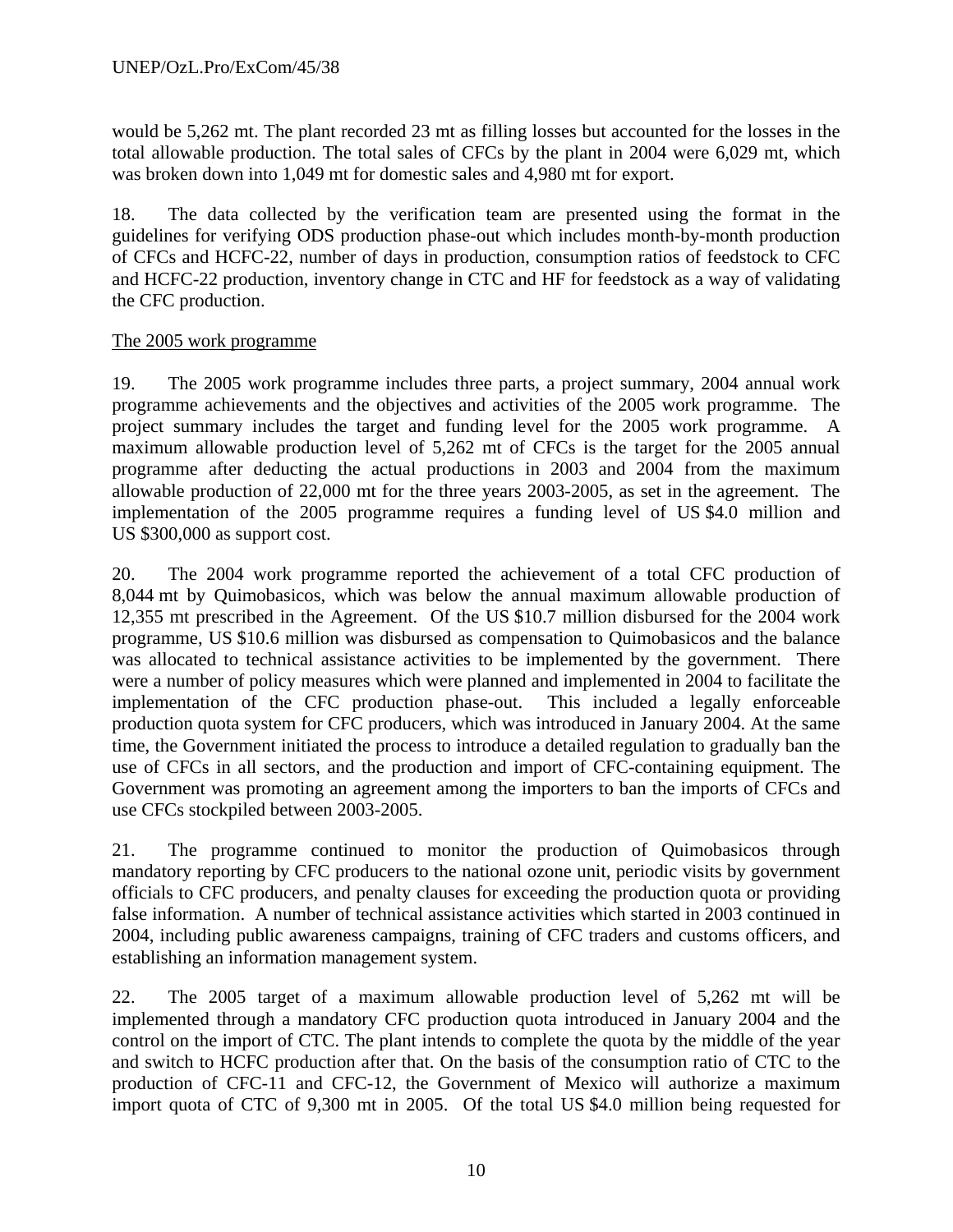would be 5,262 mt. The plant recorded 23 mt as filling losses but accounted for the losses in the total allowable production. The total sales of CFCs by the plant in 2004 were 6,029 mt, which was broken down into 1,049 mt for domestic sales and 4,980 mt for export.

18. The data collected by the verification team are presented using the format in the guidelines for verifying ODS production phase-out which includes month-by-month production of CFCs and HCFC-22, number of days in production, consumption ratios of feedstock to CFC and HCFC-22 production, inventory change in CTC and HF for feedstock as a way of validating the CFC production.

<u>The 2005 work programme</u>

19. The 2005 work programme includes three parts, a project summary, 2004 annual work programme achievements and the objectives and activities of the 2005 work programme. The project summary includes the target and funding level for the 2005 work programme. A maximum allowable production level of 5,262 mt of CFCs is the target for the 2005 annual programme after deducting the actual productions in 2003 and 2004 from the maximum allowable production of 22,000 mt for the three years 2003-2005, as set in the agreement. The implementation of the 2005 programme requires a funding level of US $4.0 million and US $300,000 as support cost.

20. The 2004 work programme reported the achievement of a total CFC production of 8,044 mt by Quimobasicos, which was below the annual maximum allowable production of 12,355 mt prescribed in the Agreement. Of the US $10.7 million disbursed for the 2004 work programme, US $10.6 million was disbursed as compensation to Quimobasicos and the balance was allocated to technical assistance activities to be implemented by the government. There were a number of policy measures which were planned and implemented in 2004 to facilitate the implementation of the CFC production phase-out. This included a legally enforceable production quota system for CFC producers, which was introduced in January 2004. At the same time, the Government initiated the process to introduce a detailed regulation to gradually ban the use of CFCs in all sectors, and the production and import of CFC-containing equipment. The Government was promoting an agreement among the importers to ban the imports of CFCs and use CFCs stockpiled between 2003-2005.

21. The programme continued to monitor the production of Quimobasicos through mandatory reporting by CFC producers to the national ozone unit, periodic visits by government officials to CFC producers, and penalty clauses for exceeding the production quota or providing false information. A number of technical assistance activities which started in 2003 continued in 2004, including public awareness campaigns, training of CFC traders and customs officers, and establishing an information management system.

22. The 2005 target of a maximum allowable production level of 5,262 mt will be implemented through a mandatory CFC production quota introduced in January 2004 and the control on the import of CTC. The plant intends to complete the quota by the middle of the year and switch to HCFC production after that. On the basis of the consumption ratio of CTC to the production of CFC-11 and CFC-12, the Government of Mexico will authorize a maximum import quota of CTC of 9,300 mt in 2005. Of the total US $4.0 million being requested for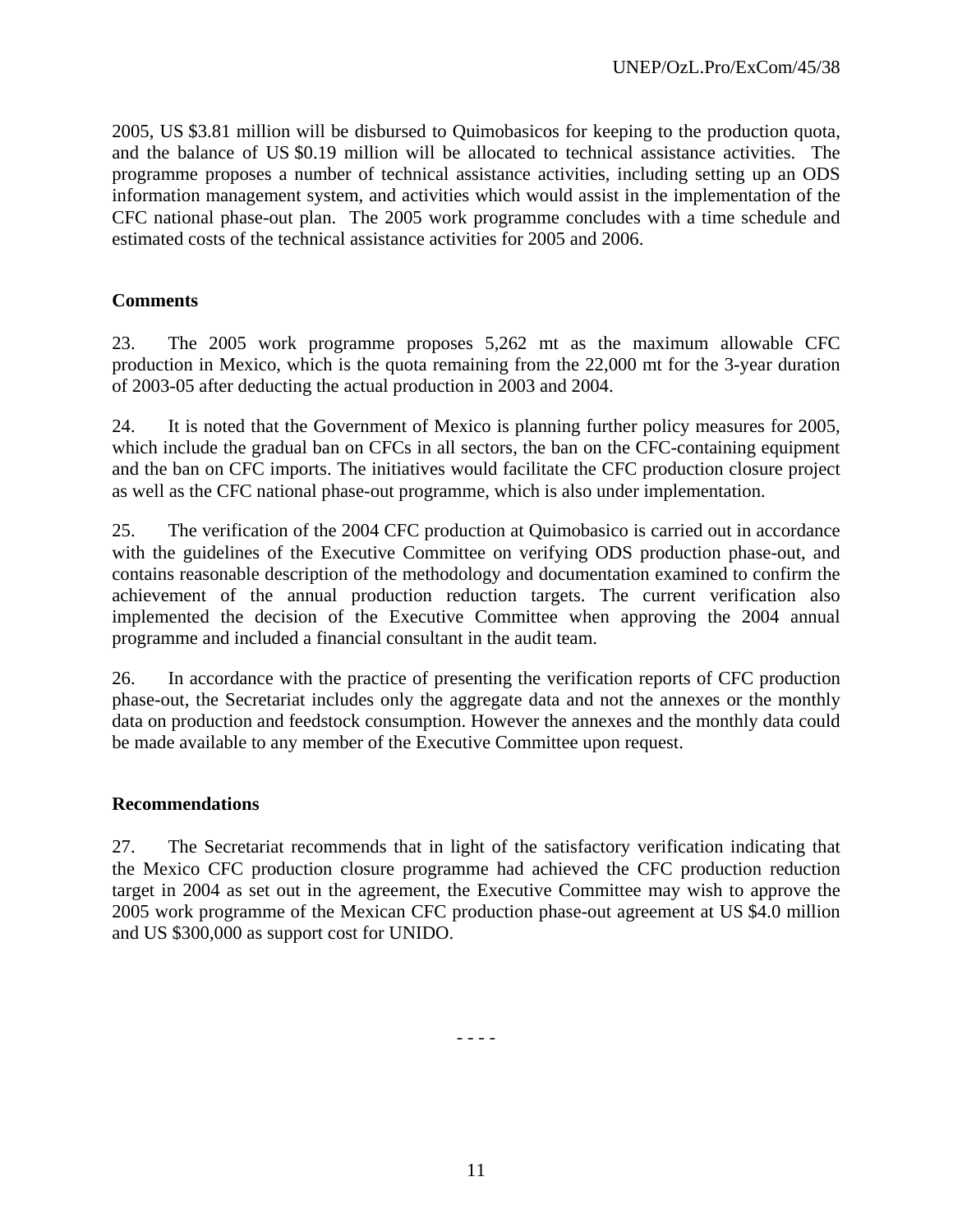2005, US $3.81 million will be disbursed to Quimobasicos for keeping to the production quota, and the balance of US $0.19 million will be allocated to technical assistance activities. The programme proposes a number of technical assistance activities, including setting up an ODS information management system, and activities which would assist in the implementation of the CFC national phase-out plan. The 2005 work programme concludes with a time schedule and estimated costs of the technical assistance activities for 2005 and 2006.

**Comments**

23. The 2005 work programme proposes 5,262 mt as the maximum allowable CFC production in Mexico, which is the quota remaining from the 22,000 mt for the 3-year duration of 2003-05 after deducting the actual production in 2003 and 2004.

24. It is noted that the Government of Mexico is planning further policy measures for 2005, which include the gradual ban on CFCs in all sectors, the ban on the CFC-containing equipment and the ban on CFC imports. The initiatives would facilitate the CFC production closure project as well as the CFC national phase-out programme, which is also under implementation.

25. The verification of the 2004 CFC production at Quimobasico is carried out in accordance with the guidelines of the Executive Committee on verifying ODS production phase-out, and contains reasonable description of the methodology and documentation examined to confirm the achievement of the annual production reduction targets. The current verification also implemented the decision of the Executive Committee when approving the 2004 annual programme and included a financial consultant in the audit team.

26. In accordance with the practice of presenting the verification reports of CFC production phase-out, the Secretariat includes only the aggregate data and not the annexes or the monthly data on production and feedstock consumption. However the annexes and the monthly data could be made available to any member of the Executive Committee upon request.

**Recommendations**

27. The Secretariat recommends that in light of the satisfactory verification indicating that the Mexico CFC production closure programme had achieved the CFC production reduction target in 2004 as set out in the agreement, the Executive Committee may wish to approve the 2005 work programme of the Mexican CFC production phase-out agreement at US $4.0 million and US $300,000 as support cost for UNIDO.

- - - -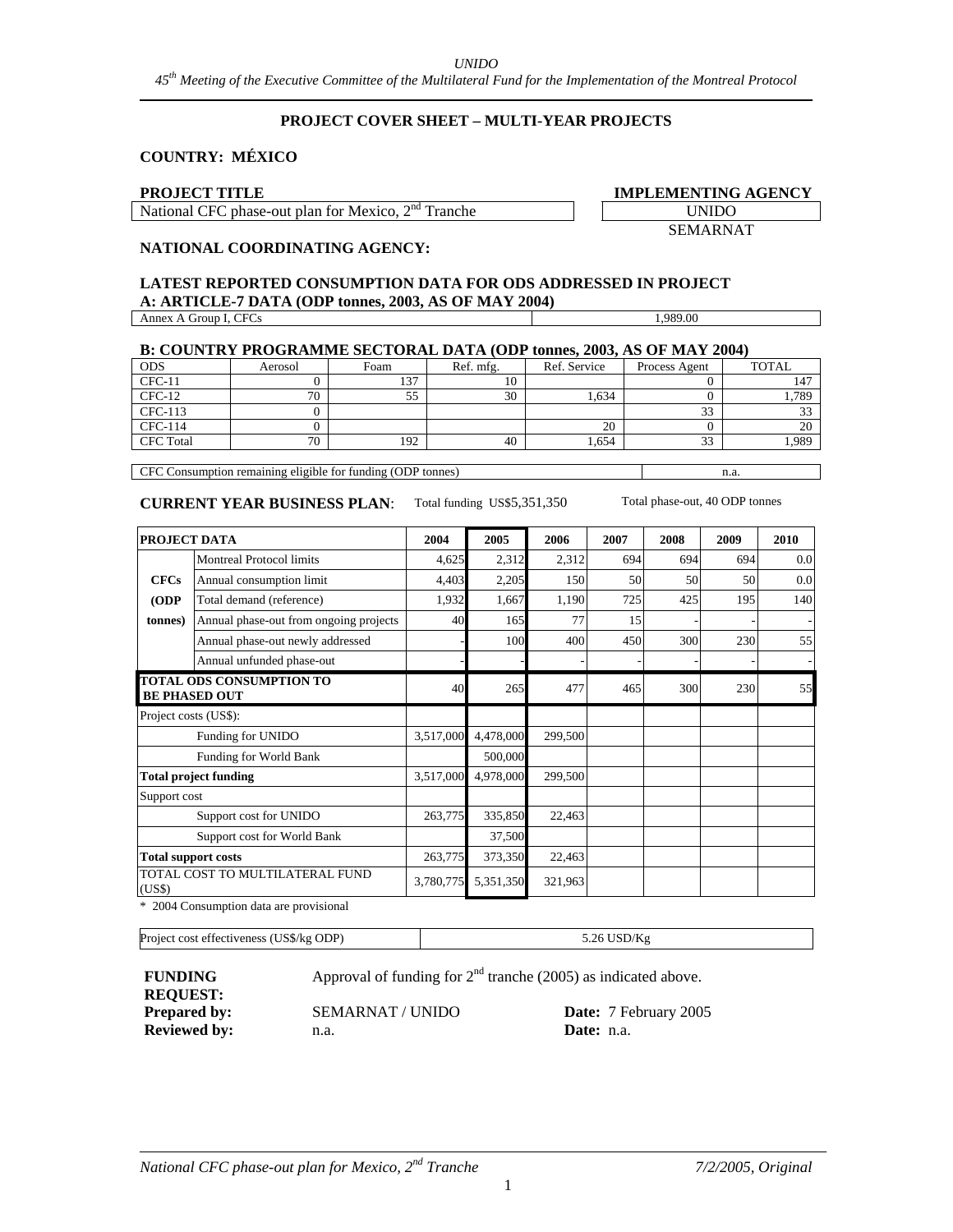## PROJECT COVER SHEET – MULTI-YEAR PROJECTS

**COUNTRY: MÉXICO**

| **PROJECT TITLE** | **IMPLEMENTING AGENCY** |
|---|---|
| National CFC phase-out plan for Mexico, 2nd Tranche | UNIDO |

**NATIONAL COORDINATING AGENCY:** SEMARNAT

**LATEST REPORTED CONSUMPTION DATA FOR ODS ADDRESSED IN PROJECT**

**A: ARTICLE-7 DATA (ODP tonnes, 2003, AS OF MAY 2004)**

| Annex A Group I, CFCs | 1,989.00 |
|---|---|

**B: COUNTRY PROGRAMME SECTORAL DATA (ODP tonnes, 2003, AS OF MAY 2004)**

| ODS | Aerosol | Foam | Ref. mfg. | Ref. Service | Process Agent | TOTAL |
|---|---|---|---|---|---|---|
| CFC-11 | 0 | 137 | 10 | | 0 | 147 |
| CFC-12 | 70 | 55 | 30 | 1,634 | 0 | 1,789 |
| CFC-113 | 0 | | | | 33 | 33 |
| CFC-114 | 0 | | | 20 | 0 | 20 |
| CFC Total | 70 | 192 | 40 | 1,654 | 33 | 1,989 |

| CFC Consumption remaining eligible for funding (ODP tonnes) | n.a. |
|---|---|

**CURRENT YEAR BUSINESS PLAN**: Total funding US$5,351,350 Total phase-out, 40 ODP tonnes

| PROJECT DATA | | 2004 | 2005 | 2006 | 2007 | 2008 | 2009 | 2010 |
|---|---|---|---|---|---|---|---|---|
| **CFCs (ODP tonnes)** | Montreal Protocol limits | 4,625 | 2,312 | 2,312 | 694 | 694 | 694 | 0.0 |
| | Annual consumption limit | 4,403 | 2,205 | 150 | 50 | 50 | 50 | 0.0 |
| | Total demand (reference) | 1,932 | 1,667 | 1,190 | 725 | 425 | 195 | 140 |
| | Annual phase-out from ongoing projects | 40 | 165 | 77 | 15 | - | - | - |
| | Annual phase-out newly addressed | - | 100 | 400 | 450 | 300 | 230 | 55 |
| | Annual unfunded phase-out | - | - | - | - | - | - | - |
| **TOTAL ODS CONSUMPTION TO BE PHASED OUT** | | 40 | 265 | 477 | 465 | 300 | 230 | 55 |
| Project costs (US$): | | | | | | | | |
| | Funding for UNIDO | 3,517,000 | 4,478,000 | 299,500 | | | | |
| | Funding for World Bank | | 500,000 | | | | | |
| **Total project funding** | | 3,517,000 | 4,978,000 | 299,500 | | | | |
| Support cost | | | | | | | | |
| | Support cost for UNIDO | 263,775 | 335,850 | 22,463 | | | | |
| | Support cost for World Bank | | 37,500 | | | | | |
| **Total support costs** | | 263,775 | 373,350 | 22,463 | | | | |
| TOTAL COST TO MULTILATERAL FUND (US$) | | 3,780,775 | 5,351,350 | 321,963 | | | | |

\* 2004 Consumption data are provisional

| Project cost effectiveness (US$/kg ODP) | 5.26 USD/Kg |
|---|---|

**FUNDING REQUEST:** Approval of funding for 2nd tranche (2005) as indicated above.

**Prepared by:** SEMARNAT / UNIDO **Date:** 7 February 2005

**Reviewed by:** n.a. **Date:** n.a.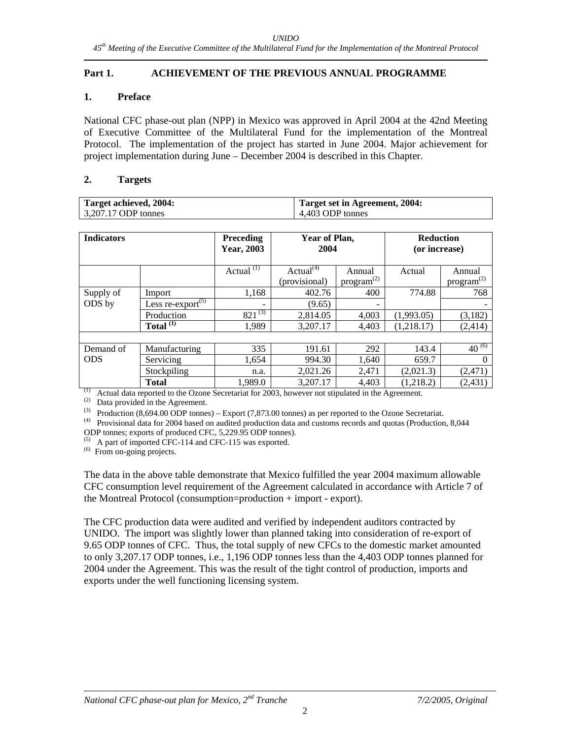## Part 1. ACHIEVEMENT OF THE PREVIOUS ANNUAL PROGRAMME

### 1. Preface

National CFC phase-out plan (NPP) in Mexico was approved in April 2004 at the 42nd Meeting of Executive Committee of the Multilateral Fund for the implementation of the Montreal Protocol. The implementation of the project has started in June 2004. Major achievement for project implementation during June – December 2004 is described in this Chapter.

### 2. Targets

| **Target achieved, 2004:** | **Target set in Agreement, 2004:** |
|---|---|
| 3,207.17 ODP tonnes | 4,403 ODP tonnes |

| **Indicators** | | **Preceding Year, 2003** | **Year of Plan, 2004** | | **Reduction (or increase)** | |
|---|---|---|---|---|---|---|
| | | Actual [(1)] | Actual[(4)] (provisional) | Annual program[(2)] | Actual | Annual program[(2)] |
| Supply of ODS by | Import | 1,168 | 402.76 | 400 | 774.88 | 768 |
| | Less re-export[(5)] | - | (9.65) | - | | - |
| | Production | 821 [(3)] | 2,814.05 | 4,003 | (1,993.05) | (3,182) |
| | **Total [(1)]** | 1,989 | 3,207.17 | 4,403 | (1,218.17) | (2,414) |
| | | | | | | |
| Demand of ODS | Manufacturing | 335 | 191.61 | 292 | 143.4 | 40 [(6)] |
| | Servicing | 1,654 | 994.30 | 1,640 | 659.7 | 0 |
| | Stockpiling | n.a. | 2,021.26 | 2,471 | (2,021.3) | (2,471) |
| | **Total** | 1,989.0 | 3,207.17 | 4,403 | (1,218.2) | (2,431) |

(1) Actual data reported to the Ozone Secretariat for 2003, however not stipulated in the Agreement.
(2) Data provided in the Agreement.
(3) Production (8,694.00 ODP tonnes) – Export (7,873.00 tonnes) as per reported to the Ozone Secretariat.
(4) Provisional data for 2004 based on audited production data and customs records and quotas (Production, 8,044 ODP tonnes; exports of produced CFC, 5,229.95 ODP tonnes).
(5) A part of imported CFC-114 and CFC-115 was exported.
(6) From on-going projects.

The data in the above table demonstrate that Mexico fulfilled the year 2004 maximum allowable CFC consumption level requirement of the Agreement calculated in accordance with Article 7 of the Montreal Protocol (consumption=production + import - export).

The CFC production data were audited and verified by independent auditors contracted by UNIDO. The import was slightly lower than planned taking into consideration of re-export of 9.65 ODP tonnes of CFC. Thus, the total supply of new CFCs to the domestic market amounted to only 3,207.17 ODP tonnes, i.e., 1,196 ODP tonnes less than the 4,403 ODP tonnes planned for 2004 under the Agreement. This was the result of the tight control of production, imports and exports under the well functioning licensing system.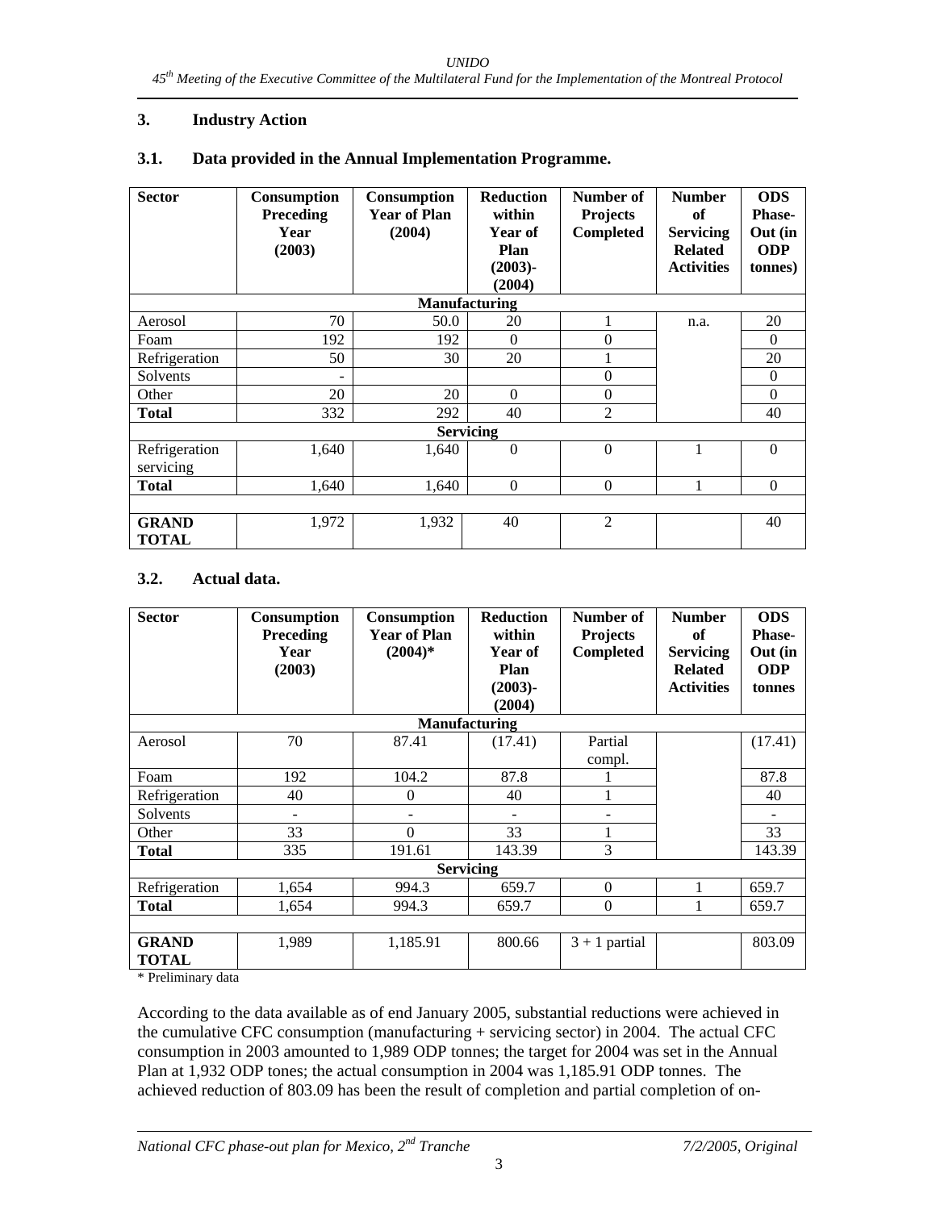## 3. Industry Action

### 3.1. Data provided in the Annual Implementation Programme.

| Sector | Consumption Preceding Year (2003) | Consumption Year of Plan (2004) | Reduction within Year of Plan (2003)-(2004) | Number of Projects Completed | Number of Servicing Related Activities | ODS Phase-Out (in ODP tonnes) |
|---|---|---|---|---|---|---|
| **Manufacturing** | | | | | | |
| Aerosol | 70 | 50.0 | 20 | 1 | n.a. | 20 |
| Foam | 192 | 192 | 0 | 0 | | 0 |
| Refrigeration | 50 | 30 | 20 | 1 | | 20 |
| Solvents | - | | | 0 | | 0 |
| Other | 20 | 20 | 0 | 0 | | 0 |
| **Total** | 332 | 292 | 40 | 2 | | 40 |
| **Servicing** | | | | | | |
| Refrigeration servicing | 1,640 | 1,640 | 0 | 0 | 1 | 0 |
| **Total** | 1,640 | 1,640 | 0 | 0 | 1 | 0 |
| | | | | | | |
| **GRAND TOTAL** | 1,972 | 1,932 | 40 | 2 | | 40 |

### 3.2. Actual data.

| Sector | Consumption Preceding Year (2003) | Consumption Year of Plan (2004)* | Reduction within Year of Plan (2003)-(2004) | Number of Projects Completed | Number of Servicing Related Activities | ODS Phase-Out (in ODP tonnes |
|---|---|---|---|---|---|---|
| **Manufacturing** | | | | | | |
| Aerosol | 70 | 87.41 | (17.41) | Partial compl. | | (17.41) |
| Foam | 192 | 104.2 | 87.8 | 1 | | 87.8 |
| Refrigeration | 40 | 0 | 40 | 1 | | 40 |
| Solvents | - | - | - | - | | - |
| Other | 33 | 0 | 33 | 1 | | 33 |
| **Total** | 335 | 191.61 | 143.39 | 3 | | 143.39 |
| **Servicing** | | | | | | |
| Refrigeration | 1,654 | 994.3 | 659.7 | 0 | 1 | 659.7 |
| **Total** | 1,654 | 994.3 | 659.7 | 0 | 1 | 659.7 |
| | | | | | | |
| **GRAND TOTAL** | 1,989 | 1,185.91 | 800.66 | 3 + 1 partial | | 803.09 |

\* Preliminary data

According to the data available as of end January 2005, substantial reductions were achieved in the cumulative CFC consumption (manufacturing + servicing sector) in 2004. The actual CFC consumption in 2003 amounted to 1,989 ODP tonnes; the target for 2004 was set in the Annual Plan at 1,932 ODP tones; the actual consumption in 2004 was 1,185.91 ODP tonnes. The achieved reduction of 803.09 has been the result of completion and partial completion of on-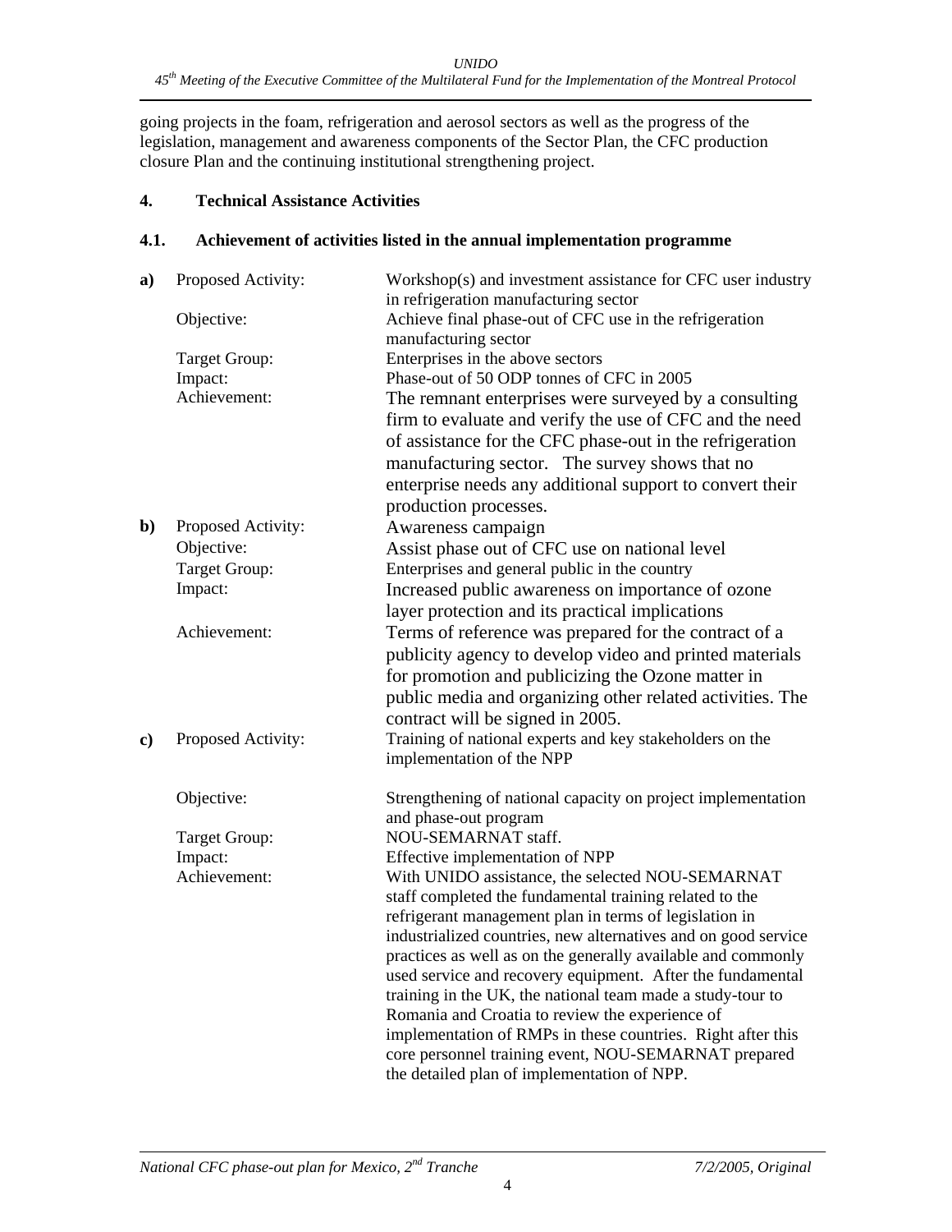going projects in the foam, refrigeration and aerosol sectors as well as the progress of the legislation, management and awareness components of the Sector Plan, the CFC production closure Plan and the continuing institutional strengthening project.

## 4. Technical Assistance Activities

### 4.1. Achievement of activities listed in the annual implementation programme

**a)**

| | |
|---|---|
| Proposed Activity: | Workshop(s) and investment assistance for CFC user industry in refrigeration manufacturing sector |
| Objective: | Achieve final phase-out of CFC use in the refrigeration manufacturing sector |
| Target Group: | Enterprises in the above sectors |
| Impact: | Phase-out of 50 ODP tonnes of CFC in 2005 |
| Achievement: | The remnant enterprises were surveyed by a consulting firm to evaluate and verify the use of CFC and the need of assistance for the CFC phase-out in the refrigeration manufacturing sector. The survey shows that no enterprise needs any additional support to convert their production processes. |

**b)**

| | |
|---|---|
| Proposed Activity: | Awareness campaign |
| Objective: | Assist phase out of CFC use on national level |
| Target Group: | Enterprises and general public in the country |
| Impact: | Increased public awareness on importance of ozone layer protection and its practical implications |
| Achievement: | Terms of reference was prepared for the contract of a publicity agency to develop video and printed materials for promotion and publicizing the Ozone matter in public media and organizing other related activities. The contract will be signed in 2005. |

**c)**

| | |
|---|---|
| Proposed Activity: | Training of national experts and key stakeholders on the implementation of the NPP |
| Objective: | Strengthening of national capacity on project implementation and phase-out program |
| Target Group: | NOU-SEMARNAT staff. |
| Impact: | Effective implementation of NPP |
| Achievement: | With UNIDO assistance, the selected NOU-SEMARNAT staff completed the fundamental training related to the refrigerant management plan in terms of legislation in industrialized countries, new alternatives and on good service practices as well as on the generally available and commonly used service and recovery equipment. After the fundamental training in the UK, the national team made a study-tour to Romania and Croatia to review the experience of implementation of RMPs in these countries. Right after this core personnel training event, NOU-SEMARNAT prepared the detailed plan of implementation of NPP. |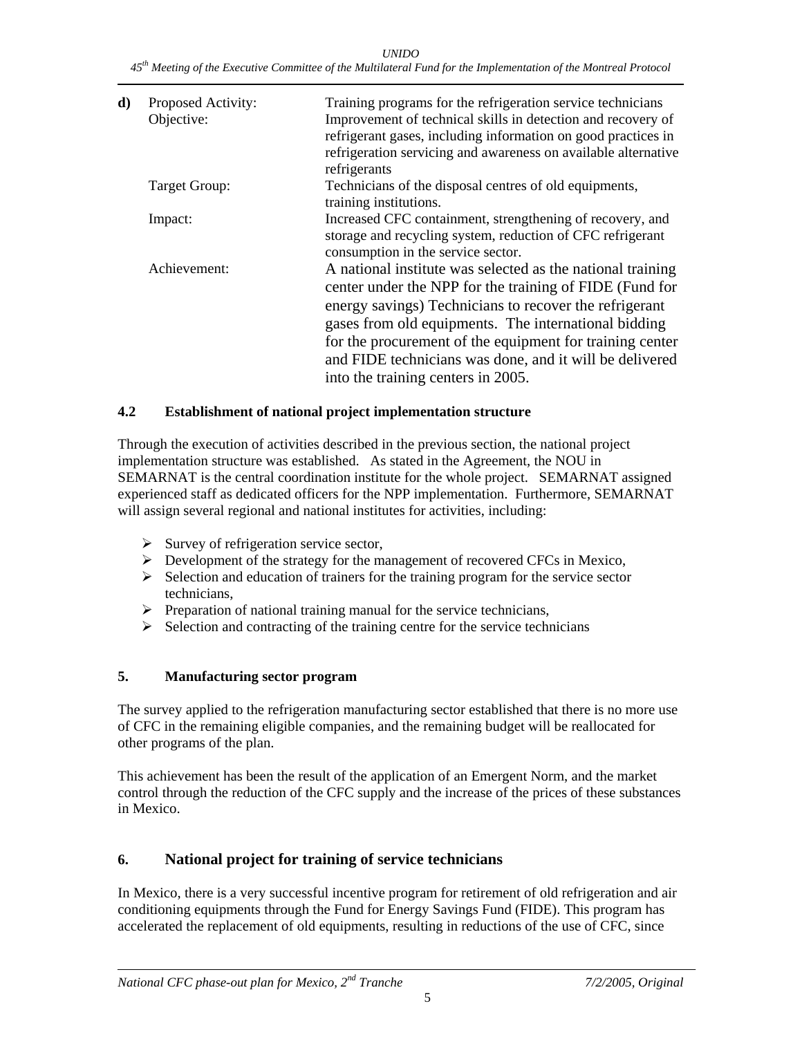**d)** Proposed Activity: Training programs for the refrigeration service technicians

Objective: Improvement of technical skills in detection and recovery of refrigerant gases, including information on good practices in refrigeration servicing and awareness on available alternative refrigerants

Target Group: Technicians of the disposal centres of old equipments, training institutions.

Impact: Increased CFC containment, strengthening of recovery, and storage and recycling system, reduction of CFC refrigerant consumption in the service sector.

Achievement: A national institute was selected as the national training center under the NPP for the training of FIDE (Fund for energy savings) Technicians to recover the refrigerant gases from old equipments. The international bidding for the procurement of the equipment for training center and FIDE technicians was done, and it will be delivered into the training centers in 2005.

### 4.2 Establishment of national project implementation structure

Through the execution of activities described in the previous section, the national project implementation structure was established. As stated in the Agreement, the NOU in SEMARNAT is the central coordination institute for the whole project. SEMARNAT assigned experienced staff as dedicated officers for the NPP implementation. Furthermore, SEMARNAT will assign several regional and national institutes for activities, including:

- Survey of refrigeration service sector,
- Development of the strategy for the management of recovered CFCs in Mexico,
- Selection and education of trainers for the training program for the service sector technicians,
- Preparation of national training manual for the service technicians,
- Selection and contracting of the training centre for the service technicians

### 5. Manufacturing sector program

The survey applied to the refrigeration manufacturing sector established that there is no more use of CFC in the remaining eligible companies, and the remaining budget will be reallocated for other programs of the plan.

This achievement has been the result of the application of an Emergent Norm, and the market control through the reduction of the CFC supply and the increase of the prices of these substances in Mexico.

## 6. National project for training of service technicians

In Mexico, there is a very successful incentive program for retirement of old refrigeration and air conditioning equipments through the Fund for Energy Savings Fund (FIDE). This program has accelerated the replacement of old equipments, resulting in reductions of the use of CFC, since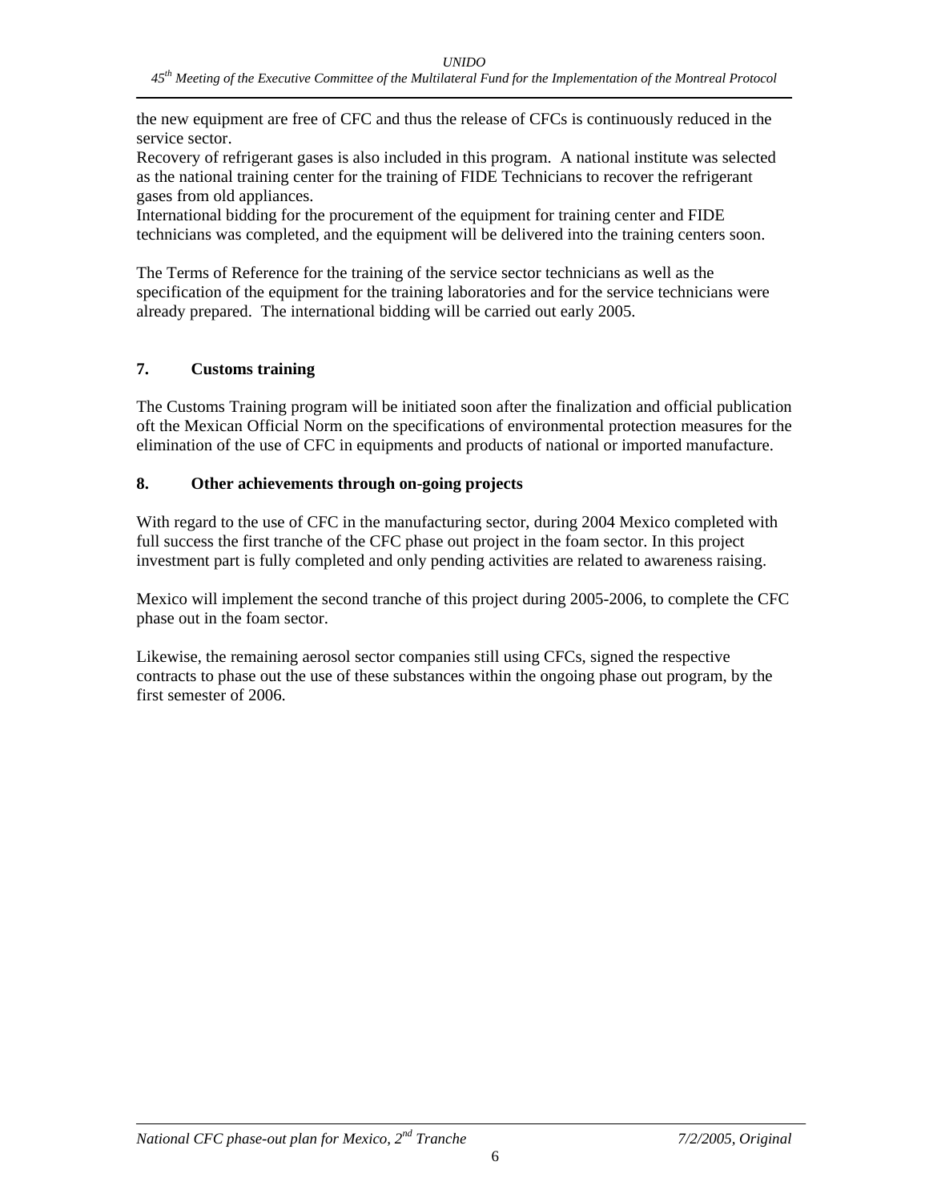the new equipment are free of CFC and thus the release of CFCs is continuously reduced in the service sector.
Recovery of refrigerant gases is also included in this program. A national institute was selected as the national training center for the training of FIDE Technicians to recover the refrigerant gases from old appliances.
International bidding for the procurement of the equipment for training center and FIDE technicians was completed, and the equipment will be delivered into the training centers soon.

The Terms of Reference for the training of the service sector technicians as well as the specification of the equipment for the training laboratories and for the service technicians were already prepared. The international bidding will be carried out early 2005.

## 7. Customs training

The Customs Training program will be initiated soon after the finalization and official publication oft the Mexican Official Norm on the specifications of environmental protection measures for the elimination of the use of CFC in equipments and products of national or imported manufacture.

## 8. Other achievements through on-going projects

With regard to the use of CFC in the manufacturing sector, during 2004 Mexico completed with full success the first tranche of the CFC phase out project in the foam sector. In this project investment part is fully completed and only pending activities are related to awareness raising.

Mexico will implement the second tranche of this project during 2005-2006, to complete the CFC phase out in the foam sector.

Likewise, the remaining aerosol sector companies still using CFCs, signed the respective contracts to phase out the use of these substances within the ongoing phase out program, by the first semester of 2006.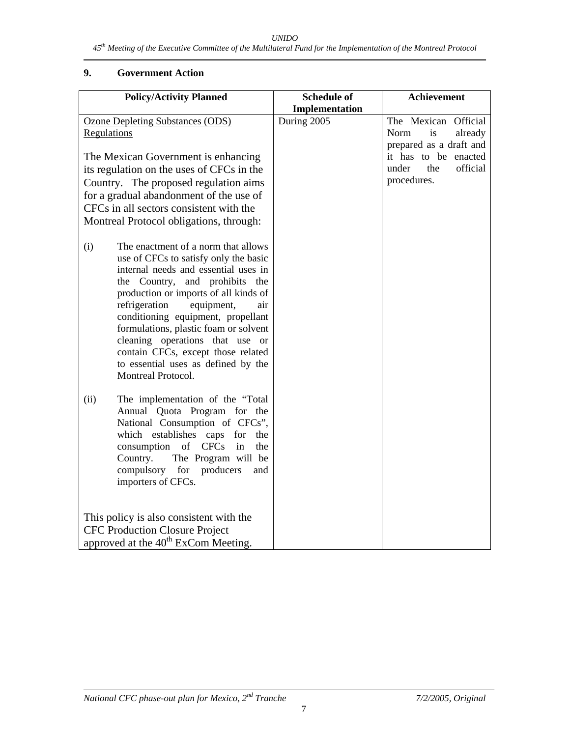## 9. Government Action

| Policy/Activity Planned | Schedule of Implementation | Achievement |
|---|---|---|
| Ozone Depleting Substances (ODS) Regulations<br><br>The Mexican Government is enhancing its regulation on the uses of CFCs in the Country. The proposed regulation aims for a gradual abandonment of the use of CFCs in all sectors consistent with the Montreal Protocol obligations, through:<br><br>(i) The enactment of a norm that allows use of CFCs to satisfy only the basic internal needs and essential uses in the Country, and prohibits the production or imports of all kinds of refrigeration equipment, air conditioning equipment, propellant formulations, plastic foam or solvent cleaning operations that use or contain CFCs, except those related to essential uses as defined by the Montreal Protocol.<br><br>(ii) The implementation of the "Total Annual Quota Program for the National Consumption of CFCs", which establishes caps for the consumption of CFCs in the Country. The Program will be compulsory for producers and importers of CFCs.<br><br>This policy is also consistent with the CFC Production Closure Project approved at the 40th ExCom Meeting. | During 2005 | The Mexican Official Norm is already prepared as a draft and it has to be enacted under the official procedures. |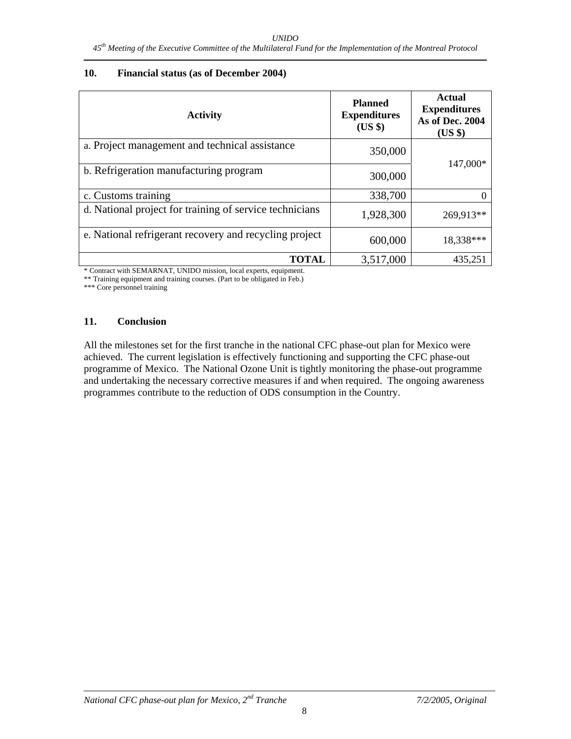## 10. Financial status (as of December 2004)

| Activity | Planned Expenditures (US $) | Actual Expenditures As of Dec. 2004 (US $) |
|---|---|---|
| a. Project management and technical assistance | 350,000 | 147,000* |
| b. Refrigeration manufacturing program | 300,000 | |
| c. Customs training | 338,700 | 0 |
| d. National project for training of service technicians | 1,928,300 | 269,913** |
| e. National refrigerant recovery and recycling project | 600,000 | 18,338*** |
| **TOTAL** | 3,517,000 | 435,251 |

\* Contract with SEMARNAT, UNIDO mission, local experts, equipment.
** Training equipment and training courses. (Part to be obligated in Feb.)
*** Core personnel training

## 11. Conclusion

All the milestones set for the first tranche in the national CFC phase-out plan for Mexico were achieved. The current legislation is effectively functioning and supporting the CFC phase-out programme of Mexico. The National Ozone Unit is tightly monitoring the phase-out programme and undertaking the necessary corrective measures if and when required. The ongoing awareness programmes contribute to the reduction of ODS consumption in the Country.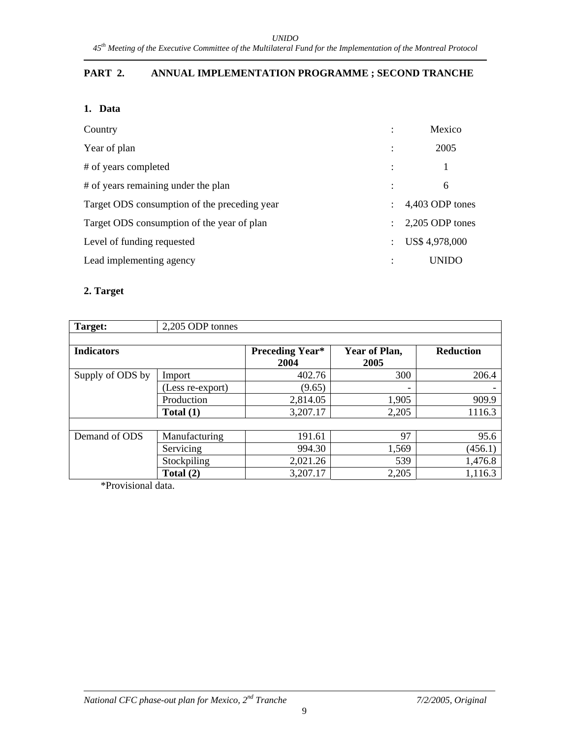## PART 2. ANNUAL IMPLEMENTATION PROGRAMME ; SECOND TRANCHE

### 1. Data

| | | |
|---|---|---|
| Country | : | Mexico |
| Year of plan | : | 2005 |
| # of years completed | : | 1 |
| # of years remaining under the plan | : | 6 |
| Target ODS consumption of the preceding year | : | 4,403 ODP tones |
| Target ODS consumption of the year of plan | : | 2,205 ODP tones |
| Level of funding requested | : | US$ 4,978,000 |
| Lead implementing agency | : | UNIDO |

### 2. Target

| **Target:** | 2,205 ODP tonnes | | | |
|---|---|---|---|---|
| | | | | |
| **Indicators** | | **Preceding Year\* 2004** | **Year of Plan, 2005** | **Reduction** |
| Supply of ODS by | Import | 402.76 | 300 | 206.4 |
| | (Less re-export) | (9.65) | - | - |
| | Production | 2,814.05 | 1,905 | 909.9 |
| | **Total (1)** | 3,207.17 | 2,205 | 1116.3 |
| | | | | |
| Demand of ODS | Manufacturing | 191.61 | 97 | 95.6 |
| | Servicing | 994.30 | 1,569 | (456.1) |
| | Stockpiling | 2,021.26 | 539 | 1,476.8 |
| | **Total (2)** | 3,207.17 | 2,205 | 1,116.3 |

*Provisional data.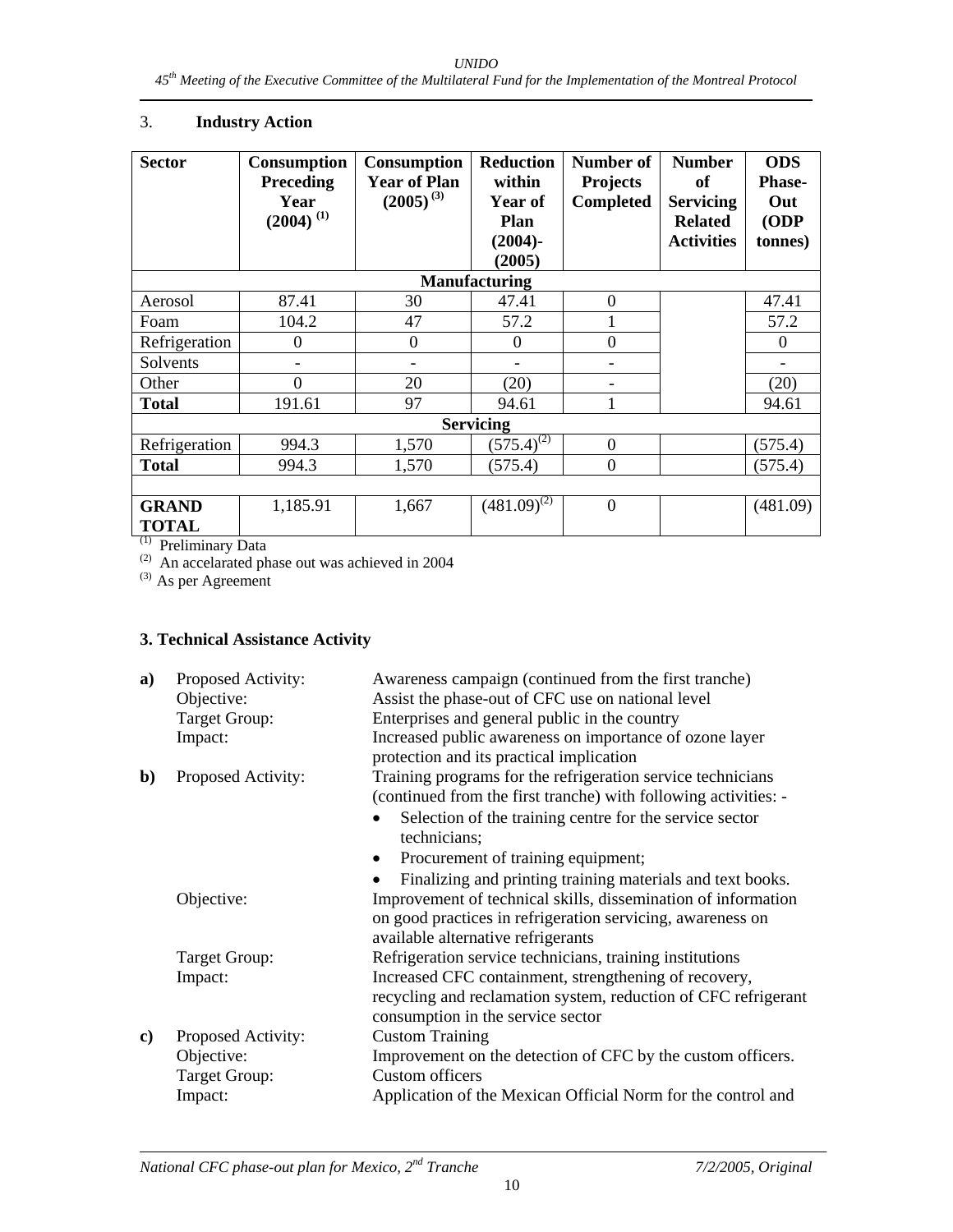## 3. Industry Action

| Sector | Consumption Preceding Year (2004) [(1)] | Consumption Year of Plan (2005) [(3)] | Reduction within Year of Plan (2004)-(2005) | Number of Projects Completed | Number of Servicing Related Activities | ODS Phase-Out (ODP tonnes) |
|---|---|---|---|---|---|---|
| **Manufacturing** | | | | | | |
| Aerosol | 87.41 | 30 | 47.41 | 0 | | 47.41 |
| Foam | 104.2 | 47 | 57.2 | 1 | | 57.2 |
| Refrigeration | 0 | 0 | 0 | 0 | | 0 |
| Solvents | - | - | - | - | | - |
| Other | 0 | 20 | (20) | - | | (20) |
| **Total** | 191.61 | 97 | 94.61 | 1 | | 94.61 |
| **Servicing** | | | | | | |
| Refrigeration | 994.3 | 1,570 | (575.4)[(2)] | 0 | | (575.4) |
| **Total** | 994.3 | 1,570 | (575.4) | 0 | | (575.4) |
| | | | | | | |
| **GRAND TOTAL** | 1,185.91 | 1,667 | (481.09)[(2)] | 0 | | (481.09) |

[(1)] Preliminary Data
[(2)] An accelarated phase out was achieved in 2004
[(3)] As per Agreement

### 3. Technical Assistance Activity

**a)** Proposed Activity: Awareness campaign (continued from the first tranche)
Objective: Assist the phase-out of CFC use on national level
Target Group: Enterprises and general public in the country
Impact: Increased public awareness on importance of ozone layer protection and its practical implication

**b)** Proposed Activity: Training programs for the refrigeration service technicians (continued from the first tranche) with following activities: -

- Selection of the training centre for the service sector technicians;
- Procurement of training equipment;
- Finalizing and printing training materials and text books.

Objective: Improvement of technical skills, dissemination of information on good practices in refrigeration servicing, awareness on available alternative refrigerants
Target Group: Refrigeration service technicians, training institutions
Impact: Increased CFC containment, strengthening of recovery, recycling and reclamation system, reduction of CFC refrigerant consumption in the service sector

**c)** Proposed Activity: Custom Training
Objective: Improvement on the detection of CFC by the custom officers.
Target Group: Custom officers
Impact: Application of the Mexican Official Norm for the control and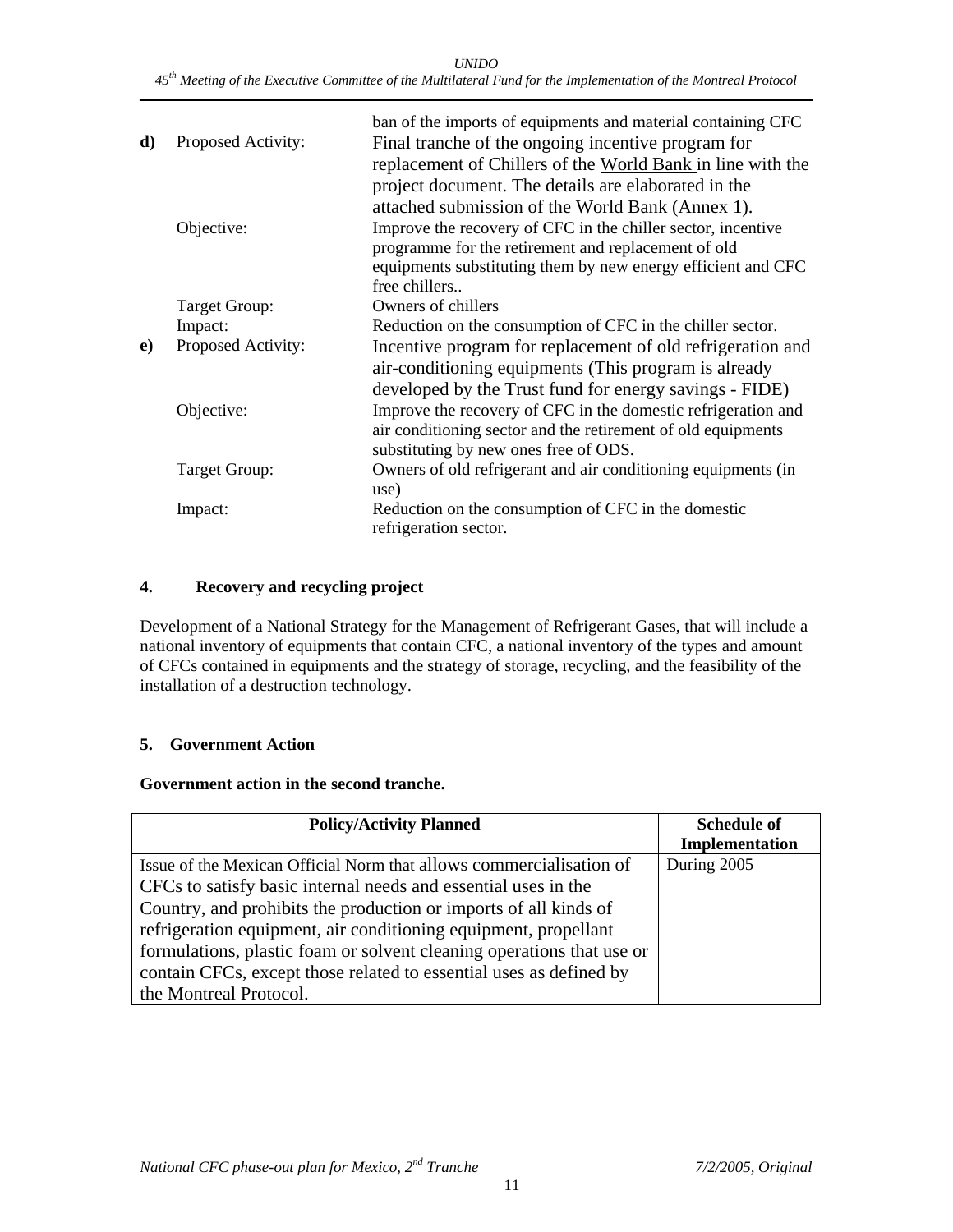| | | |
|---|---|---|
| | | ban of the imports of equipments and material containing CFC |
| **d)** | Proposed Activity: | Final tranche of the ongoing incentive program for replacement of Chillers of the World Bank in line with the project document. The details are elaborated in the attached submission of the World Bank (Annex 1). |
| | Objective: | Improve the recovery of CFC in the chiller sector, incentive programme for the retirement and replacement of old equipments substituting them by new energy efficient and CFC free chillers.. |
| | Target Group: | Owners of chillers |
| | Impact: | Reduction on the consumption of CFC in the chiller sector. |
| **e)** | Proposed Activity: | Incentive program for replacement of old refrigeration and air-conditioning equipments (This program is already developed by the Trust fund for energy savings - FIDE) |
| | Objective: | Improve the recovery of CFC in the domestic refrigeration and air conditioning sector and the retirement of old equipments substituting by new ones free of ODS. |
| | Target Group: | Owners of old refrigerant and air conditioning equipments (in use) |
| | Impact: | Reduction on the consumption of CFC in the domestic refrigeration sector. |

## 4. Recovery and recycling project

Development of a National Strategy for the Management of Refrigerant Gases, that will include a national inventory of equipments that contain CFC, a national inventory of the types and amount of CFCs contained in equipments and the strategy of storage, recycling, and the feasibility of the installation of a destruction technology.

## 5. Government Action

**Government action in the second tranche.**

| Policy/Activity Planned | Schedule of Implementation |
|---|---|
| Issue of the Mexican Official Norm that allows commercialisation of CFCs to satisfy basic internal needs and essential uses in the Country, and prohibits the production or imports of all kinds of refrigeration equipment, air conditioning equipment, propellant formulations, plastic foam or solvent cleaning operations that use or contain CFCs, except those related to essential uses as defined by the Montreal Protocol. | During 2005 |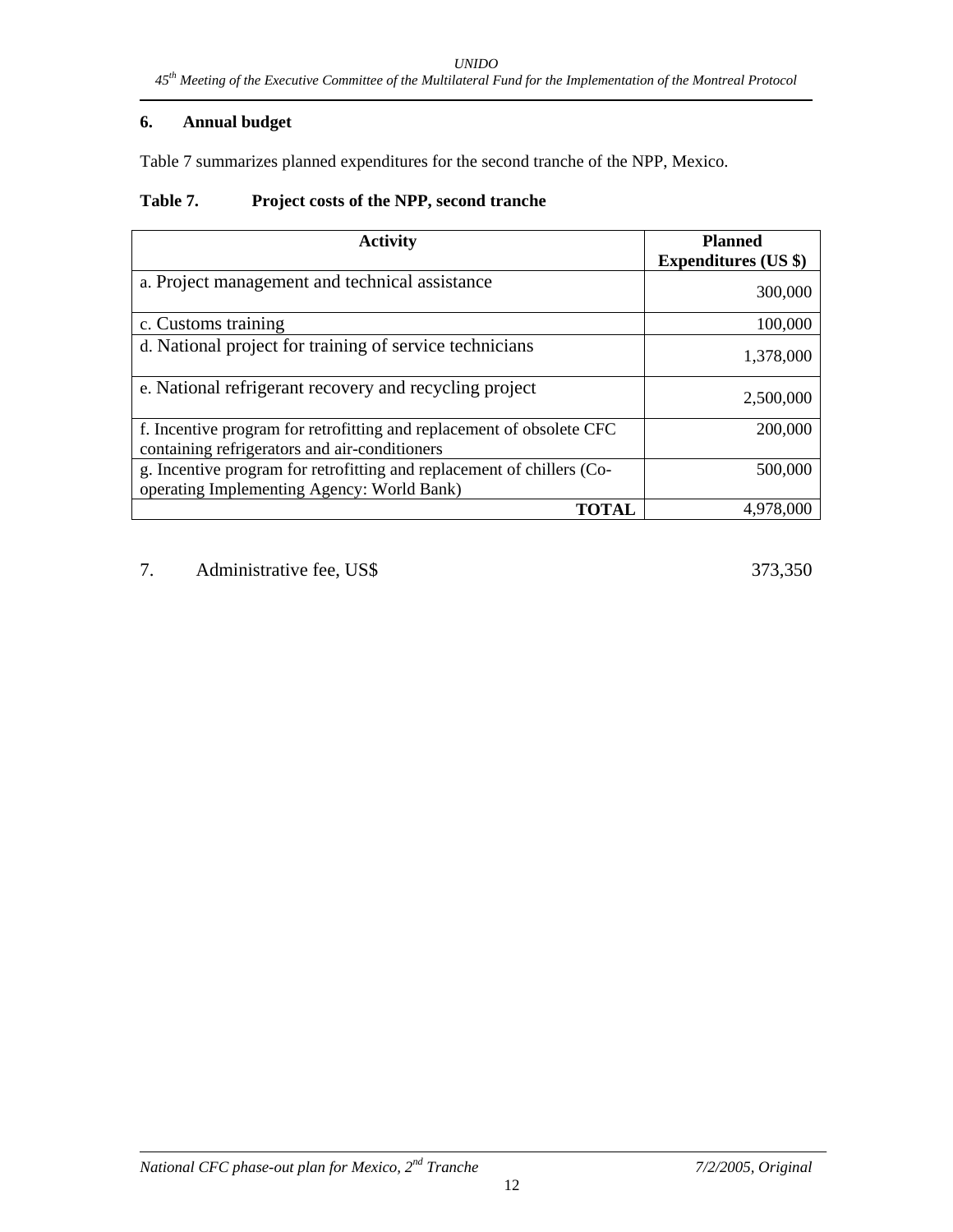## 6. Annual budget

Table 7 summarizes planned expenditures for the second tranche of the NPP, Mexico.

**Table 7. Project costs of the NPP, second tranche**

| Activity | Planned Expenditures (US $) |
|---|---|
| a. Project management and technical assistance | 300,000 |
| c. Customs training | 100,000 |
| d. National project for training of service technicians | 1,378,000 |
| e. National refrigerant recovery and recycling project | 2,500,000 |
| f. Incentive program for retrofitting and replacement of obsolete CFC containing refrigerators and air-conditioners | 200,000 |
| g. Incentive program for retrofitting and replacement of chillers (Co-operating Implementing Agency: World Bank) | 500,000 |
| **TOTAL** | 4,978,000 |

7. Administrative fee, US$ 373,350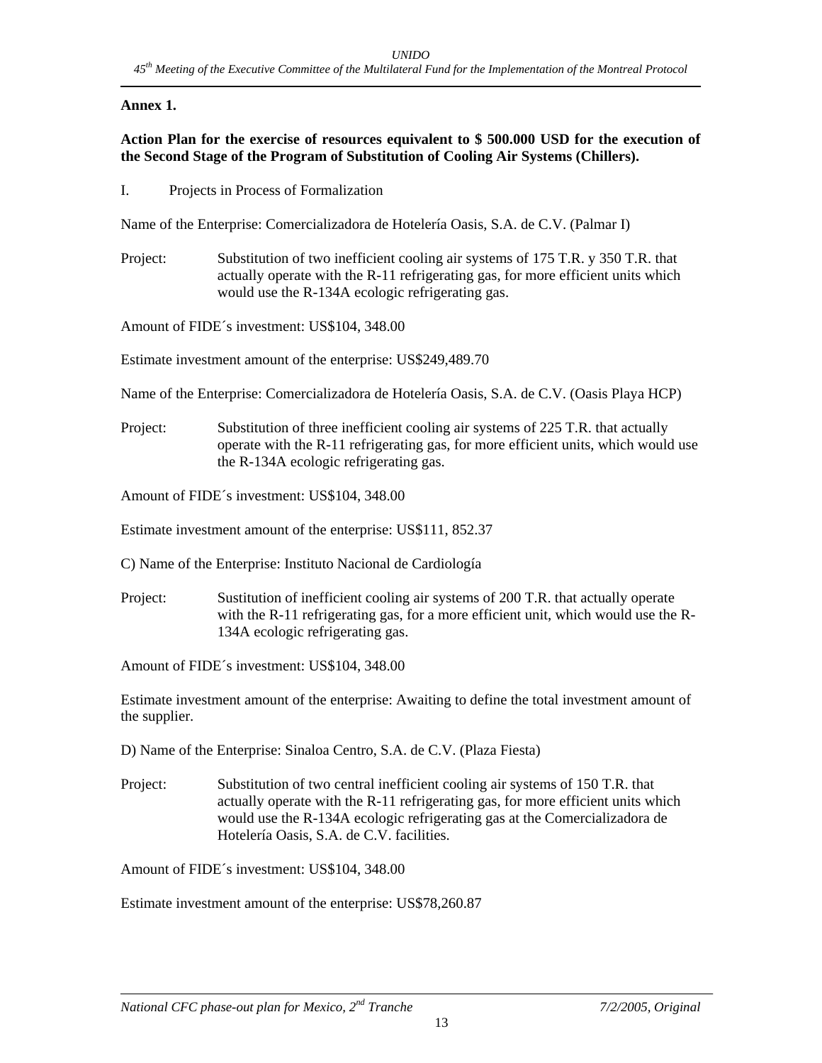**Annex 1.**

**Action Plan for the exercise of resources equivalent to \$ 500.000 USD for the execution of the Second Stage of the Program of Substitution of Cooling Air Systems (Chillers).**

I. Projects in Process of Formalization

Name of the Enterprise: Comercializadora de Hotelería Oasis, S.A. de C.V. (Palmar I)

Project: Substitution of two inefficient cooling air systems of 175 T.R. y 350 T.R. that actually operate with the R-11 refrigerating gas, for more efficient units which would use the R-134A ecologic refrigerating gas.

Amount of FIDE´s investment: US\$104, 348.00

Estimate investment amount of the enterprise: US\$249,489.70

Name of the Enterprise: Comercializadora de Hotelería Oasis, S.A. de C.V. (Oasis Playa HCP)

Project: Substitution of three inefficient cooling air systems of 225 T.R. that actually operate with the R-11 refrigerating gas, for more efficient units, which would use the R-134A ecologic refrigerating gas.

Amount of FIDE´s investment: US\$104, 348.00

Estimate investment amount of the enterprise: US\$111, 852.37

C) Name of the Enterprise: Instituto Nacional de Cardiología

Project: Sustitution of inefficient cooling air systems of 200 T.R. that actually operate with the R-11 refrigerating gas, for a more efficient unit, which would use the R-134A ecologic refrigerating gas.

Amount of FIDE´s investment: US\$104, 348.00

Estimate investment amount of the enterprise: Awaiting to define the total investment amount of the supplier.

D) Name of the Enterprise: Sinaloa Centro, S.A. de C.V. (Plaza Fiesta)

Project: Substitution of two central inefficient cooling air systems of 150 T.R. that actually operate with the R-11 refrigerating gas, for more efficient units which would use the R-134A ecologic refrigerating gas at the Comercializadora de Hotelería Oasis, S.A. de C.V. facilities.

Amount of FIDE´s investment: US\$104, 348.00

Estimate investment amount of the enterprise: US\$78,260.87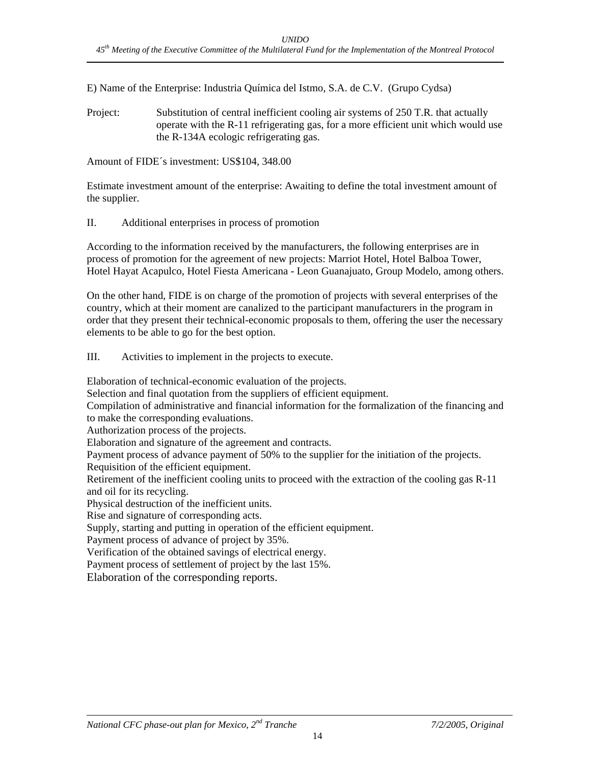E) Name of the Enterprise: Industria Química del Istmo, S.A. de C.V. (Grupo Cydsa)

Project: Substitution of central inefficient cooling air systems of 250 T.R. that actually operate with the R-11 refrigerating gas, for a more efficient unit which would use the R-134A ecologic refrigerating gas.

Amount of FIDE´s investment: US$104, 348.00

Estimate investment amount of the enterprise: Awaiting to define the total investment amount of the supplier.

II. Additional enterprises in process of promotion

According to the information received by the manufacturers, the following enterprises are in process of promotion for the agreement of new projects: Marriot Hotel, Hotel Balboa Tower, Hotel Hayat Acapulco, Hotel Fiesta Americana - Leon Guanajuato, Group Modelo, among others.

On the other hand, FIDE is on charge of the promotion of projects with several enterprises of the country, which at their moment are canalized to the participant manufacturers in the program in order that they present their technical-economic proposals to them, offering the user the necessary elements to be able to go for the best option.

III. Activities to implement in the projects to execute.

Elaboration of technical-economic evaluation of the projects.
Selection and final quotation from the suppliers of efficient equipment.
Compilation of administrative and financial information for the formalization of the financing and to make the corresponding evaluations.
Authorization process of the projects.
Elaboration and signature of the agreement and contracts.
Payment process of advance payment of 50% to the supplier for the initiation of the projects.
Requisition of the efficient equipment.
Retirement of the inefficient cooling units to proceed with the extraction of the cooling gas R-11 and oil for its recycling.
Physical destruction of the inefficient units.
Rise and signature of corresponding acts.
Supply, starting and putting in operation of the efficient equipment.
Payment process of advance of project by 35%.
Verification of the obtained savings of electrical energy.
Payment process of settlement of project by the last 15%.
Elaboration of the corresponding reports.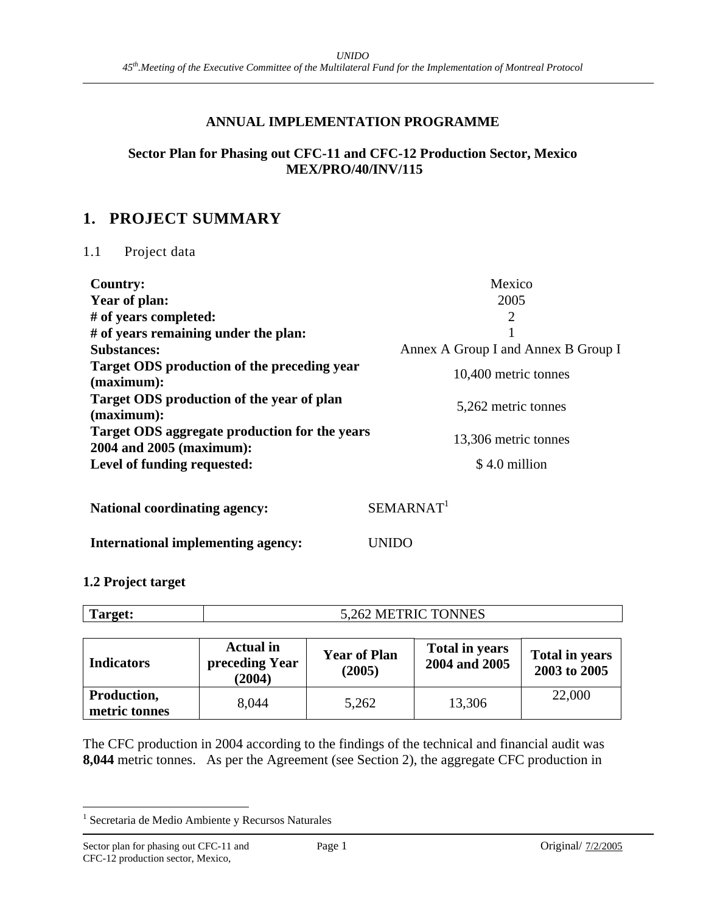## ANNUAL IMPLEMENTATION PROGRAMME

**Sector Plan for Phasing out CFC-11 and CFC-12 Production Sector, Mexico**
**MEX/PRO/40/INV/115**

# 1. PROJECT SUMMARY

1.1 Project data

| | |
|---|---|
| **Country:** | Mexico |
| **Year of plan:** | 2005 |
| **# of years completed:** | 2 |
| **# of years remaining under the plan:** | 1 |
| **Substances:** | Annex A Group I and Annex B Group I |
| **Target ODS production of the preceding year (maximum):** | 10,400 metric tonnes |
| **Target ODS production of the year of plan (maximum):** | 5,262 metric tonnes |
| **Target ODS aggregate production for the years 2004 and 2005 (maximum):** | 13,306 metric tonnes |
| **Level of funding requested:** | $ 4.0 million |

**National coordinating agency:** SEMARNAT[1]

**International implementing agency:** UNIDO

**1.2 Project target**

| **Target:** | 5,262 METRIC TONNES |
|---|---|

| **Indicators** | **Actual in preceding Year (2004)** | **Year of Plan (2005)** | **Total in years 2004 and 2005** | **Total in years 2003 to 2005** |
|---|---|---|---|---|
| **Production, metric tonnes** | 8,044 | 5,262 | 13,306 | 22,000 |

The CFC production in 2004 according to the findings of the technical and financial audit was **8,044** metric tonnes. As per the Agreement (see Section 2), the aggregate CFC production in

[1] Secretaria de Medio Ambiente y Recursos Naturales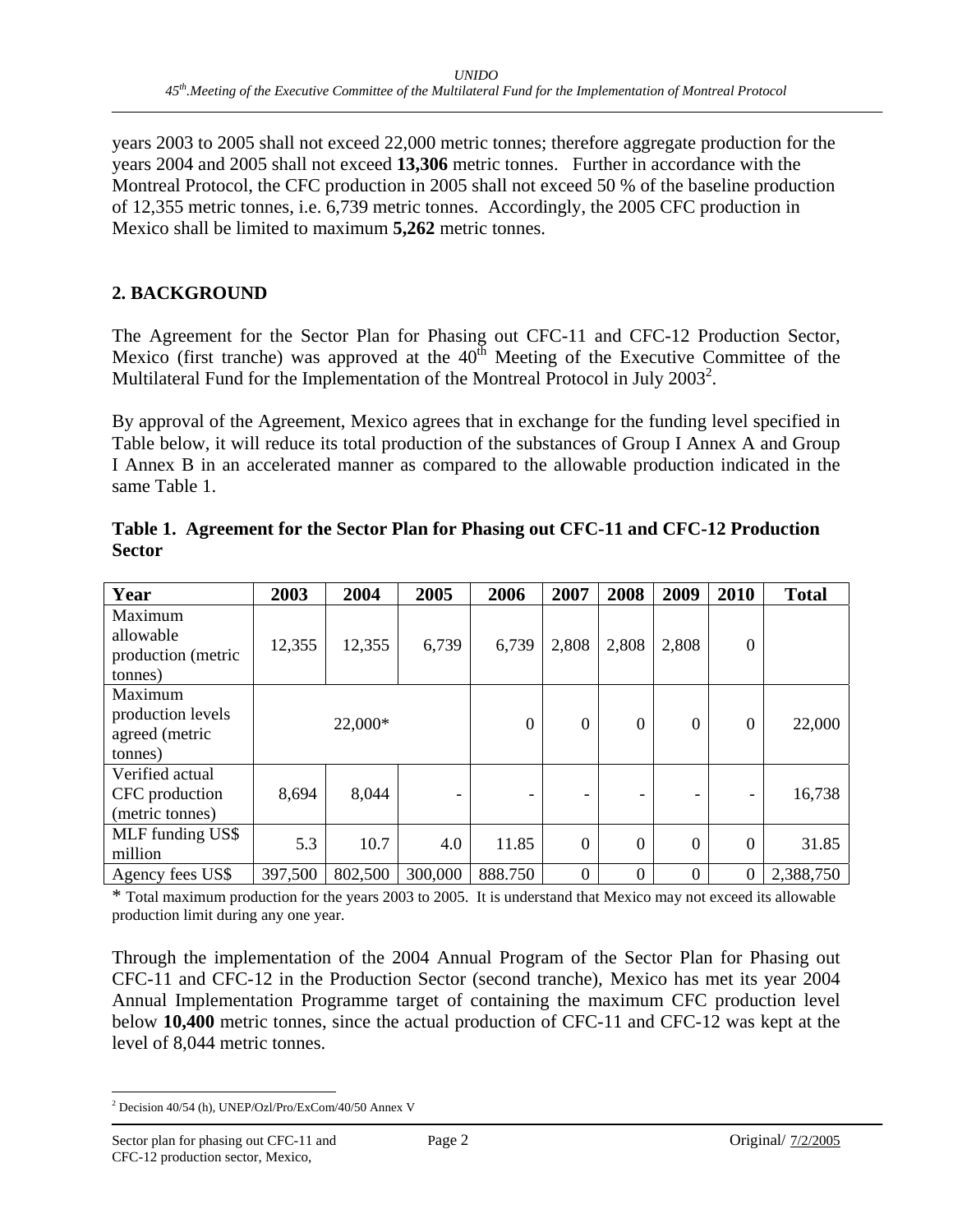years 2003 to 2005 shall not exceed 22,000 metric tonnes; therefore aggregate production for the years 2004 and 2005 shall not exceed **13,306** metric tonnes. Further in accordance with the Montreal Protocol, the CFC production in 2005 shall not exceed 50 % of the baseline production of 12,355 metric tonnes, i.e. 6,739 metric tonnes. Accordingly, the 2005 CFC production in Mexico shall be limited to maximum **5,262** metric tonnes.

## 2. BACKGROUND

The Agreement for the Sector Plan for Phasing out CFC-11 and CFC-12 Production Sector, Mexico (first tranche) was approved at the 40th Meeting of the Executive Committee of the Multilateral Fund for the Implementation of the Montreal Protocol in July 2003[2].

By approval of the Agreement, Mexico agrees that in exchange for the funding level specified in Table below, it will reduce its total production of the substances of Group I Annex A and Group I Annex B in an accelerated manner as compared to the allowable production indicated in the same Table 1.

**Table 1. Agreement for the Sector Plan for Phasing out CFC-11 and CFC-12 Production Sector**

| Year | 2003 | 2004 | 2005 | 2006 | 2007 | 2008 | 2009 | 2010 | Total |
|---|---|---|---|---|---|---|---|---|---|
| Maximum allowable production (metric tonnes) | 12,355 | 12,355 | 6,739 | 6,739 | 2,808 | 2,808 | 2,808 | 0 | |
| Maximum production levels agreed (metric tonnes) | 22,000* | | | 0 | 0 | 0 | 0 | 0 | 22,000 |
| Verified actual CFC production (metric tonnes) | 8,694 | 8,044 | - | - | - | - | - | - | 16,738 |
| MLF funding US$ million | 5.3 | 10.7 | 4.0 | 11.85 | 0 | 0 | 0 | 0 | 31.85 |
| Agency fees US$ | 397,500 | 802,500 | 300,000 | 888.750 | 0 | 0 | 0 | 0 | 2,388,750 |

* Total maximum production for the years 2003 to 2005. It is understand that Mexico may not exceed its allowable production limit during any one year.

Through the implementation of the 2004 Annual Program of the Sector Plan for Phasing out CFC-11 and CFC-12 in the Production Sector (second tranche), Mexico has met its year 2004 Annual Implementation Programme target of containing the maximum CFC production level below **10,400** metric tonnes, since the actual production of CFC-11 and CFC-12 was kept at the level of 8,044 metric tonnes.

[2] Decision 40/54 (h), UNEP/Ozl/Pro/ExCom/40/50 Annex V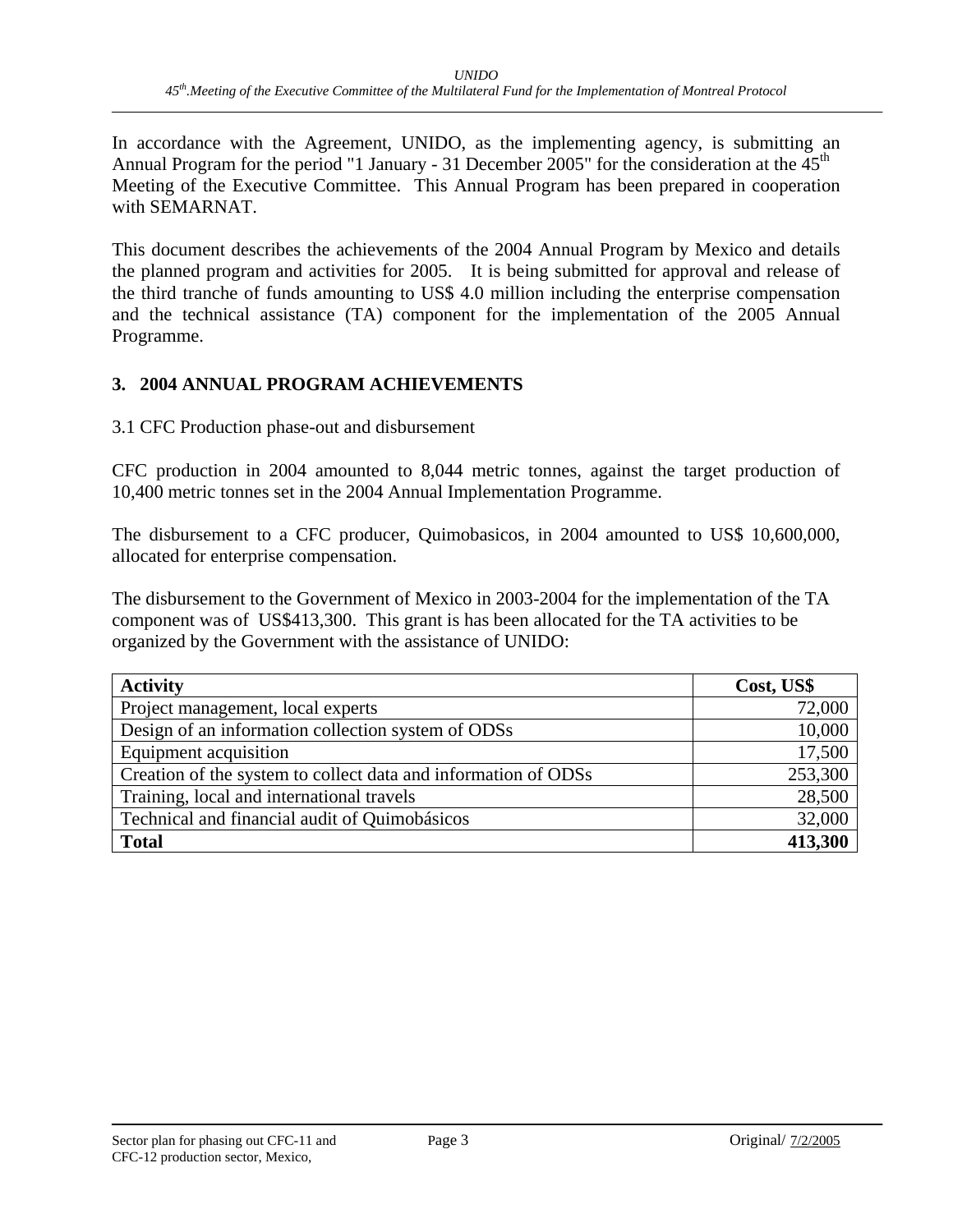In accordance with the Agreement, UNIDO, as the implementing agency, is submitting an Annual Program for the period "1 January - 31 December 2005" for the consideration at the 45th Meeting of the Executive Committee. This Annual Program has been prepared in cooperation with SEMARNAT.

This document describes the achievements of the 2004 Annual Program by Mexico and details the planned program and activities for 2005. It is being submitted for approval and release of the third tranche of funds amounting to US$ 4.0 million including the enterprise compensation and the technical assistance (TA) component for the implementation of the 2005 Annual Programme.

## 3. 2004 ANNUAL PROGRAM ACHIEVEMENTS

3.1 CFC Production phase-out and disbursement

CFC production in 2004 amounted to 8,044 metric tonnes, against the target production of 10,400 metric tonnes set in the 2004 Annual Implementation Programme.

The disbursement to a CFC producer, Quimobasicos, in 2004 amounted to US$ 10,600,000, allocated for enterprise compensation.

The disbursement to the Government of Mexico in 2003-2004 for the implementation of the TA component was of US$413,300. This grant is has been allocated for the TA activities to be organized by the Government with the assistance of UNIDO:

| **Activity** | **Cost, US$** |
|---|---:|
| Project management, local experts | 72,000 |
| Design of an information collection system of ODSs | 10,000 |
| Equipment acquisition | 17,500 |
| Creation of the system to collect data and information of ODSs | 253,300 |
| Training, local and international travels | 28,500 |
| Technical and financial audit of Quimobásicos | 32,000 |
| **Total** | **413,300** |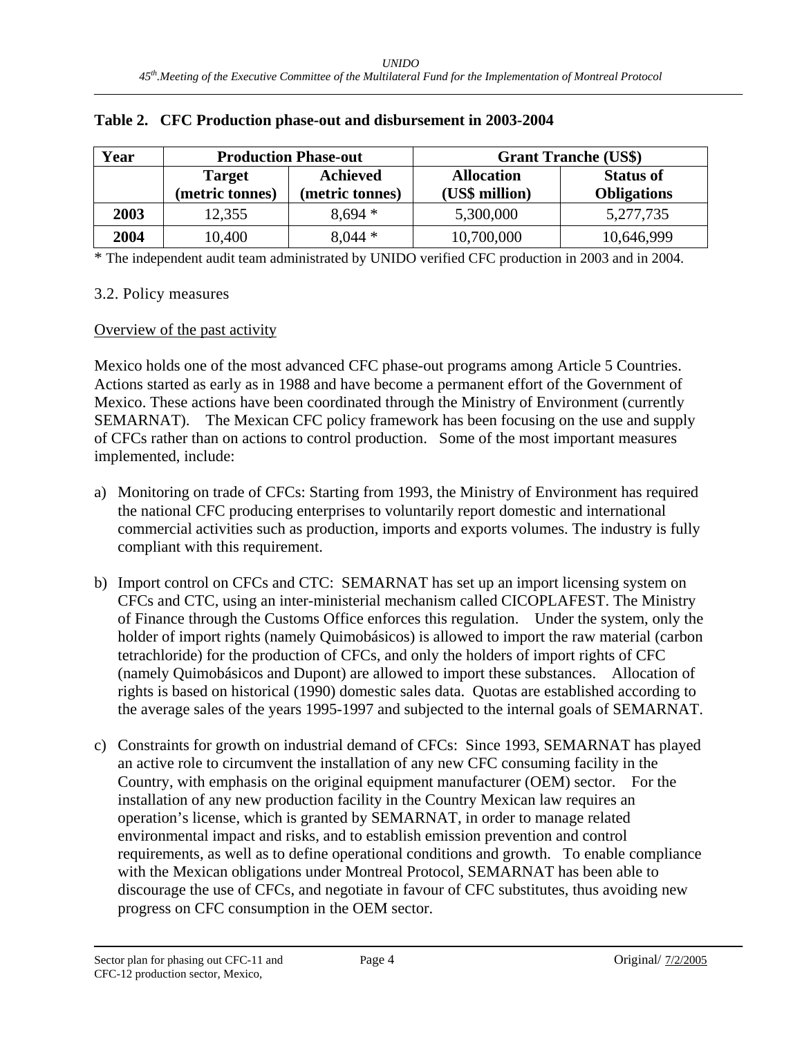**Table 2. CFC Production phase-out and disbursement in 2003-2004**

| Year | Production Phase-out | | Grant Tranche (US$) | |
|---|---|---|---|---|
| | Target (metric tonnes) | Achieved (metric tonnes) | Allocation (US$ million) | Status of Obligations |
| **2003** | 12,355 | 8,694 * | 5,300,000 | 5,277,735 |
| **2004** | 10,400 | 8,044 * | 10,700,000 | 10,646,999 |

* The independent audit team administrated by UNIDO verified CFC production in 2003 and in 2004.

3.2. Policy measures

<u>Overview of the past activity</u>

Mexico holds one of the most advanced CFC phase-out programs among Article 5 Countries. Actions started as early as in 1988 and have become a permanent effort of the Government of Mexico. These actions have been coordinated through the Ministry of Environment (currently SEMARNAT). The Mexican CFC policy framework has been focusing on the use and supply of CFCs rather than on actions to control production. Some of the most important measures implemented, include:

a) Monitoring on trade of CFCs: Starting from 1993, the Ministry of Environment has required the national CFC producing enterprises to voluntarily report domestic and international commercial activities such as production, imports and exports volumes. The industry is fully compliant with this requirement.

b) Import control on CFCs and CTC: SEMARNAT has set up an import licensing system on CFCs and CTC, using an inter-ministerial mechanism called CICOPLAFEST. The Ministry of Finance through the Customs Office enforces this regulation. Under the system, only the holder of import rights (namely Quimobásicos) is allowed to import the raw material (carbon tetrachloride) for the production of CFCs, and only the holders of import rights of CFC (namely Quimobásicos and Dupont) are allowed to import these substances. Allocation of rights is based on historical (1990) domestic sales data. Quotas are established according to the average sales of the years 1995-1997 and subjected to the internal goals of SEMARNAT.

c) Constraints for growth on industrial demand of CFCs: Since 1993, SEMARNAT has played an active role to circumvent the installation of any new CFC consuming facility in the Country, with emphasis on the original equipment manufacturer (OEM) sector. For the installation of any new production facility in the Country Mexican law requires an operation's license, which is granted by SEMARNAT, in order to manage related environmental impact and risks, and to establish emission prevention and control requirements, as well as to define operational conditions and growth. To enable compliance with the Mexican obligations under Montreal Protocol, SEMARNAT has been able to discourage the use of CFCs, and negotiate in favour of CFC substitutes, thus avoiding new progress on CFC consumption in the OEM sector.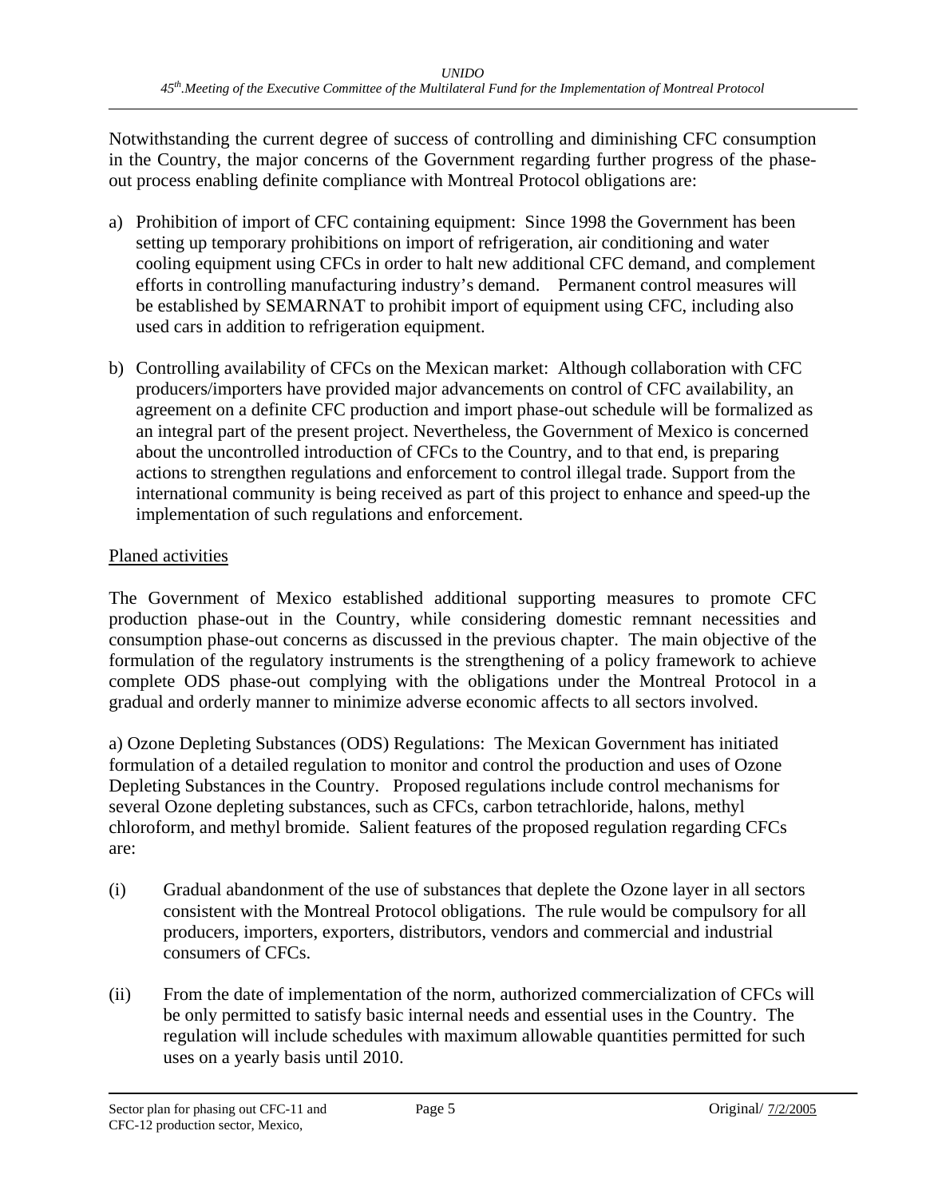Notwithstanding the current degree of success of controlling and diminishing CFC consumption in the Country, the major concerns of the Government regarding further progress of the phase-out process enabling definite compliance with Montreal Protocol obligations are:

a) Prohibition of import of CFC containing equipment: Since 1998 the Government has been setting up temporary prohibitions on import of refrigeration, air conditioning and water cooling equipment using CFCs in order to halt new additional CFC demand, and complement efforts in controlling manufacturing industry's demand. Permanent control measures will be established by SEMARNAT to prohibit import of equipment using CFC, including also used cars in addition to refrigeration equipment.

b) Controlling availability of CFCs on the Mexican market: Although collaboration with CFC producers/importers have provided major advancements on control of CFC availability, an agreement on a definite CFC production and import phase-out schedule will be formalized as an integral part of the present project. Nevertheless, the Government of Mexico is concerned about the uncontrolled introduction of CFCs to the Country, and to that end, is preparing actions to strengthen regulations and enforcement to control illegal trade. Support from the international community is being received as part of this project to enhance and speed-up the implementation of such regulations and enforcement.

<u>Planed activities</u>

The Government of Mexico established additional supporting measures to promote CFC production phase-out in the Country, while considering domestic remnant necessities and consumption phase-out concerns as discussed in the previous chapter. The main objective of the formulation of the regulatory instruments is the strengthening of a policy framework to achieve complete ODS phase-out complying with the obligations under the Montreal Protocol in a gradual and orderly manner to minimize adverse economic affects to all sectors involved.

a) Ozone Depleting Substances (ODS) Regulations: The Mexican Government has initiated formulation of a detailed regulation to monitor and control the production and uses of Ozone Depleting Substances in the Country. Proposed regulations include control mechanisms for several Ozone depleting substances, such as CFCs, carbon tetrachloride, halons, methyl chloroform, and methyl bromide. Salient features of the proposed regulation regarding CFCs are:

(i) Gradual abandonment of the use of substances that deplete the Ozone layer in all sectors consistent with the Montreal Protocol obligations. The rule would be compulsory for all producers, importers, exporters, distributors, vendors and commercial and industrial consumers of CFCs.

(ii) From the date of implementation of the norm, authorized commercialization of CFCs will be only permitted to satisfy basic internal needs and essential uses in the Country. The regulation will include schedules with maximum allowable quantities permitted for such uses on a yearly basis until 2010.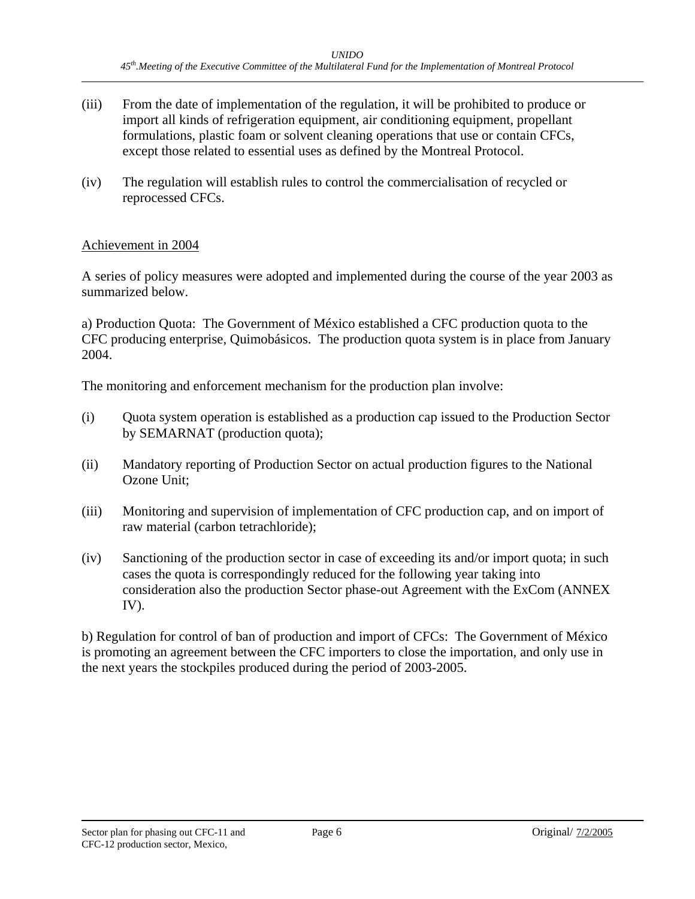(iii) From the date of implementation of the regulation, it will be prohibited to produce or import all kinds of refrigeration equipment, air conditioning equipment, propellant formulations, plastic foam or solvent cleaning operations that use or contain CFCs, except those related to essential uses as defined by the Montreal Protocol.

(iv) The regulation will establish rules to control the commercialisation of recycled or reprocessed CFCs.

<u>Achievement in 2004</u>

A series of policy measures were adopted and implemented during the course of the year 2003 as summarized below.

a) Production Quota: The Government of México established a CFC production quota to the CFC producing enterprise, Quimobásicos. The production quota system is in place from January 2004.

The monitoring and enforcement mechanism for the production plan involve:

(i) Quota system operation is established as a production cap issued to the Production Sector by SEMARNAT (production quota);

(ii) Mandatory reporting of Production Sector on actual production figures to the National Ozone Unit;

(iii) Monitoring and supervision of implementation of CFC production cap, and on import of raw material (carbon tetrachloride);

(iv) Sanctioning of the production sector in case of exceeding its and/or import quota; in such cases the quota is correspondingly reduced for the following year taking into consideration also the production Sector phase-out Agreement with the ExCom (ANNEX IV).

b) Regulation for control of ban of production and import of CFCs: The Government of México is promoting an agreement between the CFC importers to close the importation, and only use in the next years the stockpiles produced during the period of 2003-2005.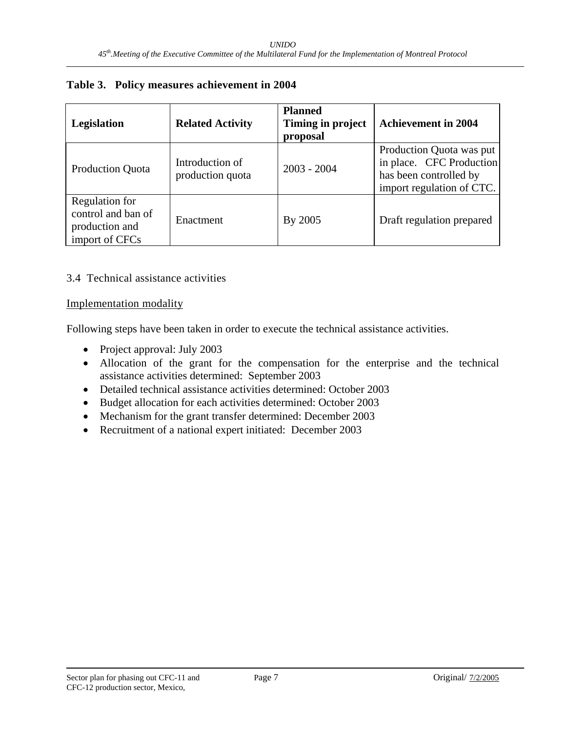**Table 3. Policy measures achievement in 2004**

| Legislation | Related Activity | Planned Timing in project proposal | Achievement in 2004 |
|---|---|---|---|
| Production Quota | Introduction of production quota | 2003 - 2004 | Production Quota was put in place. CFC Production has been controlled by import regulation of CTC. |
| Regulation for control and ban of production and import of CFCs | Enactment | By 2005 | Draft regulation prepared |

3.4 Technical assistance activities

Implementation modality

Following steps have been taken in order to execute the technical assistance activities.

- Project approval: July 2003
- Allocation of the grant for the compensation for the enterprise and the technical assistance activities determined: September 2003
- Detailed technical assistance activities determined: October 2003
- Budget allocation for each activities determined: October 2003
- Mechanism for the grant transfer determined: December 2003
- Recruitment of a national expert initiated: December 2003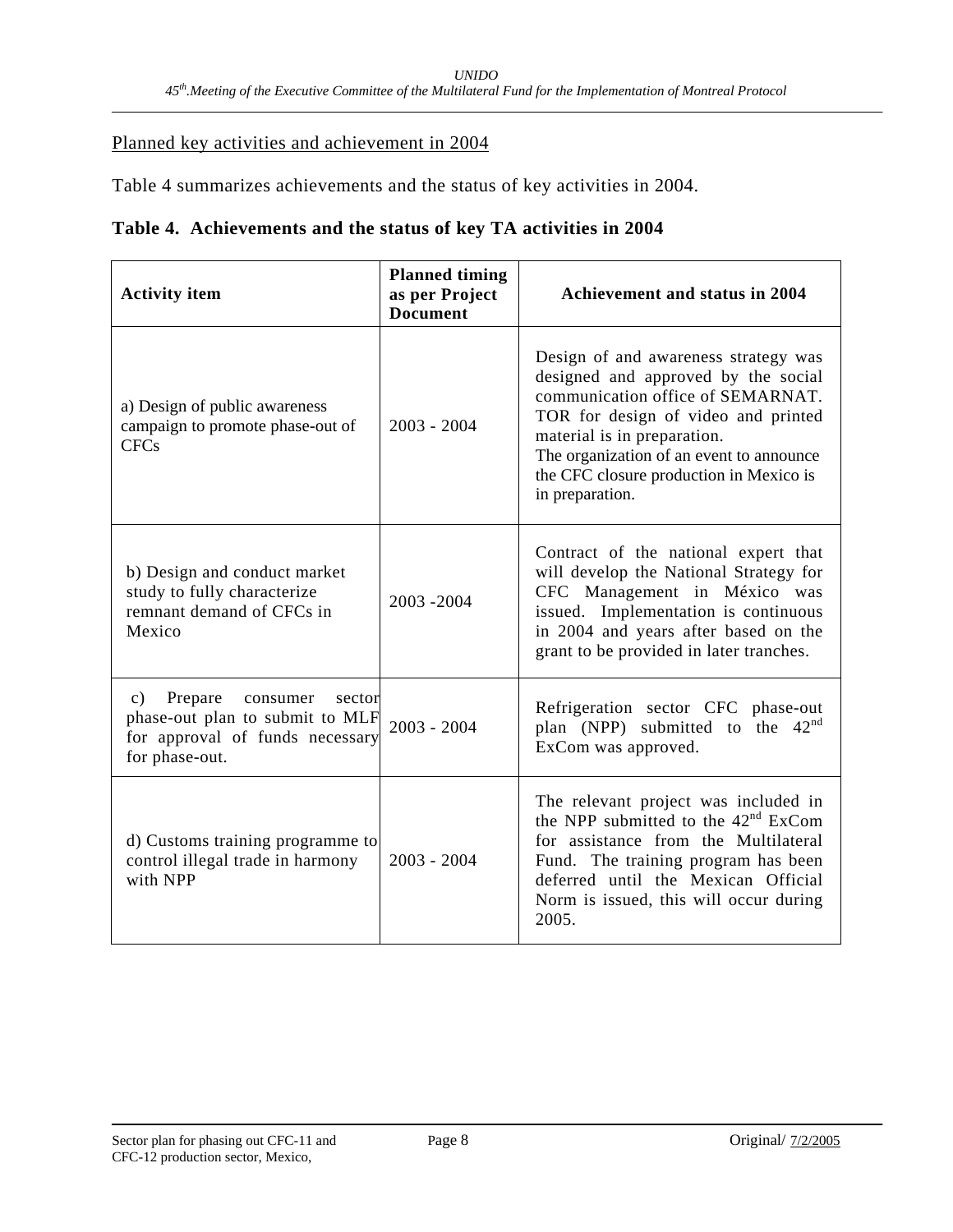Planned key activities and achievement in 2004

Table 4 summarizes achievements and the status of key activities in 2004.

**Table 4. Achievements and the status of key TA activities in 2004**

| Activity item | Planned timing as per Project Document | Achievement and status in 2004 |
|---|---|---|
| a) Design of public awareness campaign to promote phase-out of CFCs | 2003 - 2004 | Design of and awareness strategy was designed and approved by the social communication office of SEMARNAT. TOR for design of video and printed material is in preparation. The organization of an event to announce the CFC closure production in Mexico is in preparation. |
| b) Design and conduct market study to fully characterize remnant demand of CFCs in Mexico | 2003 -2004 | Contract of the national expert that will develop the National Strategy for CFC Management in México was issued. Implementation is continuous in 2004 and years after based on the grant to be provided in later tranches. |
| c) Prepare consumer sector phase-out plan to submit to MLF for approval of funds necessary for phase-out. | 2003 - 2004 | Refrigeration sector CFC phase-out plan (NPP) submitted to the 42nd ExCom was approved. |
| d) Customs training programme to control illegal trade in harmony with NPP | 2003 - 2004 | The relevant project was included in the NPP submitted to the 42nd ExCom for assistance from the Multilateral Fund. The training program has been deferred until the Mexican Official Norm is issued, this will occur during 2005. |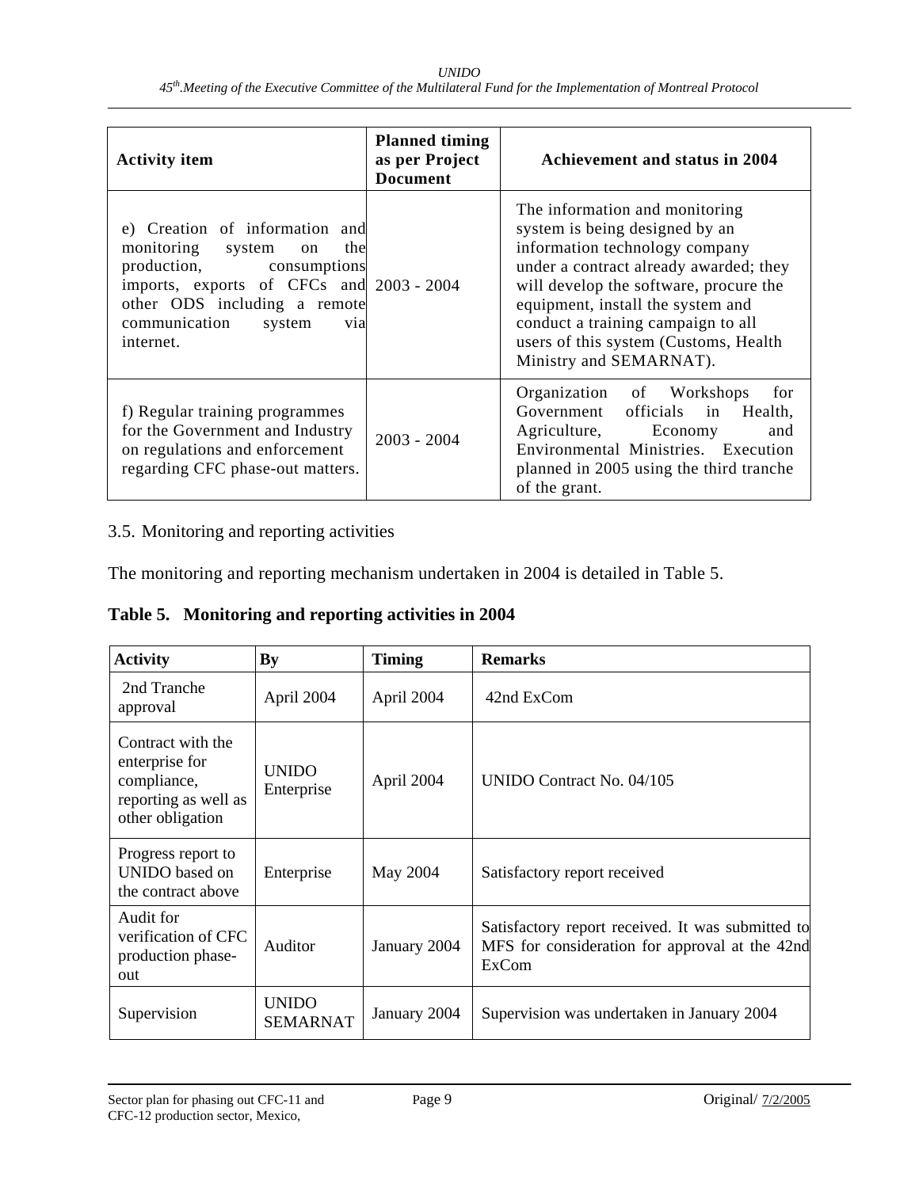| Activity item | Planned timing as per Project Document | Achievement and status in 2004 |
| --- | --- | --- |
| e) Creation of information and monitoring system on the production, consumptions imports, exports of CFCs and other ODS including a remote communication system via internet. | 2003 - 2004 | The information and monitoring system is being designed by an information technology company under a contract already awarded; they will develop the software, procure the equipment, install the system and conduct a training campaign to all users of this system (Customs, Health Ministry and SEMARNAT). |
| f) Regular training programmes for the Government and Industry on regulations and enforcement regarding CFC phase-out matters. | 2003 - 2004 | Organization of Workshops for Government officials in Health, Agriculture, Economy and Environmental Ministries. Execution planned in 2005 using the third tranche of the grant. |

3.5. Monitoring and reporting activities

The monitoring and reporting mechanism undertaken in 2004 is detailed in Table 5.

**Table 5. Monitoring and reporting activities in 2004**

| Activity | By | Timing | Remarks |
| --- | --- | --- | --- |
| 2nd Tranche approval | April 2004 | April 2004 | 42nd ExCom |
| Contract with the enterprise for compliance, reporting as well as other obligation | UNIDO Enterprise | April 2004 | UNIDO Contract No. 04/105 |
| Progress report to UNIDO based on the contract above | Enterprise | May 2004 | Satisfactory report received |
| Audit for verification of CFC production phase-out | Auditor | January 2004 | Satisfactory report received. It was submitted to MFS for consideration for approval at the 42nd ExCom |
| Supervision | UNIDO SEMARNAT | January 2004 | Supervision was undertaken in January 2004 |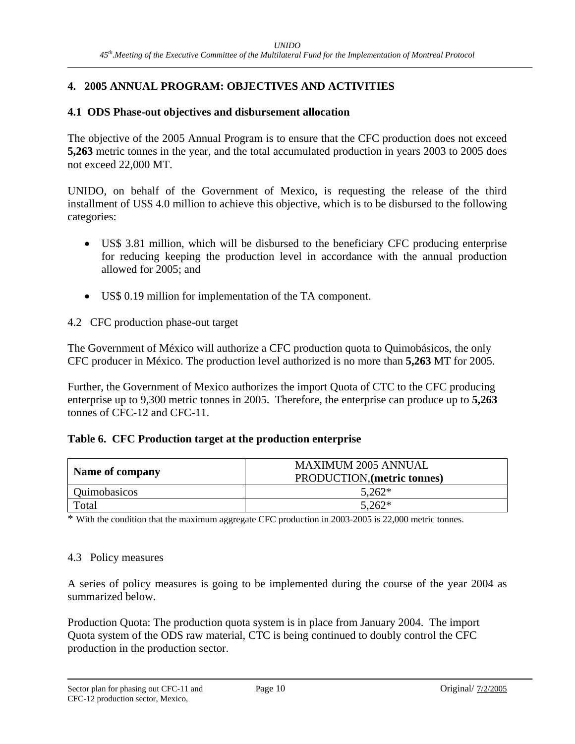## 4. 2005 ANNUAL PROGRAM: OBJECTIVES AND ACTIVITIES

### 4.1 ODS Phase-out objectives and disbursement allocation

The objective of the 2005 Annual Program is to ensure that the CFC production does not exceed **5,263** metric tonnes in the year, and the total accumulated production in years 2003 to 2005 does not exceed 22,000 MT.

UNIDO, on behalf of the Government of Mexico, is requesting the release of the third installment of US$ 4.0 million to achieve this objective, which is to be disbursed to the following categories:

- US$ 3.81 million, which will be disbursed to the beneficiary CFC producing enterprise for reducing keeping the production level in accordance with the annual production allowed for 2005; and
- US$ 0.19 million for implementation of the TA component.

### 4.2 CFC production phase-out target

The Government of México will authorize a CFC production quota to Quimobásicos, the only CFC producer in México. The production level authorized is no more than **5,263** MT for 2005.

Further, the Government of Mexico authorizes the import Quota of CTC to the CFC producing enterprise up to 9,300 metric tonnes in 2005. Therefore, the enterprise can produce up to **5,263** tonnes of CFC-12 and CFC-11.

**Table 6. CFC Production target at the production enterprise**

| **Name of company** | MAXIMUM 2005 ANNUAL PRODUCTION,**(metric tonnes)** |
|---|---|
| Quimobasicos | 5,262* |
| Total | 5,262* |

\* With the condition that the maximum aggregate CFC production in 2003-2005 is 22,000 metric tonnes.

### 4.3 Policy measures

A series of policy measures is going to be implemented during the course of the year 2004 as summarized below.

Production Quota: The production quota system is in place from January 2004. The import Quota system of the ODS raw material, CTC is being continued to doubly control the CFC production in the production sector.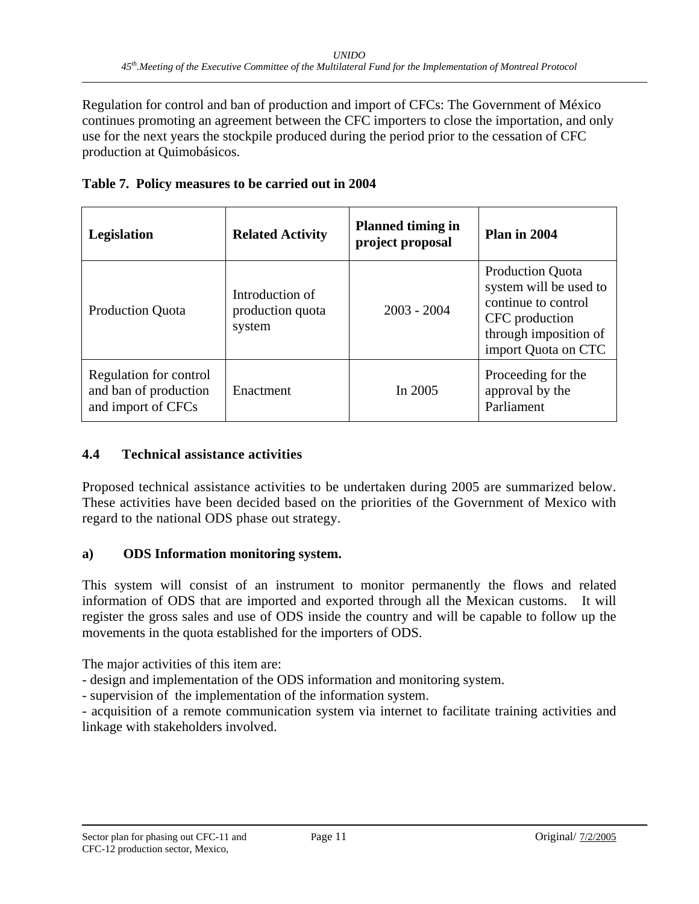Regulation for control and ban of production and import of CFCs: The Government of México continues promoting an agreement between the CFC importers to close the importation, and only use for the next years the stockpile produced during the period prior to the cessation of CFC production at Quimobásicos.

**Table 7. Policy measures to be carried out in 2004**

| **Legislation** | **Related Activity** | **Planned timing in project proposal** | **Plan in 2004** |
|---|---|---|---|
| Production Quota | Introduction of production quota system | 2003 - 2004 | Production Quota system will be used to continue to control CFC production through imposition of import Quota on CTC |
| Regulation for control and ban of production and import of CFCs | Enactment | In 2005 | Proceeding for the approval by the Parliament |

### 4.4 Technical assistance activities

Proposed technical assistance activities to be undertaken during 2005 are summarized below. These activities have been decided based on the priorities of the Government of Mexico with regard to the national ODS phase out strategy.

**a) ODS Information monitoring system.**

This system will consist of an instrument to monitor permanently the flows and related information of ODS that are imported and exported through all the Mexican customs. It will register the gross sales and use of ODS inside the country and will be capable to follow up the movements in the quota established for the importers of ODS.

The major activities of this item are:
- design and implementation of the ODS information and monitoring system.
- supervision of the implementation of the information system.
- acquisition of a remote communication system via internet to facilitate training activities and linkage with stakeholders involved.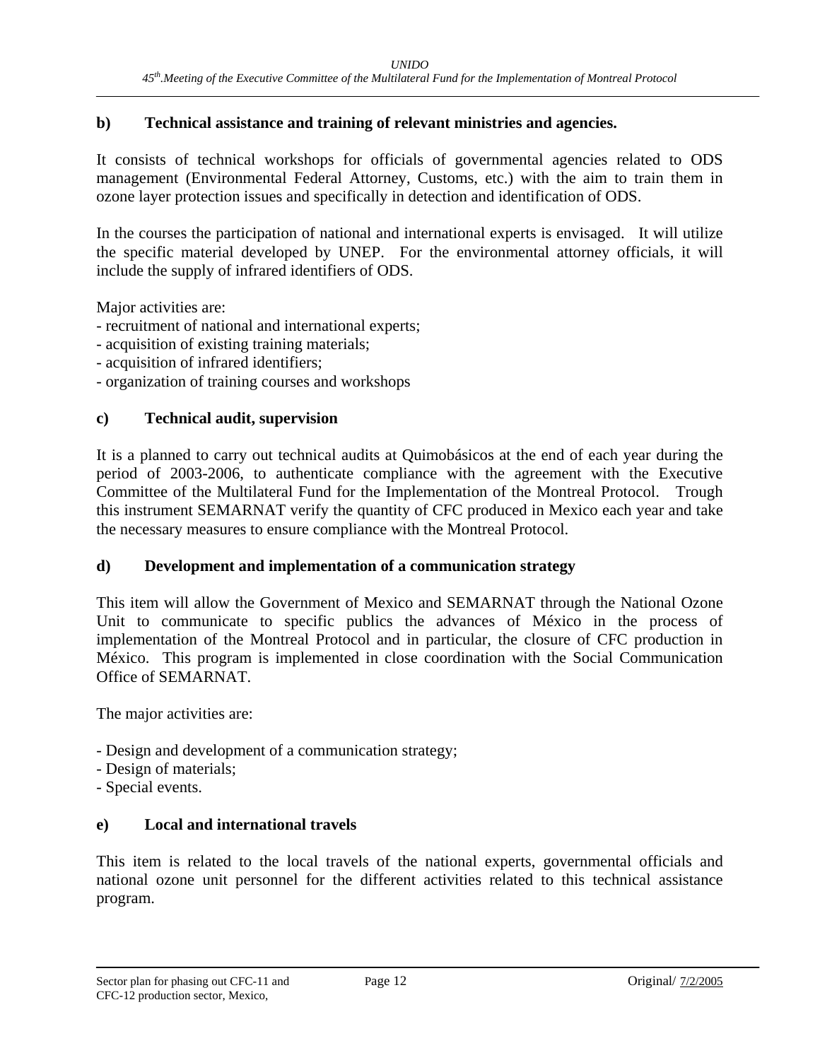**b) Technical assistance and training of relevant ministries and agencies.**

It consists of technical workshops for officials of governmental agencies related to ODS management (Environmental Federal Attorney, Customs, etc.) with the aim to train them in ozone layer protection issues and specifically in detection and identification of ODS.

In the courses the participation of national and international experts is envisaged. It will utilize the specific material developed by UNEP. For the environmental attorney officials, it will include the supply of infrared identifiers of ODS.

Major activities are:
- recruitment of national and international experts;
- acquisition of existing training materials;
- acquisition of infrared identifiers;
- organization of training courses and workshops

**c) Technical audit, supervision**

It is a planned to carry out technical audits at Quimobásicos at the end of each year during the period of 2003-2006, to authenticate compliance with the agreement with the Executive Committee of the Multilateral Fund for the Implementation of the Montreal Protocol. Trough this instrument SEMARNAT verify the quantity of CFC produced in Mexico each year and take the necessary measures to ensure compliance with the Montreal Protocol.

**d) Development and implementation of a communication strategy**

This item will allow the Government of Mexico and SEMARNAT through the National Ozone Unit to communicate to specific publics the advances of México in the process of implementation of the Montreal Protocol and in particular, the closure of CFC production in México. This program is implemented in close coordination with the Social Communication Office of SEMARNAT.

The major activities are:

- Design and development of a communication strategy;
- Design of materials;
- Special events.

**e) Local and international travels**

This item is related to the local travels of the national experts, governmental officials and national ozone unit personnel for the different activities related to this technical assistance program.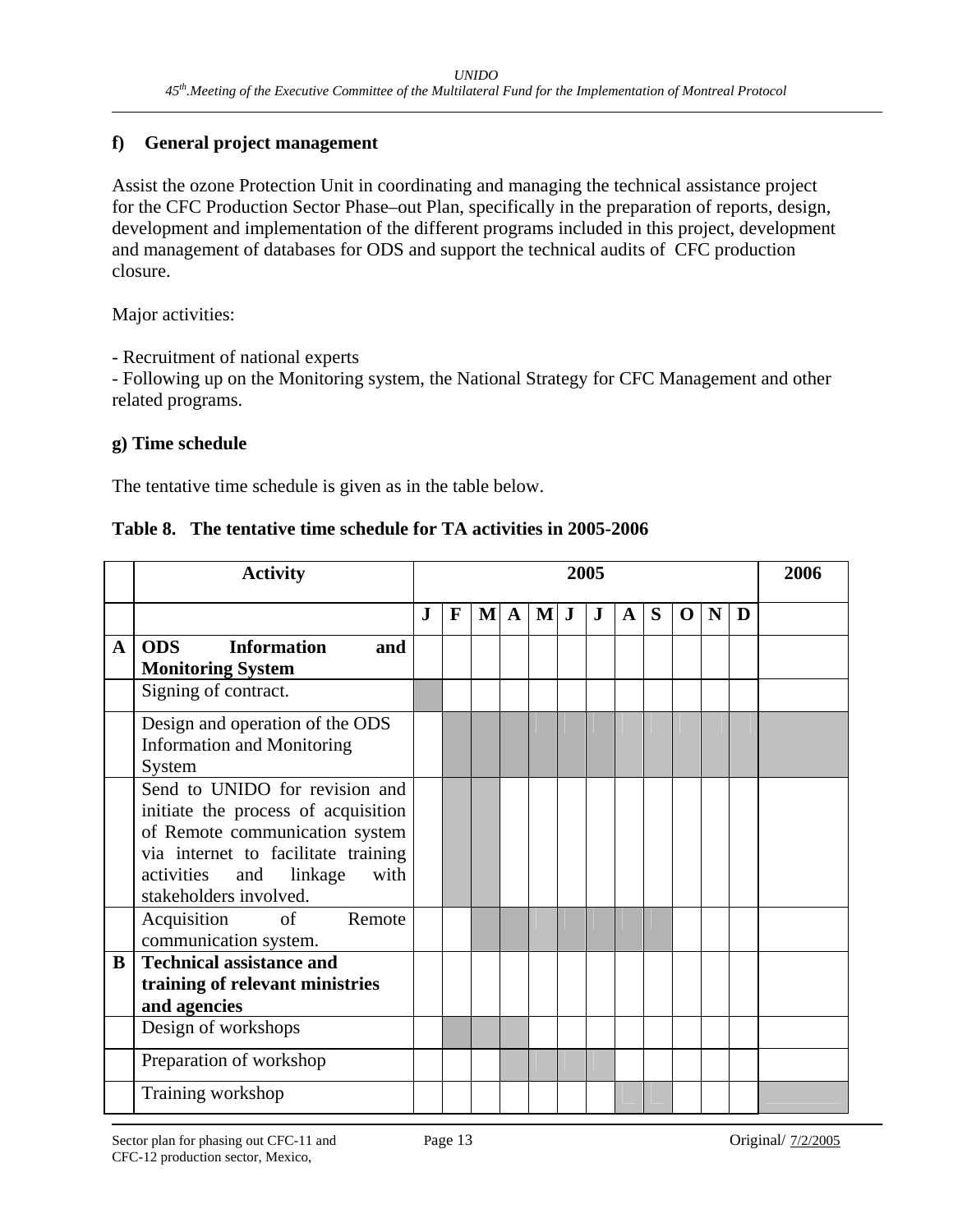#### f) General project management

Assist the ozone Protection Unit in coordinating and managing the technical assistance project for the CFC Production Sector Phase–out Plan, specifically in the preparation of reports, design, development and implementation of the different programs included in this project, development and management of databases for ODS and support the technical audits of CFC production closure.

Major activities:

- Recruitment of national experts
- Following up on the Monitoring system, the National Strategy for CFC Management and other related programs.

#### g) Time schedule

The tentative time schedule is given as in the table below.

**Table 8. The tentative time schedule for TA activities in 2005-2006**

| | Activity | 2005 | | | | | | | | | | | | 2006 |
|---|---|---|---|---|---|---|---|---|---|---|---|---|---|---|
| | | J | F | M | A | M | J | J | A | S | O | N | D | |
| A | **ODS Information and Monitoring System** | | | | | | | | | | | | | |
| | Signing of contract. | X | | | | | | | | | | | | |
| | Design and operation of the ODS Information and Monitoring System | | X | X | X | X | X | X | X | X | X | X | X | X |
| | Send to UNIDO for revision and initiate the process of acquisition of Remote communication system via internet to facilitate training activities and linkage with stakeholders involved. | | X | X | | | | | | | | | | |
| | Acquisition of Remote communication system. | | | X | X | X | X | X | X | X | | | | |
| B | **Technical assistance and training of relevant ministries and agencies** | | | | | | | | | | | | | |
| | Design of workshops | | X | X | X | | | | | | | | | |
| | Preparation of workshop | | | | X | X | X | X | | | | | | |
| | Training workshop | | | | | | | | X | X | | | | X |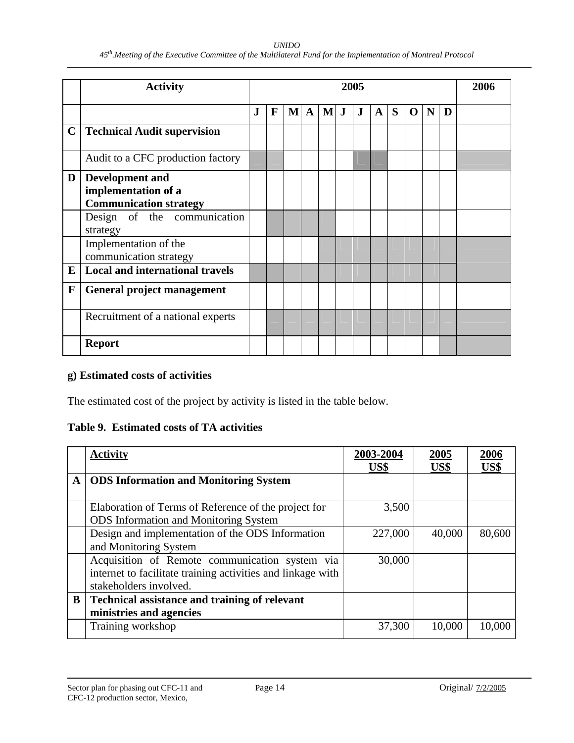|   | Activity | 2005 |   |   |   |   |   |   |   |   |   |   |   | 2006 |
|---|---|---|---|---|---|---|---|---|---|---|---|---|---|---|
|   |   | J | F | M | A | M | J | J | A | S | O | N | D |   |
| C | **Technical Audit supervision** |   |   |   |   |   |   |   |   |   |   |   |   |   |
|   | Audit to a CFC production factory |   |   |   |   |   |   |   |   |   |   |   |   |   |
| D | **Development and implementation of a Communication strategy** |   |   |   |   |   |   |   |   |   |   |   |   |   |
|   | Design of the communication strategy |   |   |   |   |   |   |   |   |   |   |   |   |   |
|   | Implementation of the communication strategy |   |   |   |   |   |   |   |   |   |   |   |   |   |
| E | **Local and international travels** |   |   |   |   |   |   |   |   |   |   |   |   |   |
| F | **General project management** |   |   |   |   |   |   |   |   |   |   |   |   |   |
|   | Recruitment of a national experts |   |   |   |   |   |   |   |   |   |   |   |   |   |
|   | **Report** |   |   |   |   |   |   |   |   |   |   |   |   |   |

**g) Estimated costs of activities**

The estimated cost of the project by activity is listed in the table below.

**Table 9. Estimated costs of TA activities**

|   | Activity | 2003-2004 US$ | 2005 US$ | 2006 US$ |
|---|---|---|---|---|
| A | **ODS Information and Monitoring System** |   |   |   |
|   | Elaboration of Terms of Reference of the project for ODS Information and Monitoring System | 3,500 |   |   |
|   | Design and implementation of the ODS Information and Monitoring System | 227,000 | 40,000 | 80,600 |
|   | Acquisition of Remote communication system via internet to facilitate training activities and linkage with stakeholders involved. | 30,000 |   |   |
| B | **Technical assistance and training of relevant ministries and agencies** |   |   |   |
|   | Training workshop | 37,300 | 10,000 | 10,000 |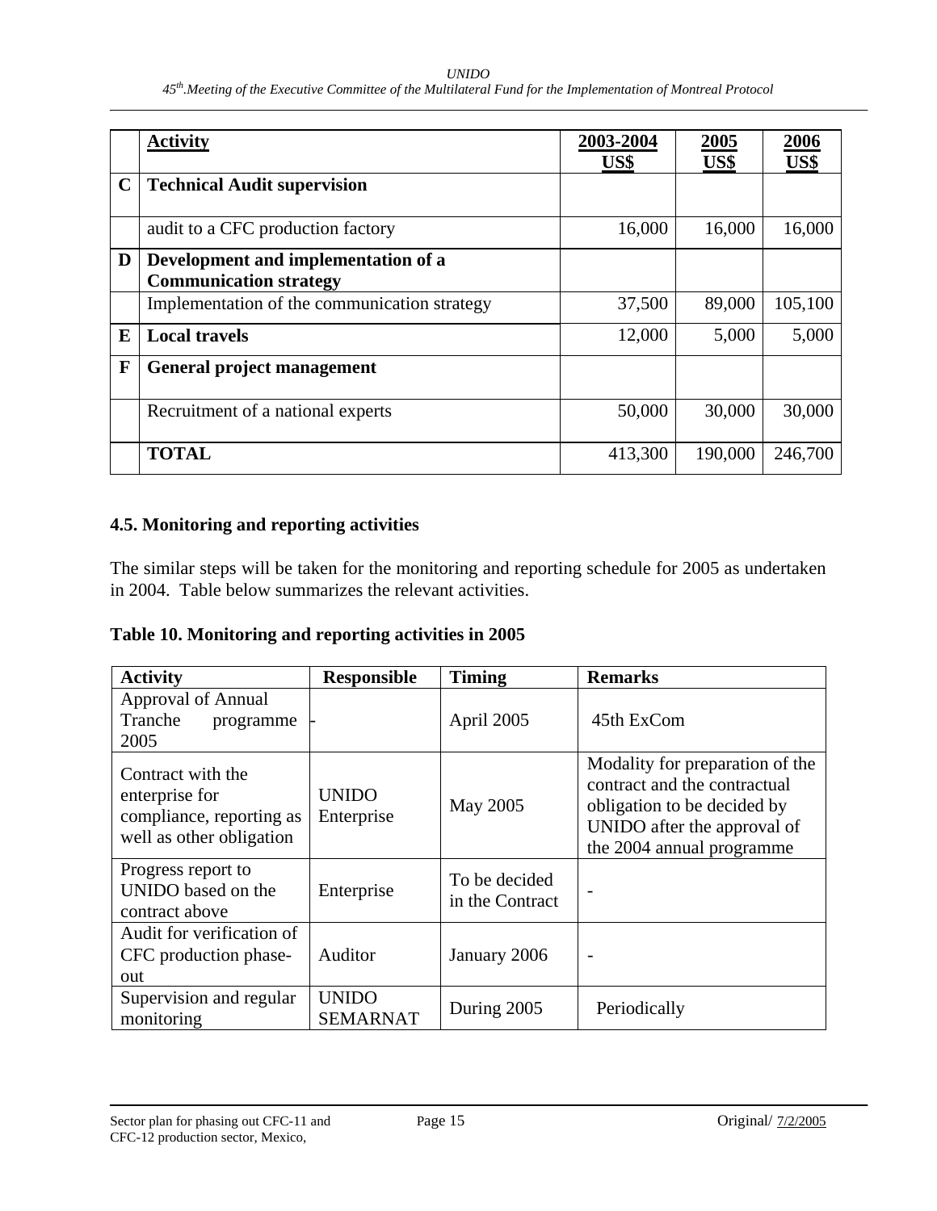| | Activity | 2003-2004 US$ | 2005 US$ | 2006 US$ |
|---|---|---|---|---|
| **C** | **Technical Audit supervision** | | | |
| | audit to a CFC production factory | 16,000 | 16,000 | 16,000 |
| **D** | **Development and implementation of a Communication strategy** | | | |
| | Implementation of the communication strategy | 37,500 | 89,000 | 105,100 |
| **E** | **Local travels** | 12,000 | 5,000 | 5,000 |
| **F** | **General project management** | | | |
| | Recruitment of a national experts | 50,000 | 30,000 | 30,000 |
| | **TOTAL** | 413,300 | 190,000 | 246,700 |

### 4.5. Monitoring and reporting activities

The similar steps will be taken for the monitoring and reporting schedule for 2005 as undertaken in 2004. Table below summarizes the relevant activities.

**Table 10. Monitoring and reporting activities in 2005**

| Activity | Responsible | Timing | Remarks |
|---|---|---|---|
| Approval of Annual Tranche programme 2005 | - | April 2005 | 45th ExCom |
| Contract with the enterprise for compliance, reporting as well as other obligation | UNIDO Enterprise | May 2005 | Modality for preparation of the contract and the contractual obligation to be decided by UNIDO after the approval of the 2004 annual programme |
| Progress report to UNIDO based on the contract above | Enterprise | To be decided in the Contract | - |
| Audit for verification of CFC production phase-out | Auditor | January 2006 | - |
| Supervision and regular monitoring | UNIDO SEMARNAT | During 2005 | Periodically |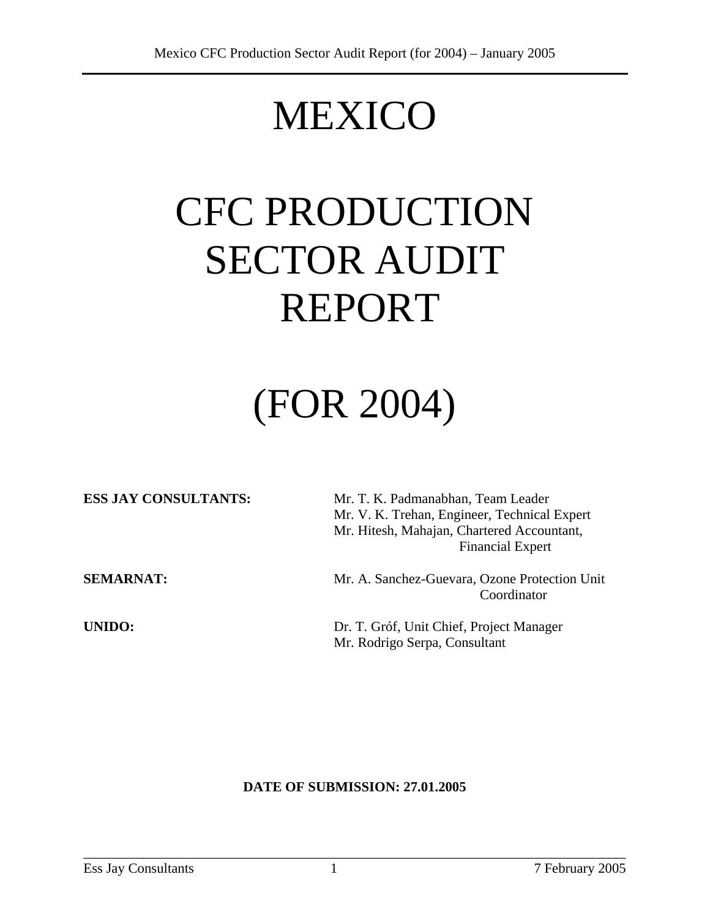# MEXICO

# CFC PRODUCTION SECTOR AUDIT REPORT

# (FOR 2004)

| | |
|---|---|
| **ESS JAY CONSULTANTS:** | Mr. T. K. Padmanabhan, Team Leader<br>Mr. V. K. Trehan, Engineer, Technical Expert<br>Mr. Hitesh, Mahajan, Chartered Accountant, Financial Expert |
| **SEMARNAT:** | Mr. A. Sanchez-Guevara, Ozone Protection Unit Coordinator |
| **UNIDO:** | Dr. T. Gróf, Unit Chief, Project Manager<br>Mr. Rodrigo Serpa, Consultant |

**DATE OF SUBMISSION: 27.01.2005**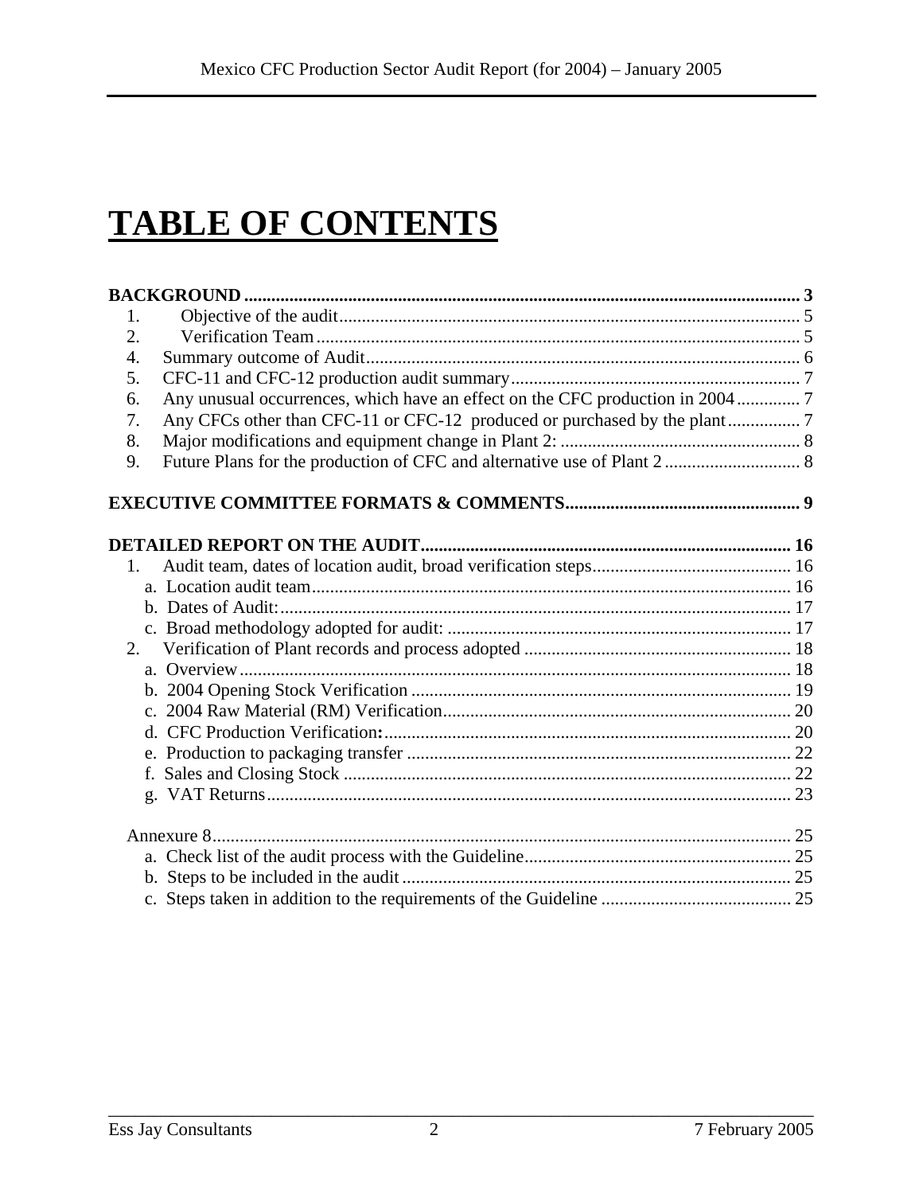# TABLE OF CONTENTS

**BACKGROUND** ........................................................................................................................ **3**

1. Objective of the audit ........................................................................................................ 5
2. Verification Team ............................................................................................................... 5
4. Summary outcome of Audit ................................................................................................ 6
5. CFC-11 and CFC-12 production audit summary ................................................................ 7
6. Any unusual occurrences, which have an effect on the CFC production in 2004 ............. 7
7. Any CFCs other than CFC-11 or CFC-12 produced or purchased by the plant ................ 7
8. Major modifications and equipment change in Plant 2: ..................................................... 8
9. Future Plans for the production of CFC and alternative use of Plant 2 .............................. 8

**EXECUTIVE COMMITTEE FORMATS & COMMENTS** ................................................... **9**

**DETAILED REPORT ON THE AUDIT** ................................................................................ **16**

1. Audit team, dates of location audit, broad verification steps ........................................... 16
   - a. Location audit team ........................................................................................................ 16
   - b. Dates of Audit: ............................................................................................................... 17
   - c. Broad methodology adopted for audit: ........................................................................... 17
2. Verification of Plant records and process adopted .......................................................... 18
   - a. Overview ........................................................................................................................ 18
   - b. 2004 Opening Stock Verification ................................................................................... 19
   - c. 2004 Raw Material (RM) Verification ............................................................................ 20
   - d. CFC Production Verification**:** ....................................................................................... 20
   - e. Production to packaging transfer .................................................................................... 22
   - f. Sales and Closing Stock .................................................................................................. 22
   - g. VAT Returns .................................................................................................................. 23

Annexure 8 .............................................................................................................................. 25

- a. Check list of the audit process with the Guideline .......................................................... 25
- b. Steps to be included in the audit ..................................................................................... 25
- c. Steps taken in addition to the requirements of the Guideline .......................................... 25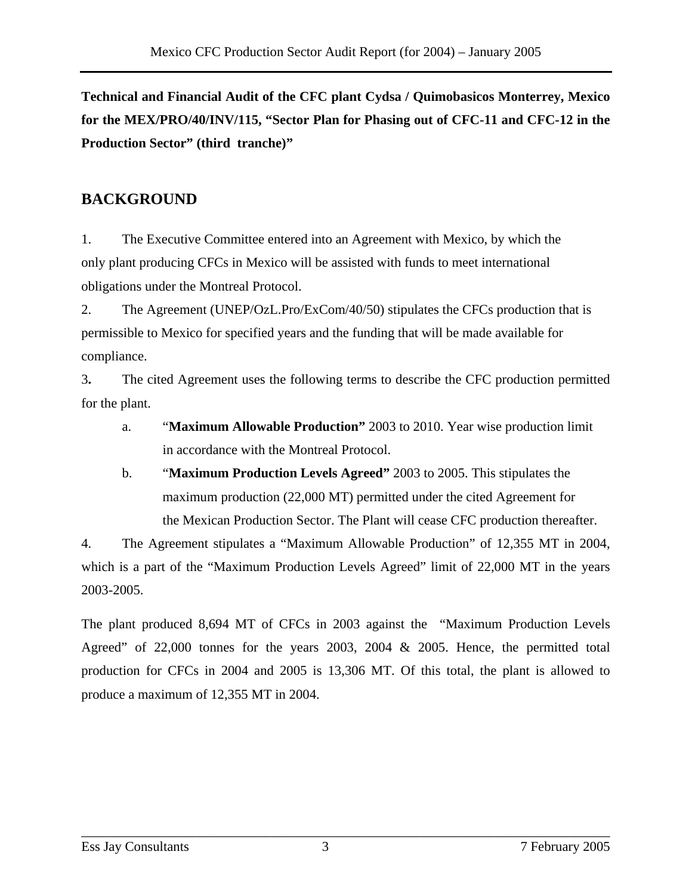**Technical and Financial Audit of the CFC plant Cydsa / Quimobasicos Monterrey, Mexico for the MEX/PRO/40/INV/115, "Sector Plan for Phasing out of CFC-11 and CFC-12 in the Production Sector" (third tranche)"**

## BACKGROUND

1. The Executive Committee entered into an Agreement with Mexico, by which the only plant producing CFCs in Mexico will be assisted with funds to meet international obligations under the Montreal Protocol.

2. The Agreement (UNEP/OzL.Pro/ExCom/40/50) stipulates the CFCs production that is permissible to Mexico for specified years and the funding that will be made available for compliance.

3. The cited Agreement uses the following terms to describe the CFC production permitted for the plant.

   a. "**Maximum Allowable Production"** 2003 to 2010. Year wise production limit in accordance with the Montreal Protocol.

   b. "**Maximum Production Levels Agreed"** 2003 to 2005. This stipulates the maximum production (22,000 MT) permitted under the cited Agreement for the Mexican Production Sector. The Plant will cease CFC production thereafter.

4. The Agreement stipulates a "Maximum Allowable Production" of 12,355 MT in 2004, which is a part of the "Maximum Production Levels Agreed" limit of 22,000 MT in the years 2003-2005.

The plant produced 8,694 MT of CFCs in 2003 against the "Maximum Production Levels Agreed" of 22,000 tonnes for the years 2003, 2004 & 2005. Hence, the permitted total production for CFCs in 2004 and 2005 is 13,306 MT. Of this total, the plant is allowed to produce a maximum of 12,355 MT in 2004.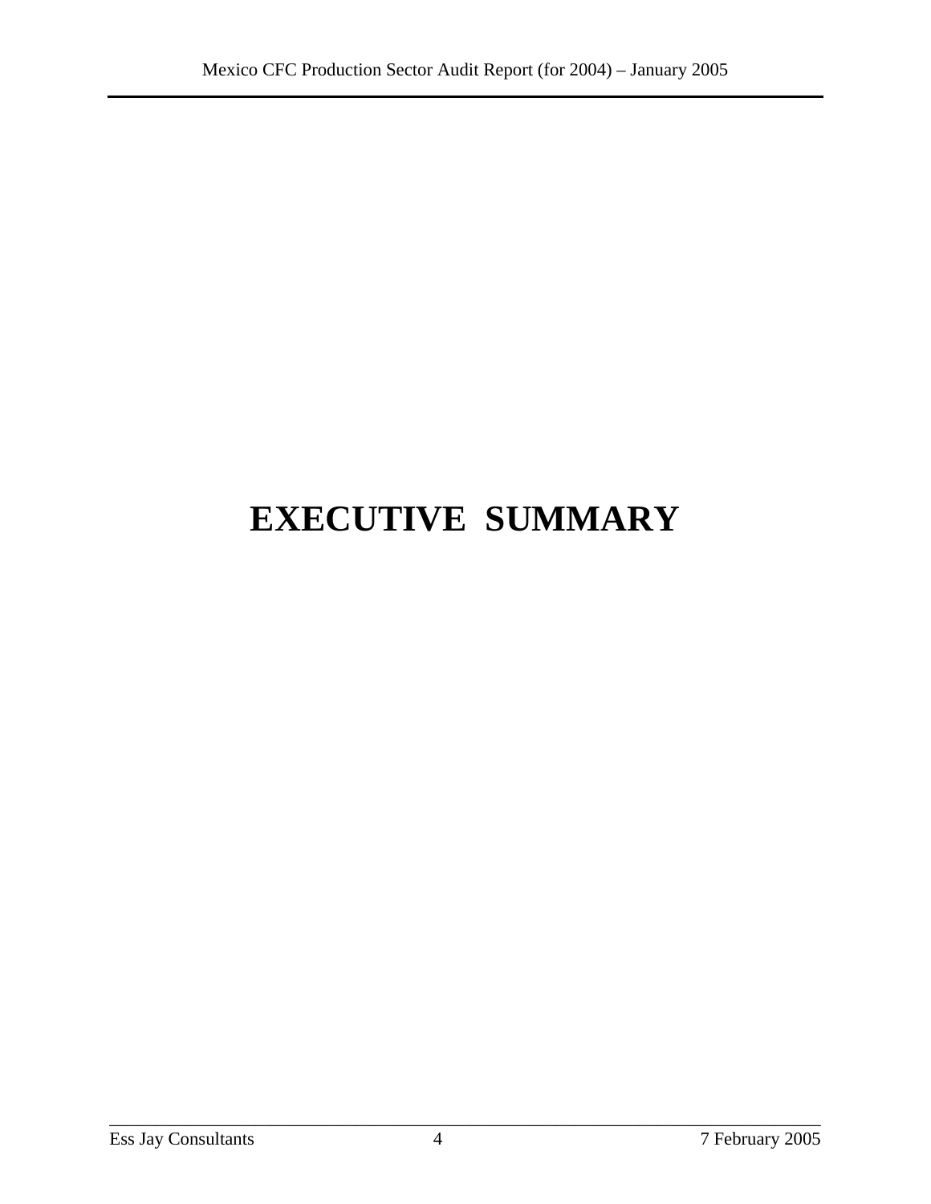# EXECUTIVE SUMMARY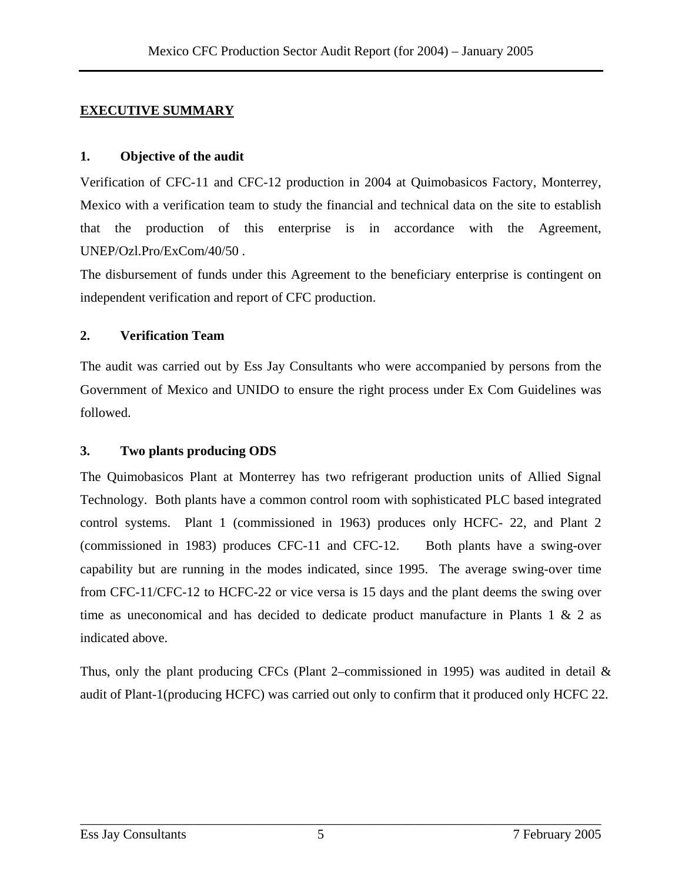## EXECUTIVE SUMMARY

### 1. Objective of the audit

Verification of CFC-11 and CFC-12 production in 2004 at Quimobasicos Factory, Monterrey, Mexico with a verification team to study the financial and technical data on the site to establish that the production of this enterprise is in accordance with the Agreement, UNEP/Ozl.Pro/ExCom/40/50 .

The disbursement of funds under this Agreement to the beneficiary enterprise is contingent on independent verification and report of CFC production.

### 2. Verification Team

The audit was carried out by Ess Jay Consultants who were accompanied by persons from the Government of Mexico and UNIDO to ensure the right process under Ex Com Guidelines was followed.

### 3. Two plants producing ODS

The Quimobasicos Plant at Monterrey has two refrigerant production units of Allied Signal Technology. Both plants have a common control room with sophisticated PLC based integrated control systems. Plant 1 (commissioned in 1963) produces only HCFC- 22, and Plant 2 (commissioned in 1983) produces CFC-11 and CFC-12. Both plants have a swing-over capability but are running in the modes indicated, since 1995. The average swing-over time from CFC-11/CFC-12 to HCFC-22 or vice versa is 15 days and the plant deems the swing over time as uneconomical and has decided to dedicate product manufacture in Plants 1 & 2 as indicated above.

Thus, only the plant producing CFCs (Plant 2–commissioned in 1995) was audited in detail & audit of Plant-1(producing HCFC) was carried out only to confirm that it produced only HCFC 22.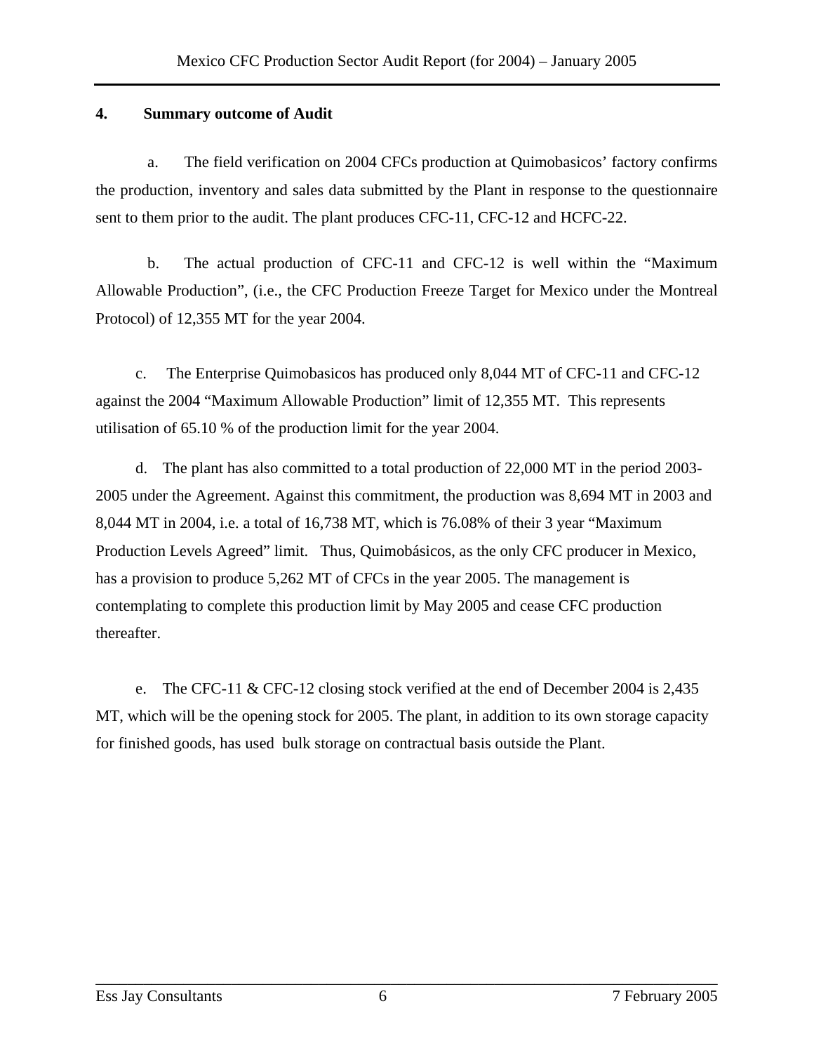## 4. Summary outcome of Audit

a. The field verification on 2004 CFCs production at Quimobasicos' factory confirms the production, inventory and sales data submitted by the Plant in response to the questionnaire sent to them prior to the audit. The plant produces CFC-11, CFC-12 and HCFC-22.

b. The actual production of CFC-11 and CFC-12 is well within the "Maximum Allowable Production", (i.e., the CFC Production Freeze Target for Mexico under the Montreal Protocol) of 12,355 MT for the year 2004.

c. The Enterprise Quimobasicos has produced only 8,044 MT of CFC-11 and CFC-12 against the 2004 "Maximum Allowable Production" limit of 12,355 MT. This represents utilisation of 65.10 % of the production limit for the year 2004.

d. The plant has also committed to a total production of 22,000 MT in the period 2003-2005 under the Agreement. Against this commitment, the production was 8,694 MT in 2003 and 8,044 MT in 2004, i.e. a total of 16,738 MT, which is 76.08% of their 3 year "Maximum Production Levels Agreed" limit. Thus, Quimobásicos, as the only CFC producer in Mexico, has a provision to produce 5,262 MT of CFCs in the year 2005. The management is contemplating to complete this production limit by May 2005 and cease CFC production thereafter.

e. The CFC-11 & CFC-12 closing stock verified at the end of December 2004 is 2,435 MT, which will be the opening stock for 2005. The plant, in addition to its own storage capacity for finished goods, has used bulk storage on contractual basis outside the Plant.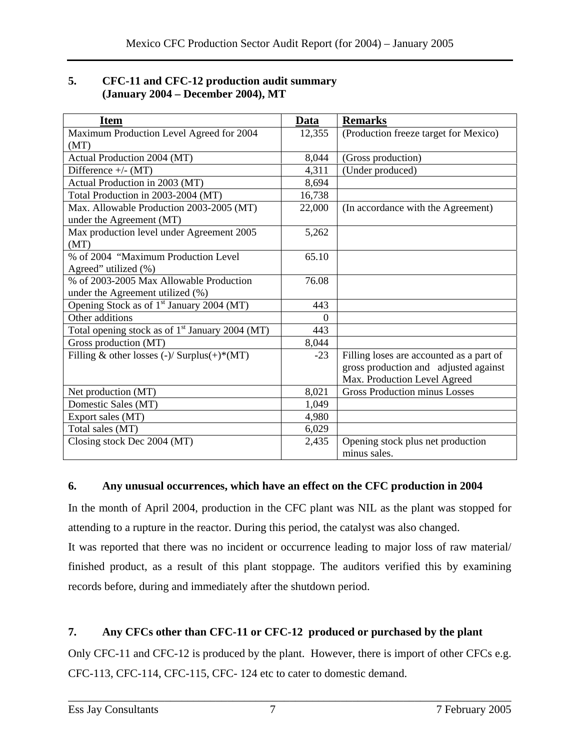## 5. CFC-11 and CFC-12 production audit summary (January 2004 – December 2004), MT

| Item | Data | Remarks |
|---|---|---|
| Maximum Production Level Agreed for 2004 (MT) | 12,355 | (Production freeze target for Mexico) |
| Actual Production 2004 (MT) | 8,044 | (Gross production) |
| Difference +/- (MT) | 4,311 | (Under produced) |
| Actual Production in 2003 (MT) | 8,694 | |
| Total Production in 2003-2004 (MT) | 16,738 | |
| Max. Allowable Production 2003-2005 (MT) under the Agreement (MT) | 22,000 | (In accordance with the Agreement) |
| Max production level under Agreement 2005 (MT) | 5,262 | |
| % of 2004 "Maximum Production Level Agreed" utilized (%) | 65.10 | |
| % of 2003-2005 Max Allowable Production under the Agreement utilized (%) | 76.08 | |
| Opening Stock as of 1st January 2004 (MT) | 443 | |
| Other additions | 0 | |
| Total opening stock as of 1st January 2004 (MT) | 443 | |
| Gross production (MT) | 8,044 | |
| Filling & other losses (-)/ Surplus(+)*(MT) | -23 | Filling loses are accounted as a part of gross production and adjusted against Max. Production Level Agreed |
| Net production (MT) | 8,021 | Gross Production minus Losses |
| Domestic Sales (MT) | 1,049 | |
| Export sales (MT) | 4,980 | |
| Total sales (MT) | 6,029 | |
| Closing stock Dec 2004 (MT) | 2,435 | Opening stock plus net production minus sales. |

## 6. Any unusual occurrences, which have an effect on the CFC production in 2004

In the month of April 2004, production in the CFC plant was NIL as the plant was stopped for attending to a rupture in the reactor. During this period, the catalyst was also changed.

It was reported that there was no incident or occurrence leading to major loss of raw material/ finished product, as a result of this plant stoppage. The auditors verified this by examining records before, during and immediately after the shutdown period.

## 7. Any CFCs other than CFC-11 or CFC-12 produced or purchased by the plant

Only CFC-11 and CFC-12 is produced by the plant. However, there is import of other CFCs e.g. CFC-113, CFC-114, CFC-115, CFC- 124 etc to cater to domestic demand.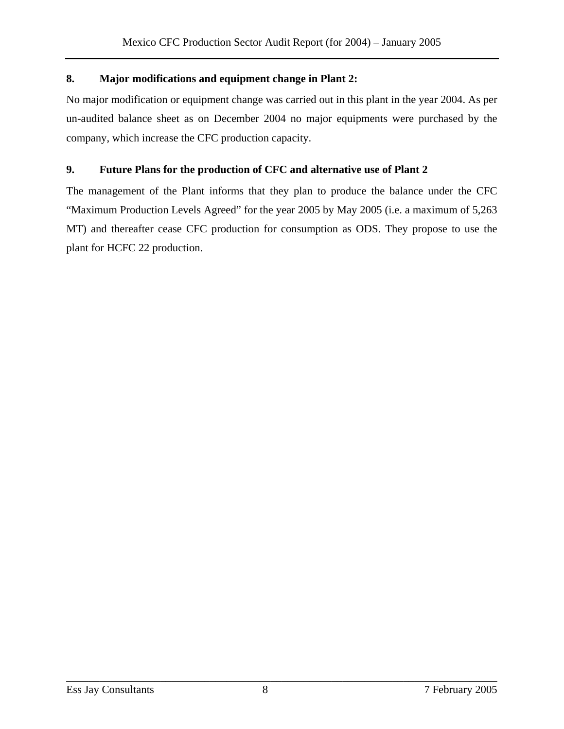## 8. Major modifications and equipment change in Plant 2:

No major modification or equipment change was carried out in this plant in the year 2004. As per un-audited balance sheet as on December 2004 no major equipments were purchased by the company, which increase the CFC production capacity.

## 9. Future Plans for the production of CFC and alternative use of Plant 2

The management of the Plant informs that they plan to produce the balance under the CFC "Maximum Production Levels Agreed" for the year 2005 by May 2005 (i.e. a maximum of 5,263 MT) and thereafter cease CFC production for consumption as ODS. They propose to use the plant for HCFC 22 production.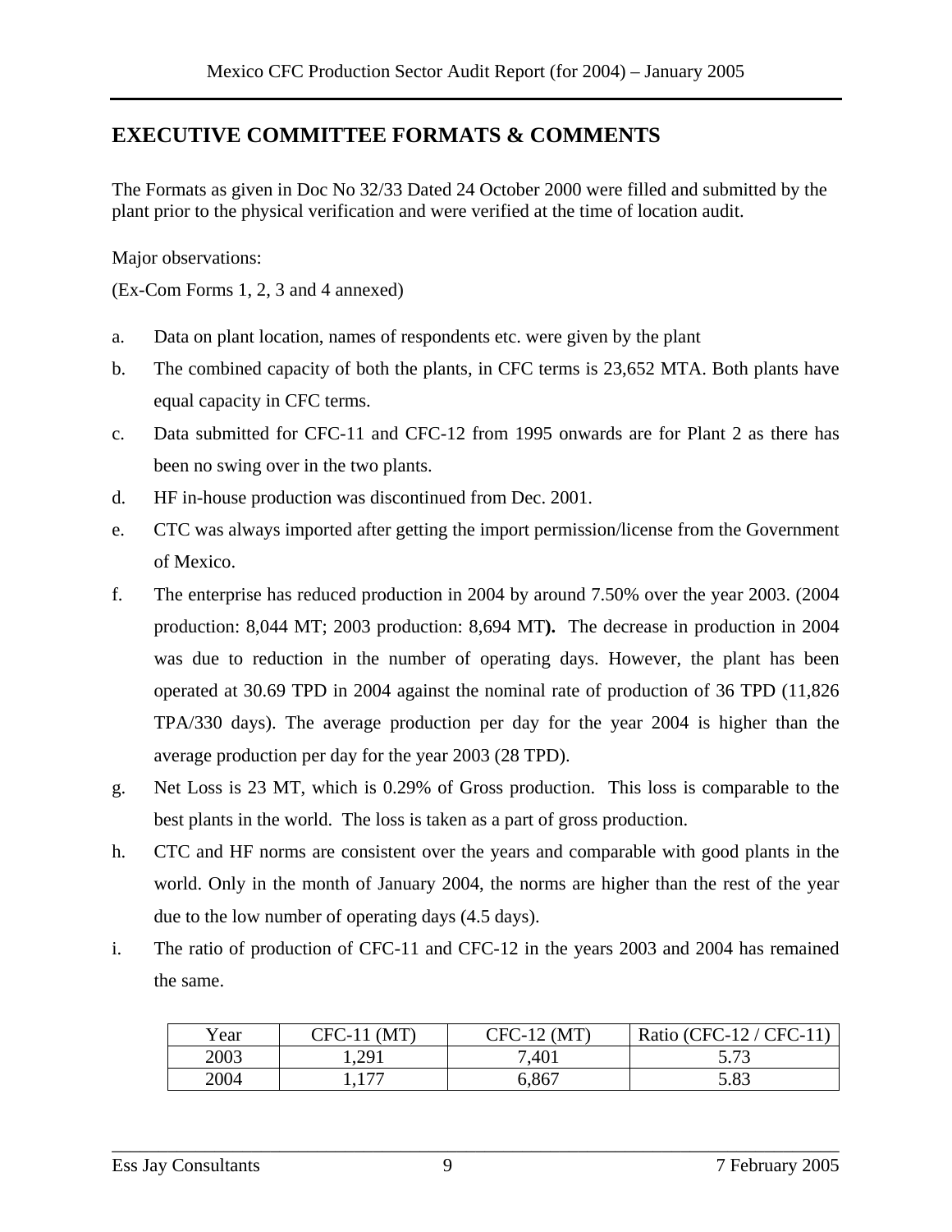## EXECUTIVE COMMITTEE FORMATS & COMMENTS

The Formats as given in Doc No 32/33 Dated 24 October 2000 were filled and submitted by the plant prior to the physical verification and were verified at the time of location audit.

Major observations:

(Ex-Com Forms 1, 2, 3 and 4 annexed)

a. Data on plant location, names of respondents etc. were given by the plant

b. The combined capacity of both the plants, in CFC terms is 23,652 MTA. Both plants have equal capacity in CFC terms.

c. Data submitted for CFC-11 and CFC-12 from 1995 onwards are for Plant 2 as there has been no swing over in the two plants.

d. HF in-house production was discontinued from Dec. 2001.

e. CTC was always imported after getting the import permission/license from the Government of Mexico.

f. The enterprise has reduced production in 2004 by around 7.50% over the year 2003. (2004 production: 8,044 MT; 2003 production: 8,694 MT**).** The decrease in production in 2004 was due to reduction in the number of operating days. However, the plant has been operated at 30.69 TPD in 2004 against the nominal rate of production of 36 TPD (11,826 TPA/330 days). The average production per day for the year 2004 is higher than the average production per day for the year 2003 (28 TPD).

g. Net Loss is 23 MT, which is 0.29% of Gross production. This loss is comparable to the best plants in the world. The loss is taken as a part of gross production.

h. CTC and HF norms are consistent over the years and comparable with good plants in the world. Only in the month of January 2004, the norms are higher than the rest of the year due to the low number of operating days (4.5 days).

i. The ratio of production of CFC-11 and CFC-12 in the years 2003 and 2004 has remained the same.

| Year | CFC-11 (MT) | CFC-12 (MT) | Ratio (CFC-12 / CFC-11) |
|---|---|---|---|
| 2003 | 1,291 | 7,401 | 5.73 |
| 2004 | 1,177 | 6,867 | 5.83 |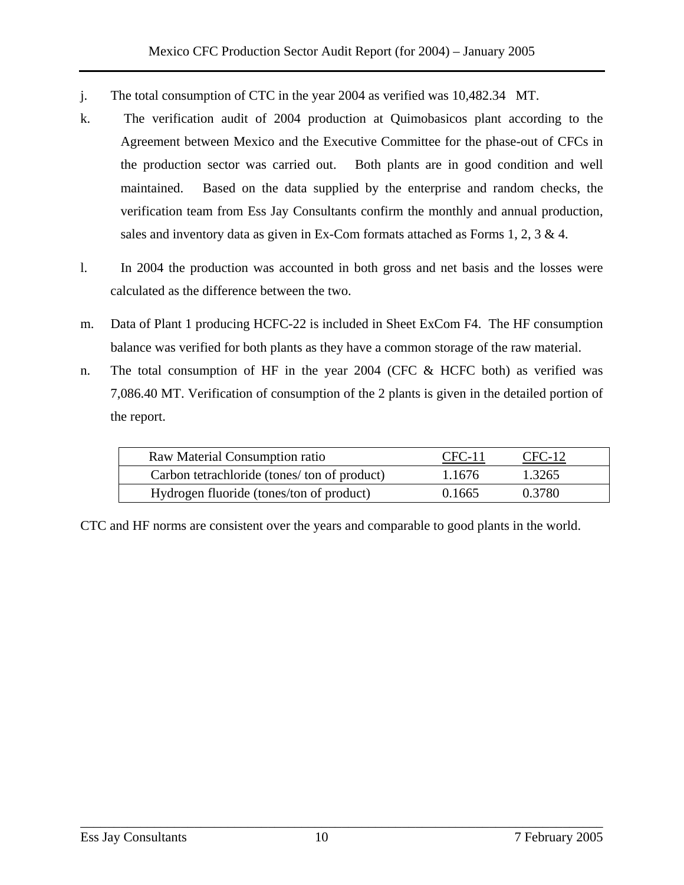j. The total consumption of CTC in the year 2004 as verified was 10,482.34 MT.

k. The verification audit of 2004 production at Quimobasicos plant according to the Agreement between Mexico and the Executive Committee for the phase-out of CFCs in the production sector was carried out. Both plants are in good condition and well maintained. Based on the data supplied by the enterprise and random checks, the verification team from Ess Jay Consultants confirm the monthly and annual production, sales and inventory data as given in Ex-Com formats attached as Forms 1, 2, 3 & 4.

l. In 2004 the production was accounted in both gross and net basis and the losses were calculated as the difference between the two.

m. Data of Plant 1 producing HCFC-22 is included in Sheet ExCom F4. The HF consumption balance was verified for both plants as they have a common storage of the raw material.

n. The total consumption of HF in the year 2004 (CFC & HCFC both) as verified was 7,086.40 MT. Verification of consumption of the 2 plants is given in the detailed portion of the report.

| Raw Material Consumption ratio | CFC-11 | CFC-12 |
|---|---|---|
| Carbon tetrachloride (tones/ ton of product) | 1.1676 | 1.3265 |
| Hydrogen fluoride (tones/ton of product) | 0.1665 | 0.3780 |

CTC and HF norms are consistent over the years and comparable to good plants in the world.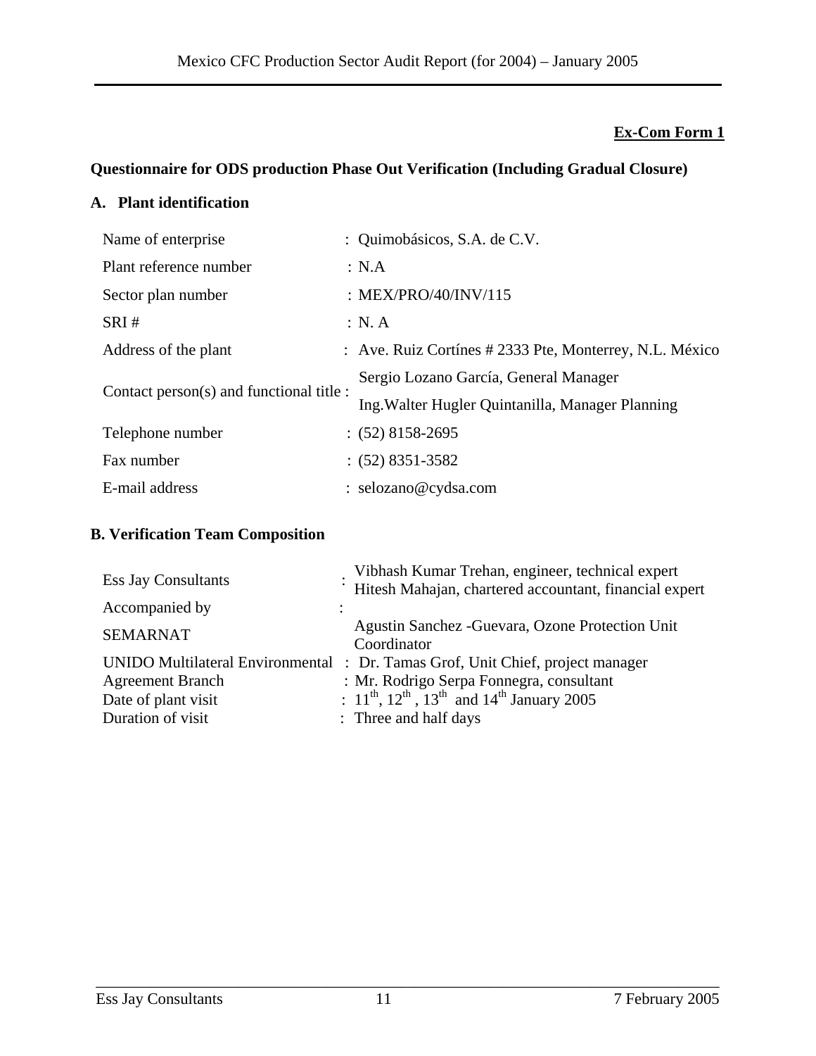**Ex-Com Form 1**

**Questionnaire for ODS production Phase Out Verification (Including Gradual Closure)**

**A. Plant identification**

| | |
|---|---|
| Name of enterprise | : Quimobásicos, S.A. de C.V. |
| Plant reference number | : N.A |
| Sector plan number | : MEX/PRO/40/INV/115 |
| SRI # | : N. A |
| Address of the plant | : Ave. Ruiz Cortínes # 2333 Pte, Monterrey, N.L. México |
| Contact person(s) and functional title : | Sergio Lozano García, General Manager<br>Ing.Walter Hugler Quintanilla, Manager Planning |
| Telephone number | : (52) 8158-2695 |
| Fax number | : (52) 8351-3582 |
| E-mail address | : selozano@cydsa.com |

**B. Verification Team Composition**

| | |
|---|---|
| Ess Jay Consultants | : Vibhash Kumar Trehan, engineer, technical expert<br>Hitesh Mahajan, chartered accountant, financial expert |
| Accompanied by | : |
| SEMARNAT | Agustin Sanchez -Guevara, Ozone Protection Unit Coordinator |
| UNIDO Multilateral Environmental | : Dr. Tamas Grof, Unit Chief, project manager |
| Agreement Branch | : Mr. Rodrigo Serpa Fonnegra, consultant |
| Date of plant visit | : 11th, 12th, 13th and 14th January 2005 |
| Duration of visit | : Three and half days |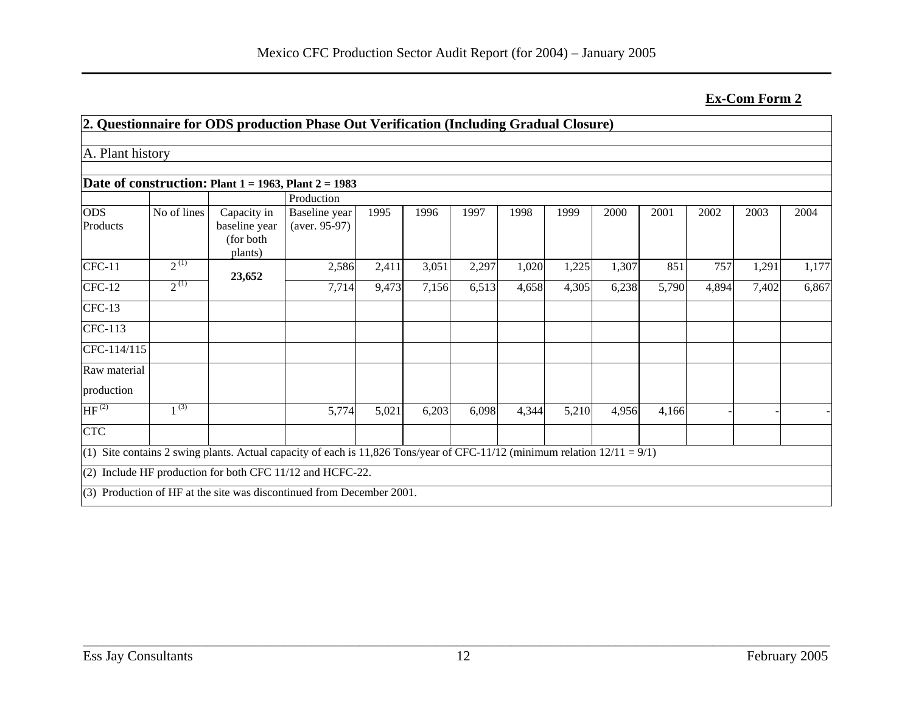**Ex-Com Form 2**

## 2. Questionnaire for ODS production Phase Out Verification (Including Gradual Closure)

### A. Plant history

**Date of construction: Plant 1 = 1963, Plant 2 = 1983**

| ODS Products | No of lines | Capacity in baseline year (for both plants) | Production Baseline year (aver. 95-97) | 1995 | 1996 | 1997 | 1998 | 1999 | 2000 | 2001 | 2002 | 2003 | 2004 |
|---|---|---|---|---|---|---|---|---|---|---|---|---|---|
| CFC-11 | 2 (1) | 23,652 | 2,586 | 2,411 | 3,051 | 2,297 | 1,020 | 1,225 | 1,307 | 851 | 757 | 1,291 | 1,177 |
| CFC-12 | 2 (1) | | 7,714 | 9,473 | 7,156 | 6,513 | 4,658 | 4,305 | 6,238 | 5,790 | 4,894 | 7,402 | 6,867 |
| CFC-13 | | | | | | | | | | | | | |
| CFC-113 | | | | | | | | | | | | | |
| CFC-114/115 | | | | | | | | | | | | | |
| Raw material production | | | | | | | | | | | | | |
| HF (2) | 1 (3) | | 5,774 | 5,021 | 6,203 | 6,098 | 4,344 | 5,210 | 4,956 | 4,166 | - | - | - |
| CTC | | | | | | | | | | | | | |

(1) Site contains 2 swing plants. Actual capacity of each is 11,826 Tons/year of CFC-11/12 (minimum relation 12/11 = 9/1)

(2) Include HF production for both CFC 11/12 and HCFC-22.

(3) Production of HF at the site was discontinued from December 2001.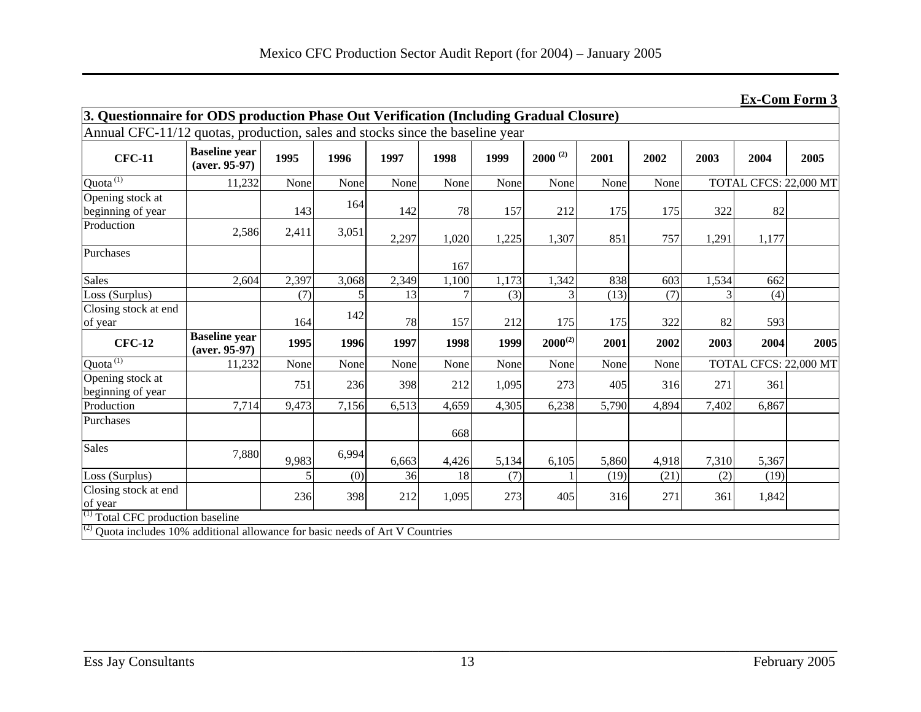**Ex-Com Form 3**

| 3. Questionnaire for ODS production Phase Out Verification (Including Gradual Closure) | | | | | | | | | | | | |
|---|---|---|---|---|---|---|---|---|---|---|---|---|
| Annual CFC-11/12 quotas, production, sales and stocks since the baseline year | | | | | | | | | | | | |
| **CFC-11** | **Baseline year (aver. 95-97)** | **1995** | **1996** | **1997** | **1998** | **1999** | **2000 (2)** | **2001** | **2002** | **2003** | **2004** | **2005** |
| Quota (1) | 11,232 | None | None | None | None | None | None | None | None | TOTAL CFCS: 22,000 MT | | |
| Opening stock at beginning of year | | 143 | 164 | 142 | 78 | 157 | 212 | 175 | 175 | 322 | 82 | |
| Production | 2,586 | 2,411 | 3,051 | 2,297 | 1,020 | 1,225 | 1,307 | 851 | 757 | 1,291 | 1,177 | |
| Purchases | | | | | 167 | | | | | | | |
| Sales | 2,604 | 2,397 | 3,068 | 2,349 | 1,100 | 1,173 | 1,342 | 838 | 603 | 1,534 | 662 | |
| Loss (Surplus) | | (7) | 5 | 13 | 7 | (3) | 3 | (13) | (7) | 3 | (4) | |
| Closing stock at end of year | | 164 | 142 | 78 | 157 | 212 | 175 | 175 | 322 | 82 | 593 | |
| **CFC-12** | **Baseline year (aver. 95-97)** | **1995** | **1996** | **1997** | **1998** | **1999** | **2000(2)** | **2001** | **2002** | **2003** | **2004** | **2005** |
| Quota (1) | 11,232 | None | None | None | None | None | None | None | None | TOTAL CFCS: 22,000 MT | | |
| Opening stock at beginning of year | | 751 | 236 | 398 | 212 | 1,095 | 273 | 405 | 316 | 271 | 361 | |
| Production | 7,714 | 9,473 | 7,156 | 6,513 | 4,659 | 4,305 | 6,238 | 5,790 | 4,894 | 7,402 | 6,867 | |
| Purchases | | | | | 668 | | | | | | | |
| Sales | 7,880 | 9,983 | 6,994 | 6,663 | 4,426 | 5,134 | 6,105 | 5,860 | 4,918 | 7,310 | 5,367 | |
| Loss (Surplus) | | 5 | (0) | 36 | 18 | (7) | 1 | (19) | (21) | (2) | (19) | |
| Closing stock at end of year | | 236 | 398 | 212 | 1,095 | 273 | 405 | 316 | 271 | 361 | 1,842 | |

(1) Total CFC production baseline

(2) Quota includes 10% additional allowance for basic needs of Art V Countries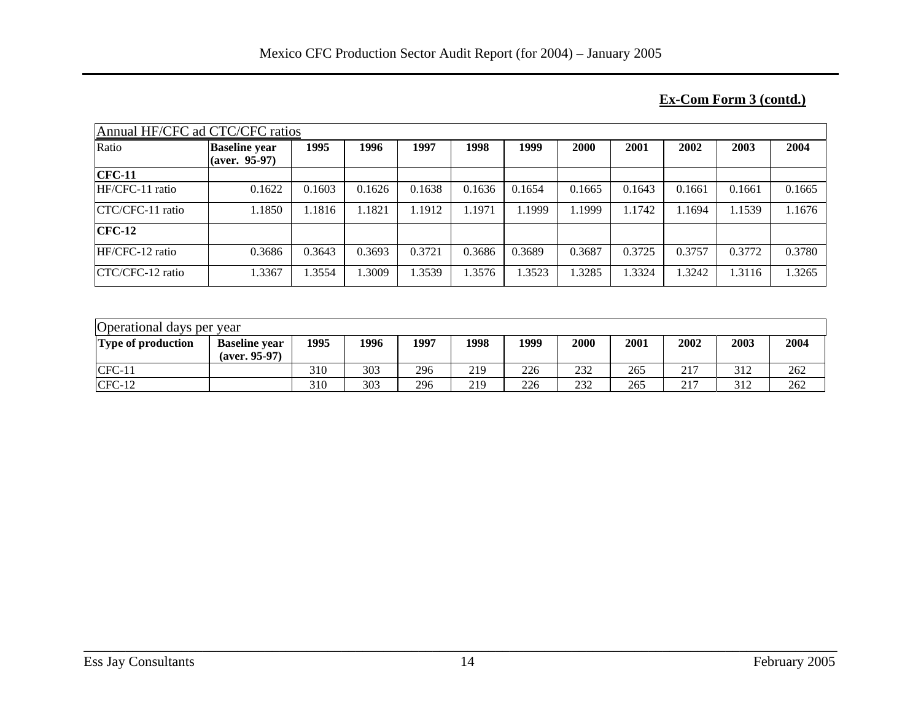**Ex-Com Form 3 (contd.)**

| Annual HF/CFC ad CTC/CFC ratios | | | | | | | | | | | |
|---|---|---|---|---|---|---|---|---|---|---|---|
| Ratio | **Baseline year (aver. 95-97)** | **1995** | **1996** | **1997** | **1998** | **1999** | **2000** | **2001** | **2002** | **2003** | **2004** |
| **CFC-11** | | | | | | | | | | | |
| HF/CFC-11 ratio | 0.1622 | 0.1603 | 0.1626 | 0.1638 | 0.1636 | 0.1654 | 0.1665 | 0.1643 | 0.1661 | 0.1661 | 0.1665 |
| CTC/CFC-11 ratio | 1.1850 | 1.1816 | 1.1821 | 1.1912 | 1.1971 | 1.1999 | 1.1999 | 1.1742 | 1.1694 | 1.1539 | 1.1676 |
| **CFC-12** | | | | | | | | | | | |
| HF/CFC-12 ratio | 0.3686 | 0.3643 | 0.3693 | 0.3721 | 0.3686 | 0.3689 | 0.3687 | 0.3725 | 0.3757 | 0.3772 | 0.3780 |
| CTC/CFC-12 ratio | 1.3367 | 1.3554 | 1.3009 | 1.3539 | 1.3576 | 1.3523 | 1.3285 | 1.3324 | 1.3242 | 1.3116 | 1.3265 |

| Operational days per year | | | | | | | | | | | |
|---|---|---|---|---|---|---|---|---|---|---|---|
| **Type of production** | **Baseline year (aver. 95-97)** | **1995** | **1996** | **1997** | **1998** | **1999** | **2000** | **2001** | **2002** | **2003** | **2004** |
| CFC-11 | | 310 | 303 | 296 | 219 | 226 | 232 | 265 | 217 | 312 | 262 |
| CFC-12 | | 310 | 303 | 296 | 219 | 226 | 232 | 265 | 217 | 312 | 262 |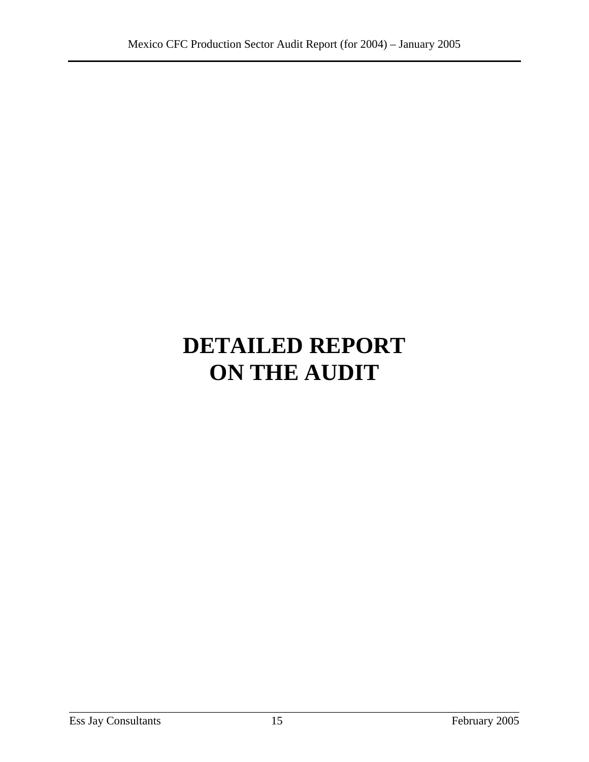# DETAILED REPORT ON THE AUDIT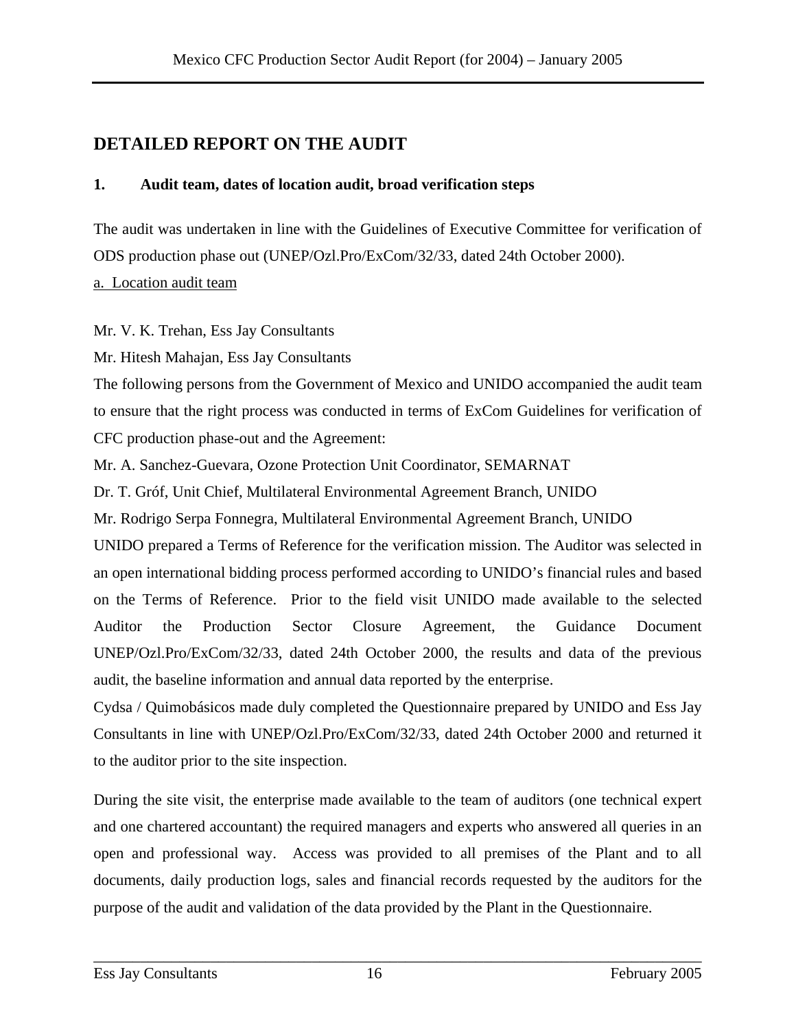## DETAILED REPORT ON THE AUDIT

### 1. Audit team, dates of location audit, broad verification steps

The audit was undertaken in line with the Guidelines of Executive Committee for verification of ODS production phase out (UNEP/Ozl.Pro/ExCom/32/33, dated 24th October 2000).

a. Location audit team

Mr. V. K. Trehan, Ess Jay Consultants

Mr. Hitesh Mahajan, Ess Jay Consultants

The following persons from the Government of Mexico and UNIDO accompanied the audit team to ensure that the right process was conducted in terms of ExCom Guidelines for verification of CFC production phase-out and the Agreement:

Mr. A. Sanchez-Guevara, Ozone Protection Unit Coordinator, SEMARNAT

Dr. T. Gróf, Unit Chief, Multilateral Environmental Agreement Branch, UNIDO

Mr. Rodrigo Serpa Fonnegra, Multilateral Environmental Agreement Branch, UNIDO

UNIDO prepared a Terms of Reference for the verification mission. The Auditor was selected in an open international bidding process performed according to UNIDO's financial rules and based on the Terms of Reference. Prior to the field visit UNIDO made available to the selected Auditor the Production Sector Closure Agreement, the Guidance Document UNEP/Ozl.Pro/ExCom/32/33, dated 24th October 2000, the results and data of the previous audit, the baseline information and annual data reported by the enterprise.

Cydsa / Quimobásicos made duly completed the Questionnaire prepared by UNIDO and Ess Jay Consultants in line with UNEP/Ozl.Pro/ExCom/32/33, dated 24th October 2000 and returned it to the auditor prior to the site inspection.

During the site visit, the enterprise made available to the team of auditors (one technical expert and one chartered accountant) the required managers and experts who answered all queries in an open and professional way. Access was provided to all premises of the Plant and to all documents, daily production logs, sales and financial records requested by the auditors for the purpose of the audit and validation of the data provided by the Plant in the Questionnaire.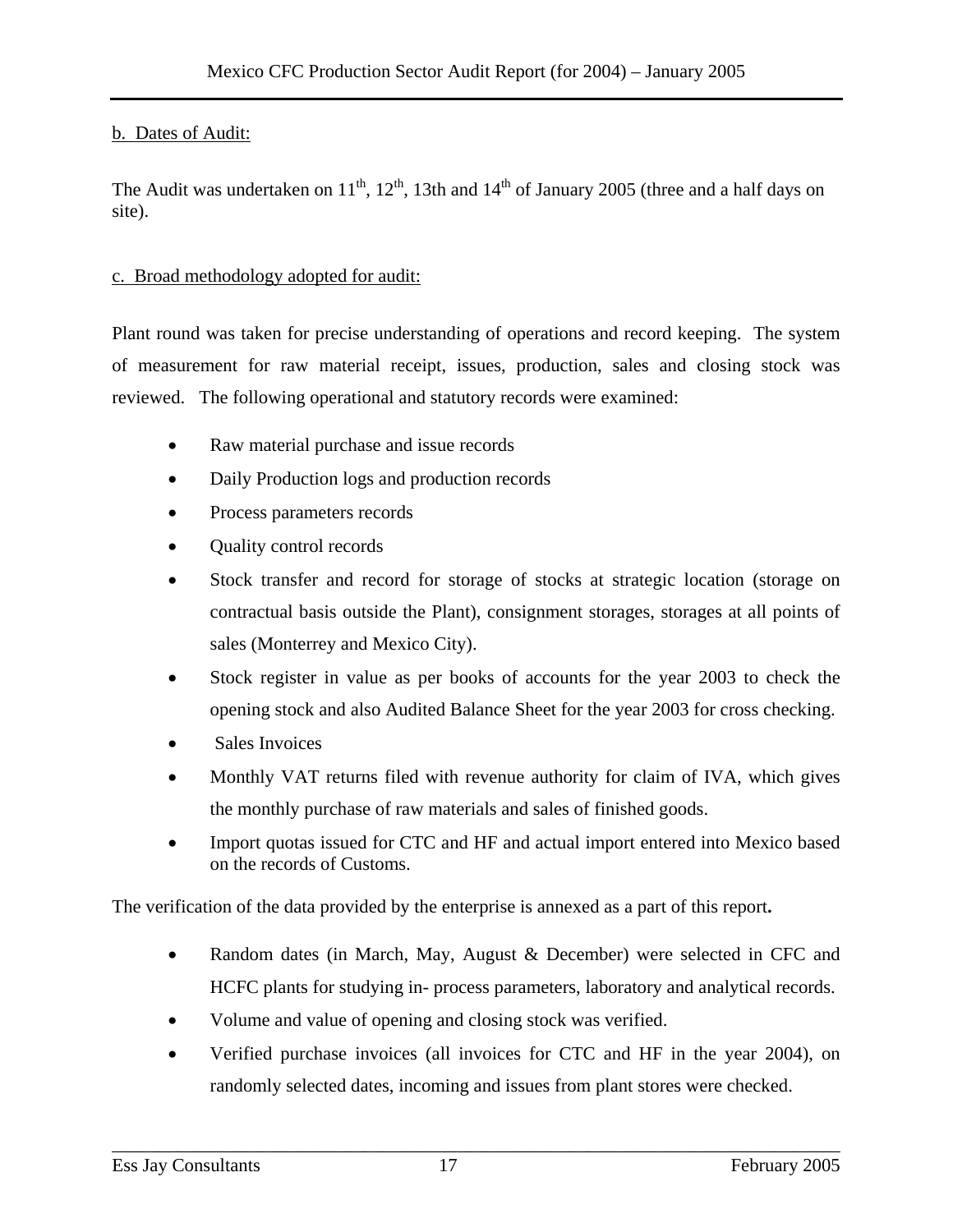b. Dates of Audit:

The Audit was undertaken on 11th, 12th, 13th and 14th of January 2005 (three and a half days on site).

c. Broad methodology adopted for audit:

Plant round was taken for precise understanding of operations and record keeping. The system of measurement for raw material receipt, issues, production, sales and closing stock was reviewed. The following operational and statutory records were examined:

- Raw material purchase and issue records
- Daily Production logs and production records
- Process parameters records
- Quality control records
- Stock transfer and record for storage of stocks at strategic location (storage on contractual basis outside the Plant), consignment storages, storages at all points of sales (Monterrey and Mexico City).
- Stock register in value as per books of accounts for the year 2003 to check the opening stock and also Audited Balance Sheet for the year 2003 for cross checking.
- Sales Invoices
- Monthly VAT returns filed with revenue authority for claim of IVA, which gives the monthly purchase of raw materials and sales of finished goods.
- Import quotas issued for CTC and HF and actual import entered into Mexico based on the records of Customs.

The verification of the data provided by the enterprise is annexed as a part of this report**.**

- Random dates (in March, May, August & December) were selected in CFC and HCFC plants for studying in- process parameters, laboratory and analytical records.
- Volume and value of opening and closing stock was verified.
- Verified purchase invoices (all invoices for CTC and HF in the year 2004), on randomly selected dates, incoming and issues from plant stores were checked.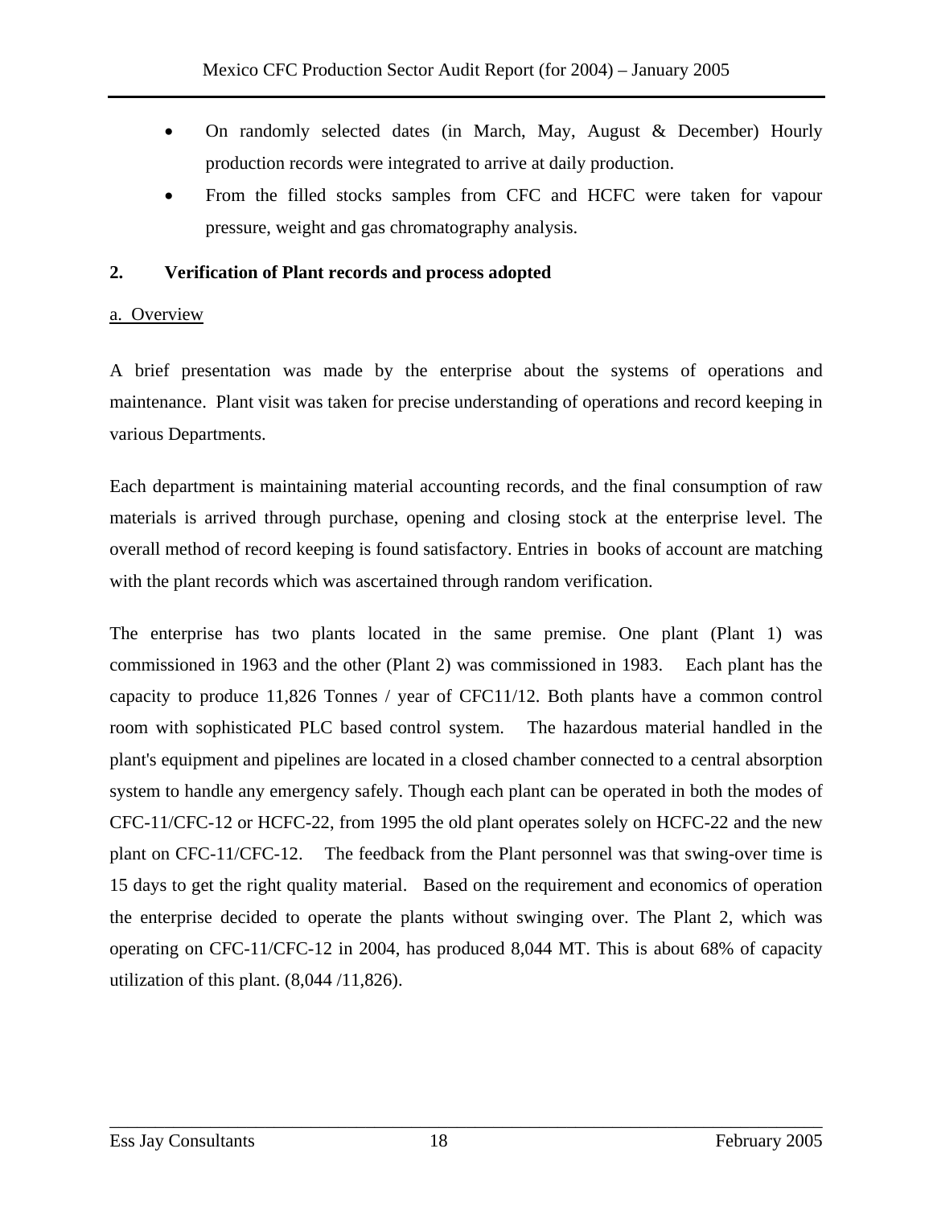- On randomly selected dates (in March, May, August & December) Hourly production records were integrated to arrive at daily production.
- From the filled stocks samples from CFC and HCFC were taken for vapour pressure, weight and gas chromatography analysis.

**2. Verification of Plant records and process adopted**

a. Overview

A brief presentation was made by the enterprise about the systems of operations and maintenance. Plant visit was taken for precise understanding of operations and record keeping in various Departments.

Each department is maintaining material accounting records, and the final consumption of raw materials is arrived through purchase, opening and closing stock at the enterprise level. The overall method of record keeping is found satisfactory. Entries in books of account are matching with the plant records which was ascertained through random verification.

The enterprise has two plants located in the same premise. One plant (Plant 1) was commissioned in 1963 and the other (Plant 2) was commissioned in 1983. Each plant has the capacity to produce 11,826 Tonnes / year of CFC11/12. Both plants have a common control room with sophisticated PLC based control system. The hazardous material handled in the plant's equipment and pipelines are located in a closed chamber connected to a central absorption system to handle any emergency safely. Though each plant can be operated in both the modes of CFC-11/CFC-12 or HCFC-22, from 1995 the old plant operates solely on HCFC-22 and the new plant on CFC-11/CFC-12. The feedback from the Plant personnel was that swing-over time is 15 days to get the right quality material. Based on the requirement and economics of operation the enterprise decided to operate the plants without swinging over. The Plant 2, which was operating on CFC-11/CFC-12 in 2004, has produced 8,044 MT. This is about 68% of capacity utilization of this plant. (8,044 /11,826).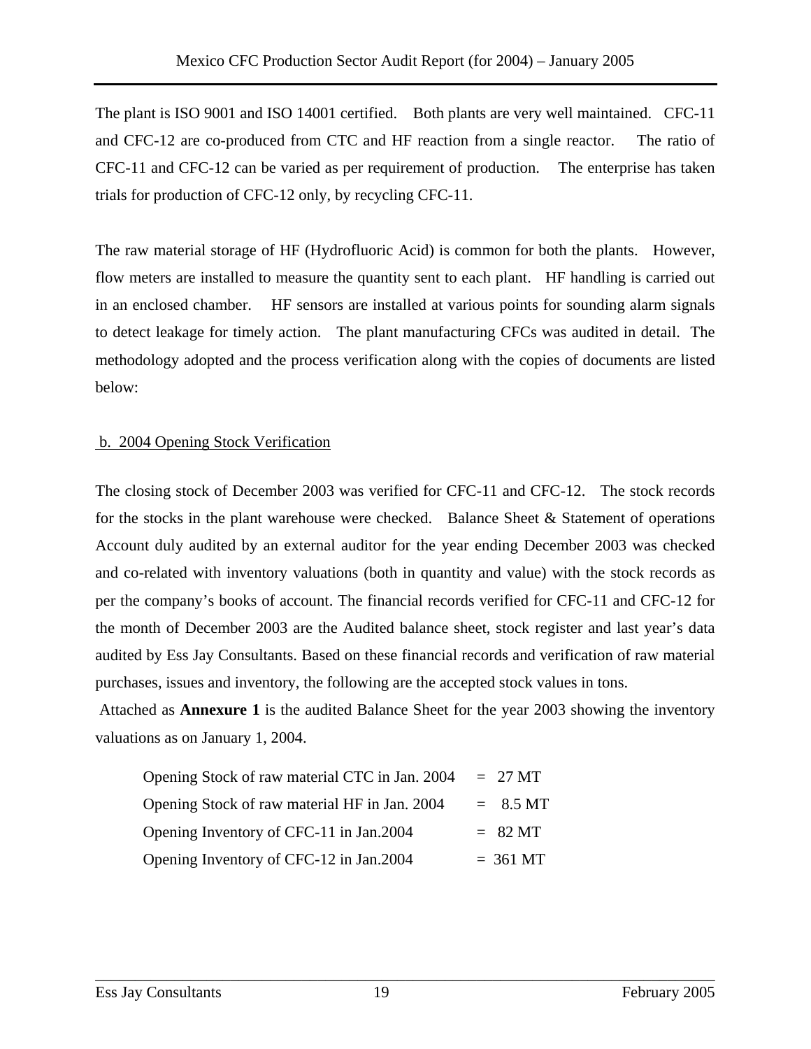The plant is ISO 9001 and ISO 14001 certified. Both plants are very well maintained. CFC-11 and CFC-12 are co-produced from CTC and HF reaction from a single reactor. The ratio of CFC-11 and CFC-12 can be varied as per requirement of production. The enterprise has taken trials for production of CFC-12 only, by recycling CFC-11.

The raw material storage of HF (Hydrofluoric Acid) is common for both the plants. However, flow meters are installed to measure the quantity sent to each plant. HF handling is carried out in an enclosed chamber. HF sensors are installed at various points for sounding alarm signals to detect leakage for timely action. The plant manufacturing CFCs was audited in detail. The methodology adopted and the process verification along with the copies of documents are listed below:

b. 2004 Opening Stock Verification

The closing stock of December 2003 was verified for CFC-11 and CFC-12. The stock records for the stocks in the plant warehouse were checked. Balance Sheet & Statement of operations Account duly audited by an external auditor for the year ending December 2003 was checked and co-related with inventory valuations (both in quantity and value) with the stock records as per the company's books of account. The financial records verified for CFC-11 and CFC-12 for the month of December 2003 are the Audited balance sheet, stock register and last year's data audited by Ess Jay Consultants. Based on these financial records and verification of raw material purchases, issues and inventory, the following are the accepted stock values in tons.

Attached as **Annexure 1** is the audited Balance Sheet for the year 2003 showing the inventory valuations as on January 1, 2004.

Opening Stock of raw material CTC in Jan. 2004 = 27 MT
Opening Stock of raw material HF in Jan. 2004 = 8.5 MT
Opening Inventory of CFC-11 in Jan.2004 = 82 MT
Opening Inventory of CFC-12 in Jan.2004 = 361 MT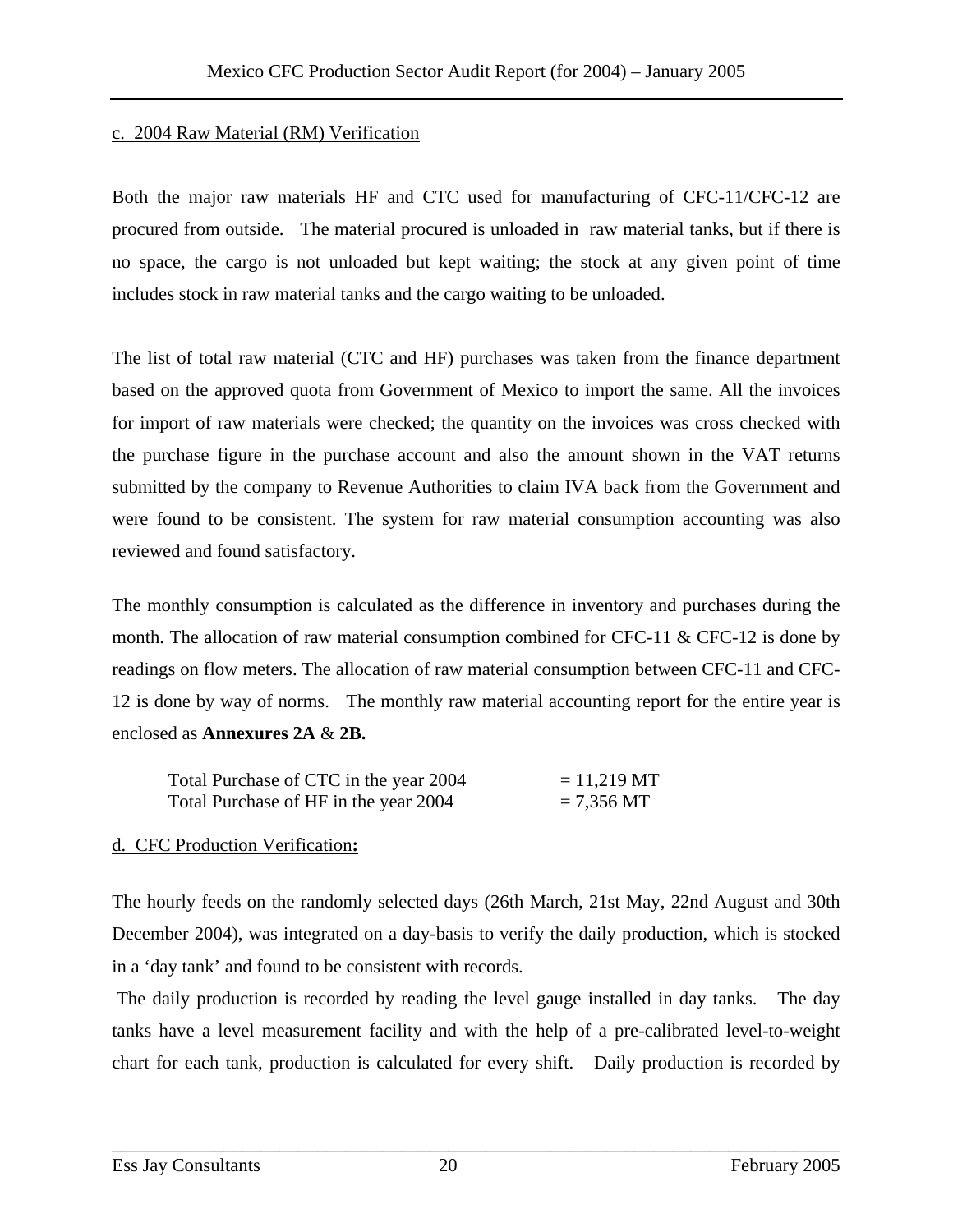c. 2004 Raw Material (RM) Verification

Both the major raw materials HF and CTC used for manufacturing of CFC-11/CFC-12 are procured from outside. The material procured is unloaded in raw material tanks, but if there is no space, the cargo is not unloaded but kept waiting; the stock at any given point of time includes stock in raw material tanks and the cargo waiting to be unloaded.

The list of total raw material (CTC and HF) purchases was taken from the finance department based on the approved quota from Government of Mexico to import the same. All the invoices for import of raw materials were checked; the quantity on the invoices was cross checked with the purchase figure in the purchase account and also the amount shown in the VAT returns submitted by the company to Revenue Authorities to claim IVA back from the Government and were found to be consistent. The system for raw material consumption accounting was also reviewed and found satisfactory.

The monthly consumption is calculated as the difference in inventory and purchases during the month. The allocation of raw material consumption combined for CFC-11 & CFC-12 is done by readings on flow meters. The allocation of raw material consumption between CFC-11 and CFC-12 is done by way of norms. The monthly raw material accounting report for the entire year is enclosed as **Annexures 2A** & **2B.**

Total Purchase of CTC in the year 2004 = 11,219 MT
Total Purchase of HF in the year 2004 = 7,356 MT

d. CFC Production Verification**:**

The hourly feeds on the randomly selected days (26th March, 21st May, 22nd August and 30th December 2004), was integrated on a day-basis to verify the daily production, which is stocked in a 'day tank' and found to be consistent with records.

The daily production is recorded by reading the level gauge installed in day tanks. The day tanks have a level measurement facility and with the help of a pre-calibrated level-to-weight chart for each tank, production is calculated for every shift. Daily production is recorded by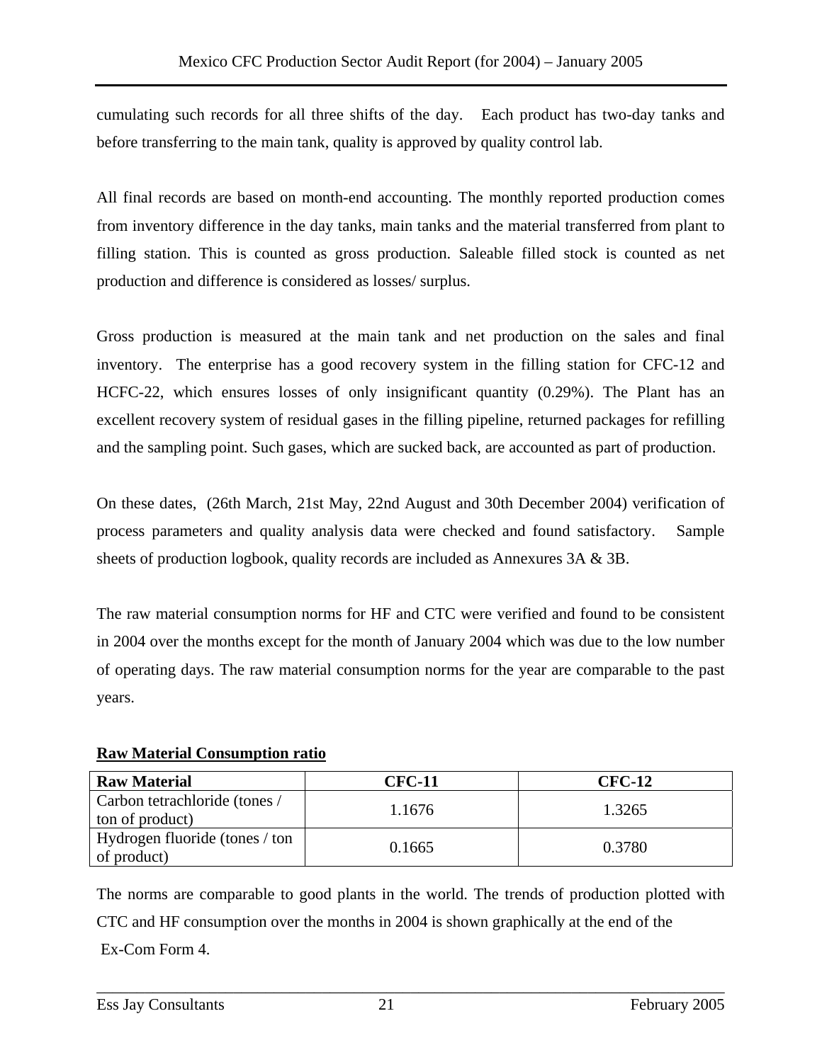cumulating such records for all three shifts of the day. Each product has two-day tanks and before transferring to the main tank, quality is approved by quality control lab.

All final records are based on month-end accounting. The monthly reported production comes from inventory difference in the day tanks, main tanks and the material transferred from plant to filling station. This is counted as gross production. Saleable filled stock is counted as net production and difference is considered as losses/ surplus.

Gross production is measured at the main tank and net production on the sales and final inventory. The enterprise has a good recovery system in the filling station for CFC-12 and HCFC-22, which ensures losses of only insignificant quantity (0.29%). The Plant has an excellent recovery system of residual gases in the filling pipeline, returned packages for refilling and the sampling point. Such gases, which are sucked back, are accounted as part of production.

On these dates, (26th March, 21st May, 22nd August and 30th December 2004) verification of process parameters and quality analysis data were checked and found satisfactory. Sample sheets of production logbook, quality records are included as Annexures 3A & 3B.

The raw material consumption norms for HF and CTC were verified and found to be consistent in 2004 over the months except for the month of January 2004 which was due to the low number of operating days. The raw material consumption norms for the year are comparable to the past years.

**Raw Material Consumption ratio**

| Raw Material | CFC-11 | CFC-12 |
|---|---|---|
| Carbon tetrachloride (tones / ton of product) | 1.1676 | 1.3265 |
| Hydrogen fluoride (tones / ton of product) | 0.1665 | 0.3780 |

The norms are comparable to good plants in the world. The trends of production plotted with CTC and HF consumption over the months in 2004 is shown graphically at the end of the Ex-Com Form 4.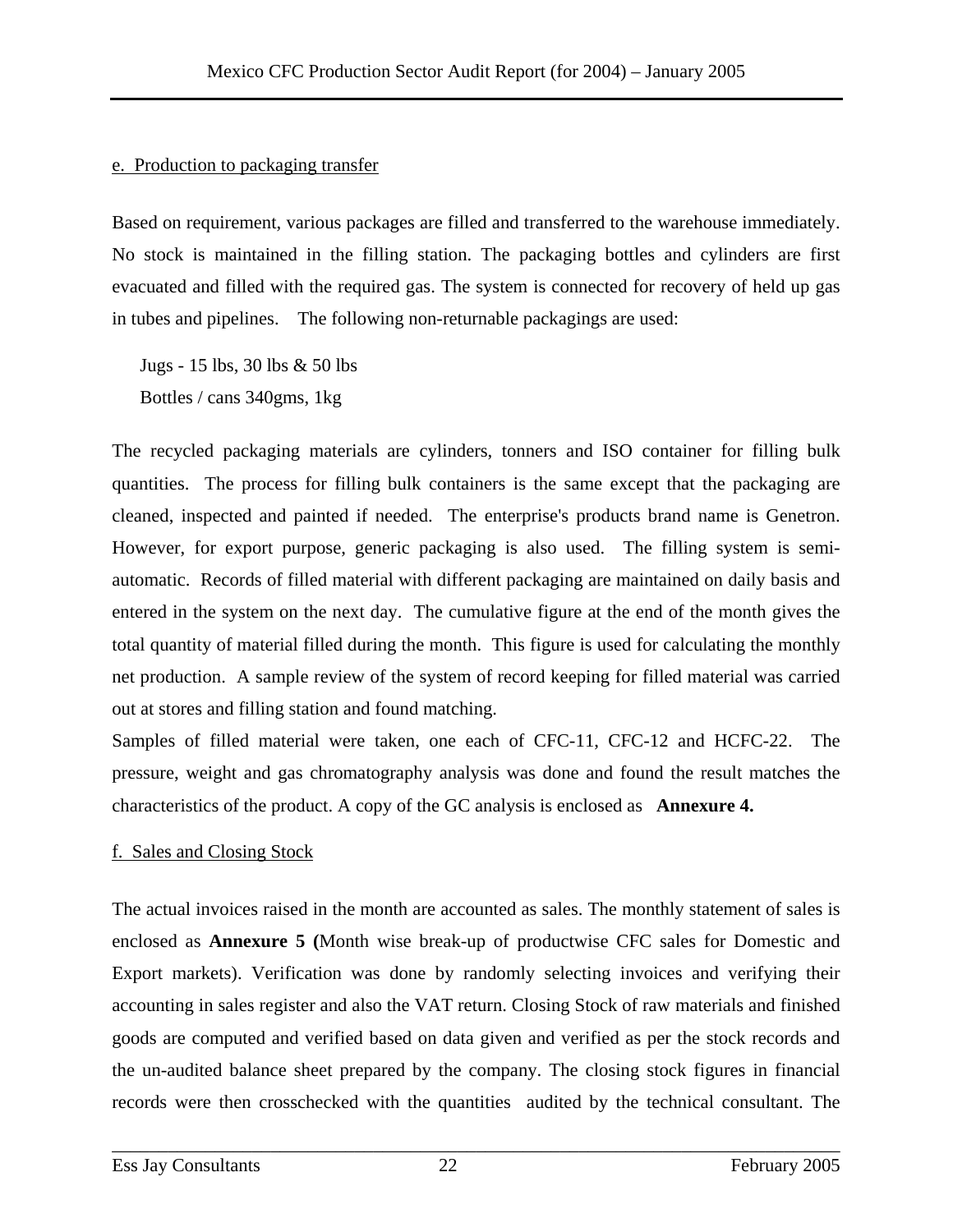e. Production to packaging transfer

Based on requirement, various packages are filled and transferred to the warehouse immediately. No stock is maintained in the filling station. The packaging bottles and cylinders are first evacuated and filled with the required gas. The system is connected for recovery of held up gas in tubes and pipelines. The following non-returnable packagings are used:

Jugs - 15 lbs, 30 lbs & 50 lbs
Bottles / cans 340gms, 1kg

The recycled packaging materials are cylinders, tonners and ISO container for filling bulk quantities. The process for filling bulk containers is the same except that the packaging are cleaned, inspected and painted if needed. The enterprise's products brand name is Genetron. However, for export purpose, generic packaging is also used. The filling system is semi-automatic. Records of filled material with different packaging are maintained on daily basis and entered in the system on the next day. The cumulative figure at the end of the month gives the total quantity of material filled during the month. This figure is used for calculating the monthly net production. A sample review of the system of record keeping for filled material was carried out at stores and filling station and found matching.

Samples of filled material were taken, one each of CFC-11, CFC-12 and HCFC-22. The pressure, weight and gas chromatography analysis was done and found the result matches the characteristics of the product. A copy of the GC analysis is enclosed as **Annexure 4.**

f. Sales and Closing Stock

The actual invoices raised in the month are accounted as sales. The monthly statement of sales is enclosed as **Annexure 5 (**Month wise break-up of productwise CFC sales for Domestic and Export markets). Verification was done by randomly selecting invoices and verifying their accounting in sales register and also the VAT return. Closing Stock of raw materials and finished goods are computed and verified based on data given and verified as per the stock records and the un-audited balance sheet prepared by the company. The closing stock figures in financial records were then crosschecked with the quantities audited by the technical consultant. The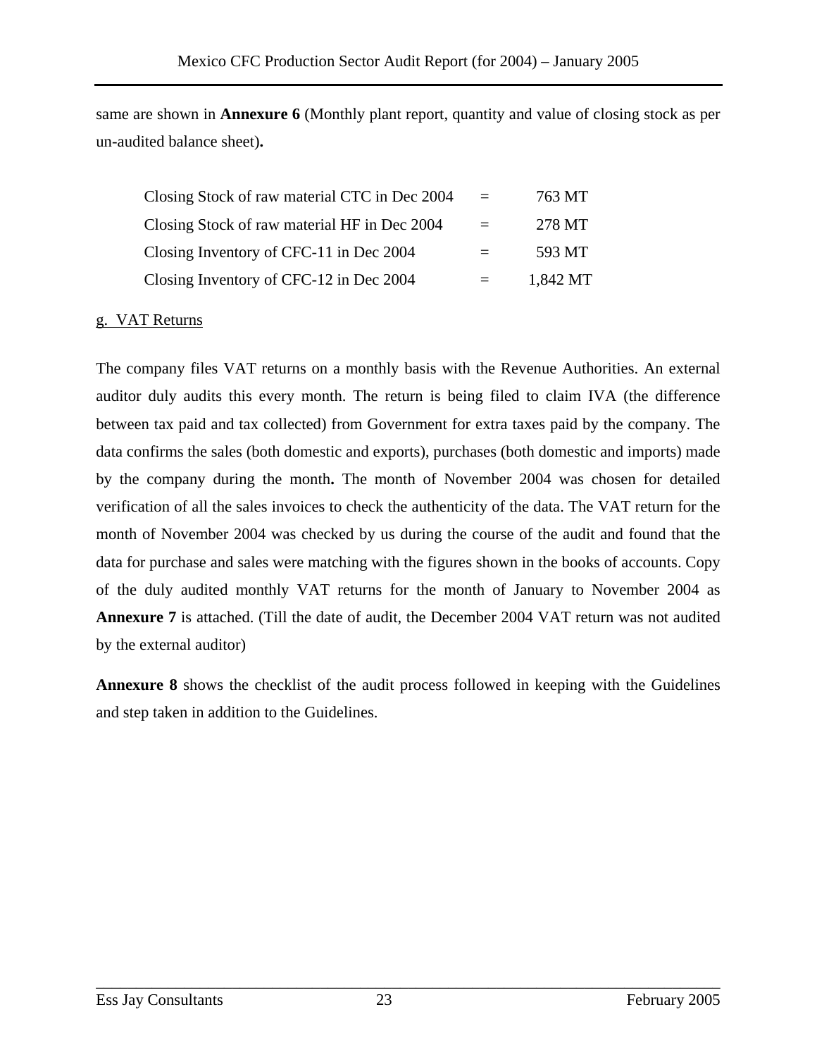same are shown in **Annexure 6** (Monthly plant report, quantity and value of closing stock as per un-audited balance sheet)**.**

| | | |
|---|---|---|
| Closing Stock of raw material CTC in Dec 2004 | = | 763 MT |
| Closing Stock of raw material HF in Dec 2004 | = | 278 MT |
| Closing Inventory of CFC-11 in Dec 2004 | = | 593 MT |
| Closing Inventory of CFC-12 in Dec 2004 | = | 1,842 MT |

g. VAT Returns

The company files VAT returns on a monthly basis with the Revenue Authorities. An external auditor duly audits this every month. The return is being filed to claim IVA (the difference between tax paid and tax collected) from Government for extra taxes paid by the company. The data confirms the sales (both domestic and exports), purchases (both domestic and imports) made by the company during the month**.** The month of November 2004 was chosen for detailed verification of all the sales invoices to check the authenticity of the data. The VAT return for the month of November 2004 was checked by us during the course of the audit and found that the data for purchase and sales were matching with the figures shown in the books of accounts. Copy of the duly audited monthly VAT returns for the month of January to November 2004 as **Annexure 7** is attached. (Till the date of audit, the December 2004 VAT return was not audited by the external auditor)

**Annexure 8** shows the checklist of the audit process followed in keeping with the Guidelines and step taken in addition to the Guidelines.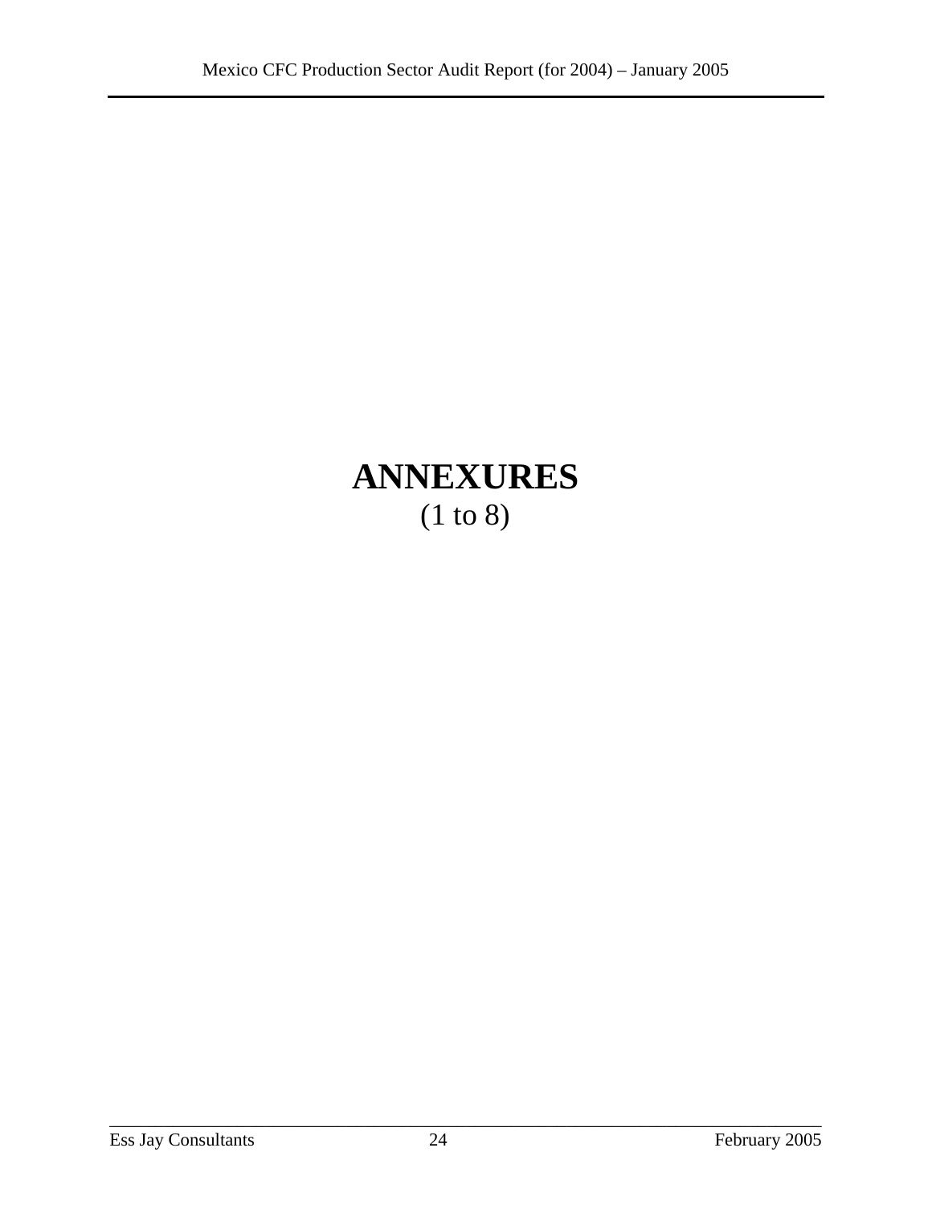# ANNEXURES

(1 to 8)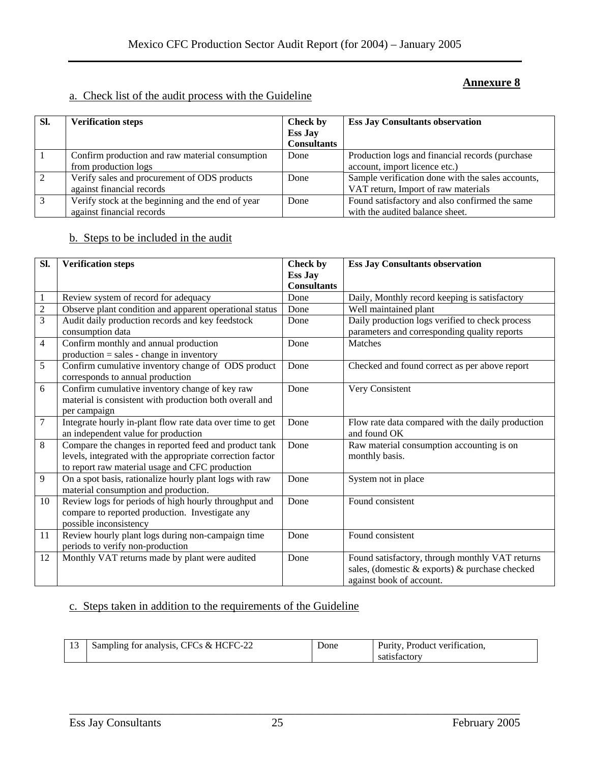**Annexure 8**

a. Check list of the audit process with the Guideline

| Sl. | Verification steps | Check by Ess Jay Consultants | Ess Jay Consultants observation |
|---|---|---|---|
| 1 | Confirm production and raw material consumption from production logs | Done | Production logs and financial records (purchase account, import licence etc.) |
| 2 | Verify sales and procurement of ODS products against financial records | Done | Sample verification done with the sales accounts, VAT return, Import of raw materials |
| 3 | Verify stock at the beginning and the end of year against financial records | Done | Found satisfactory and also confirmed the same with the audited balance sheet. |

b. Steps to be included in the audit

| Sl. | Verification steps | Check by Ess Jay Consultants | Ess Jay Consultants observation |
|---|---|---|---|
| 1 | Review system of record for adequacy | Done | Daily, Monthly record keeping is satisfactory |
| 2 | Observe plant condition and apparent operational status | Done | Well maintained plant |
| 3 | Audit daily production records and key feedstock consumption data | Done | Daily production logs verified to check process parameters and corresponding quality reports |
| 4 | Confirm monthly and annual production production = sales - change in inventory | Done | Matches |
| 5 | Confirm cumulative inventory change of ODS product corresponds to annual production | Done | Checked and found correct as per above report |
| 6 | Confirm cumulative inventory change of key raw material is consistent with production both overall and per campaign | Done | Very Consistent |
| 7 | Integrate hourly in-plant flow rate data over time to get an independent value for production | Done | Flow rate data compared with the daily production and found OK |
| 8 | Compare the changes in reported feed and product tank levels, integrated with the appropriate correction factor to report raw material usage and CFC production | Done | Raw material consumption accounting is on monthly basis. |
| 9 | On a spot basis, rationalize hourly plant logs with raw material consumption and production. | Done | System not in place |
| 10 | Review logs for periods of high hourly throughput and compare to reported production. Investigate any possible inconsistency | Done | Found consistent |
| 11 | Review hourly plant logs during non-campaign time periods to verify non-production | Done | Found consistent |
| 12 | Monthly VAT returns made by plant were audited | Done | Found satisfactory, through monthly VAT returns sales, (domestic & exports) & purchase checked against book of account. |

c. Steps taken in addition to the requirements of the Guideline

| | | | |
|---|---|---|---|
| 13 | Sampling for analysis, CFCs & HCFC-22 | Done | Purity, Product verification, satisfactory |